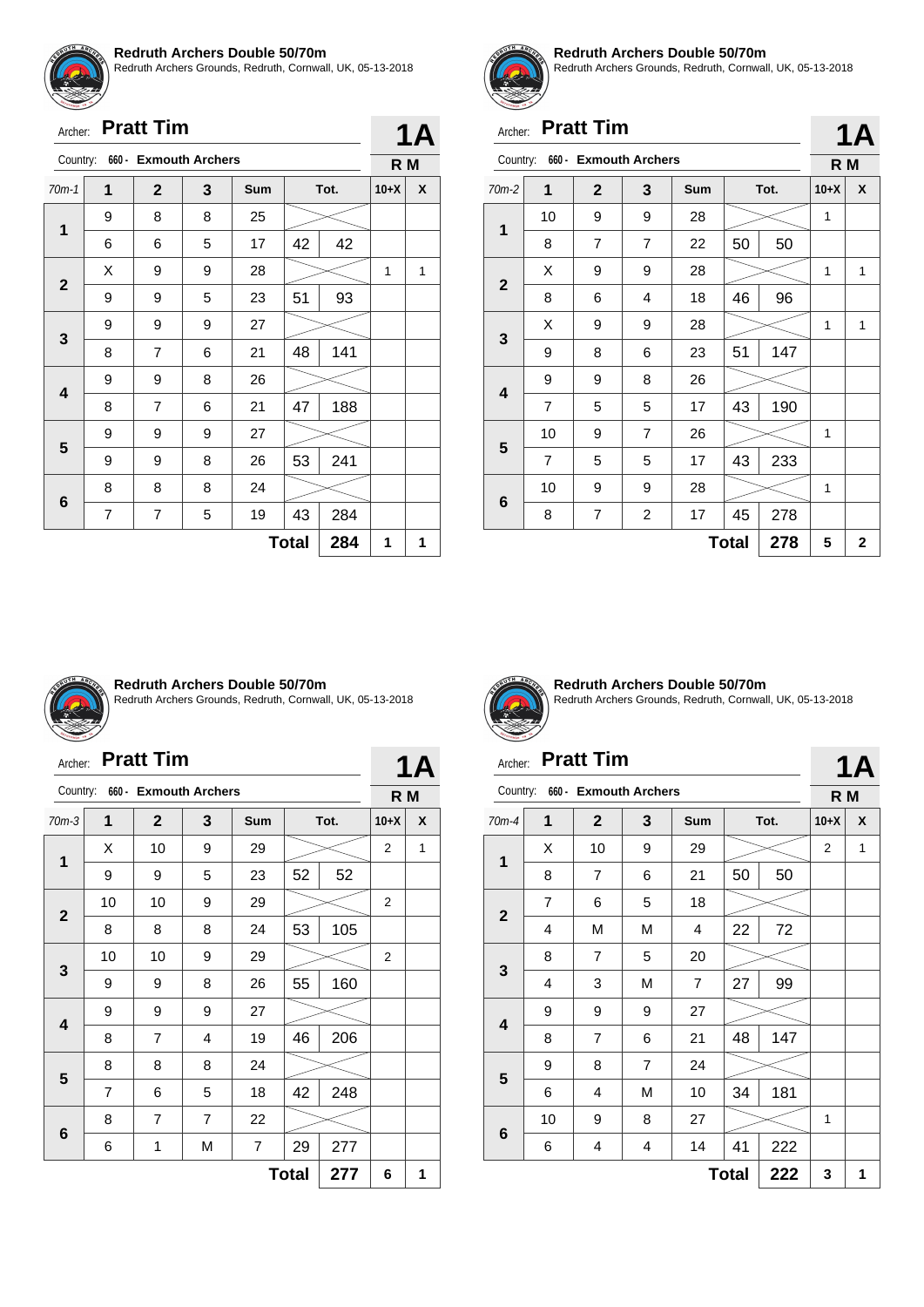**Redruth Archers Double 50/70m**
Redruth Archers Grounds, Redruth, Cornwall, UK, 05-13-2018

Archer: **Pratt Tim** — **1A**
Country: 660 - Exmouth Archers — **R M**

| 70m-1 | 1 | 2 | 3 | Sum | Tot. | | 10+X | X |
|---|---|---|---|---|---|---|---|---|
| 1 | 9 | 8 | 8 | 25 | | | | |
| | 6 | 6 | 5 | 17 | 42 | 42 | | |
| 2 | X | 9 | 9 | 28 | | | 1 | 1 |
| | 9 | 9 | 5 | 23 | 51 | 93 | | |
| 3 | 9 | 9 | 9 | 27 | | | | |
| | 8 | 7 | 6 | 21 | 48 | 141 | | |
| 4 | 9 | 9 | 8 | 26 | | | | |
| | 8 | 7 | 6 | 21 | 47 | 188 | | |
| 5 | 9 | 9 | 9 | 27 | | | | |
| | 9 | 9 | 8 | 26 | 53 | 241 | | |
| 6 | 8 | 8 | 8 | 24 | | | | |
| | 7 | 7 | 5 | 19 | 43 | 284 | | |
| | | | | | **Total** | **284** | **1** | **1** |

**Redruth Archers Double 50/70m**
Redruth Archers Grounds, Redruth, Cornwall, UK, 05-13-2018

Archer: **Pratt Tim** — **1A**
Country: 660 - Exmouth Archers — **R M**

| 70m-2 | 1 | 2 | 3 | Sum | Tot. | | 10+X | X |
|---|---|---|---|---|---|---|---|---|
| 1 | 10 | 9 | 9 | 28 | | | 1 | |
| | 8 | 7 | 7 | 22 | 50 | 50 | | |
| 2 | X | 9 | 9 | 28 | | | 1 | 1 |
| | 8 | 6 | 4 | 18 | 46 | 96 | | |
| 3 | X | 9 | 9 | 28 | | | 1 | 1 |
| | 9 | 8 | 6 | 23 | 51 | 147 | | |
| 4 | 9 | 9 | 8 | 26 | | | | |
| | 7 | 5 | 5 | 17 | 43 | 190 | | |
| 5 | 10 | 9 | 7 | 26 | | | 1 | |
| | 7 | 5 | 5 | 17 | 43 | 233 | | |
| 6 | 10 | 9 | 9 | 28 | | | 1 | |
| | 8 | 7 | 2 | 17 | 45 | 278 | | |
| | | | | | **Total** | **278** | **5** | **2** |

**Redruth Archers Double 50/70m**
Redruth Archers Grounds, Redruth, Cornwall, UK, 05-13-2018

Archer: **Pratt Tim** — **1A**
Country: 660 - Exmouth Archers — **R M**

| 70m-3 | 1 | 2 | 3 | Sum | Tot. | | 10+X | X |
|---|---|---|---|---|---|---|---|---|
| 1 | X | 10 | 9 | 29 | | | 2 | 1 |
| | 9 | 9 | 5 | 23 | 52 | 52 | | |
| 2 | 10 | 10 | 9 | 29 | | | 2 | |
| | 8 | 8 | 8 | 24 | 53 | 105 | | |
| 3 | 10 | 10 | 9 | 29 | | | 2 | |
| | 9 | 9 | 8 | 26 | 55 | 160 | | |
| 4 | 9 | 9 | 9 | 27 | | | | |
| | 8 | 7 | 4 | 19 | 46 | 206 | | |
| 5 | 8 | 8 | 8 | 24 | | | | |
| | 7 | 6 | 5 | 18 | 42 | 248 | | |
| 6 | 8 | 7 | 7 | 22 | | | | |
| | 6 | 1 | M | 7 | 29 | 277 | | |
| | | | | | **Total** | **277** | **6** | **1** |

**Redruth Archers Double 50/70m**
Redruth Archers Grounds, Redruth, Cornwall, UK, 05-13-2018

Archer: **Pratt Tim** — **1A**
Country: 660 - Exmouth Archers — **R M**

| 70m-4 | 1 | 2 | 3 | Sum | Tot. | | 10+X | X |
|---|---|---|---|---|---|---|---|---|
| 1 | X | 10 | 9 | 29 | | | 2 | 1 |
| | 8 | 7 | 6 | 21 | 50 | 50 | | |
| 2 | 7 | 6 | 5 | 18 | | | | |
| | 4 | M | M | 4 | 22 | 72 | | |
| 3 | 8 | 7 | 5 | 20 | | | | |
| | 4 | 3 | M | 7 | 27 | 99 | | |
| 4 | 9 | 9 | 9 | 27 | | | | |
| | 8 | 7 | 6 | 21 | 48 | 147 | | |
| 5 | 9 | 8 | 7 | 24 | | | | |
| | 6 | 4 | M | 10 | 34 | 181 | | |
| 6 | 10 | 9 | 8 | 27 | | | 1 | |
| | 6 | 4 | 4 | 14 | 41 | 222 | | |
| | | | | | **Total** | **222** | **3** | **1** |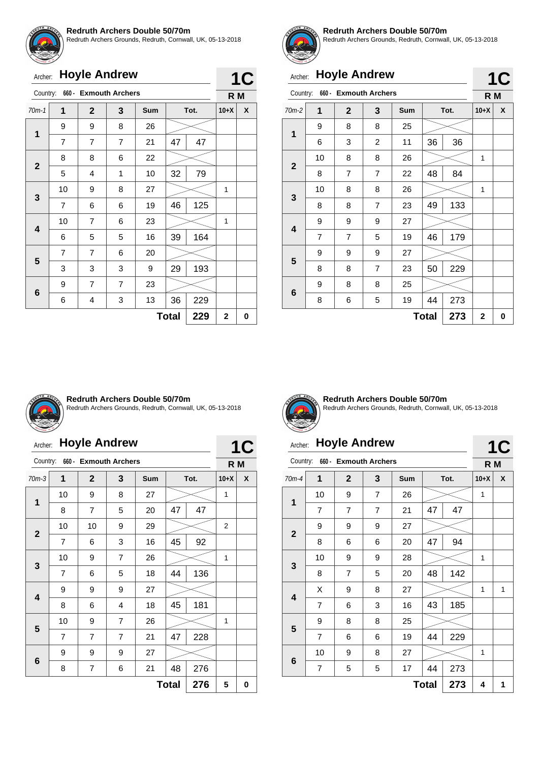**Redruth Archers Double 50/70m**
Redruth Archers Grounds, Redruth, Cornwall, UK, 05-13-2018

Archer: **Hoyle Andrew** — **1C**
Country: 660 - Exmouth Archers — **R M**

| 70m-1 | 1 | 2 | 3 | Sum | | Tot. | 10+X | X |
|---|---|---|---|---|---|---|---|---|
| 1 | 9 | 9 | 8 | 26 | | | | |
| | 7 | 7 | 7 | 21 | 47 | 47 | | |
| 2 | 8 | 8 | 6 | 22 | | | | |
| | 5 | 4 | 1 | 10 | 32 | 79 | | |
| 3 | 10 | 9 | 8 | 27 | | | 1 | |
| | 7 | 6 | 6 | 19 | 46 | 125 | | |
| 4 | 10 | 7 | 6 | 23 | | | 1 | |
| | 6 | 5 | 5 | 16 | 39 | 164 | | |
| 5 | 7 | 7 | 6 | 20 | | | | |
| | 3 | 3 | 3 | 9 | 29 | 193 | | |
| 6 | 9 | 7 | 7 | 23 | | | | |
| | 6 | 4 | 3 | 13 | 36 | 229 | | |
| | | | | | Total | 229 | 2 | 0 |

**Redruth Archers Double 50/70m**
Redruth Archers Grounds, Redruth, Cornwall, UK, 05-13-2018

Archer: **Hoyle Andrew** — **1C**
Country: 660 - Exmouth Archers — **R M**

| 70m-2 | 1 | 2 | 3 | Sum | | Tot. | 10+X | X |
|---|---|---|---|---|---|---|---|---|
| 1 | 9 | 8 | 8 | 25 | | | | |
| | 6 | 3 | 2 | 11 | 36 | 36 | | |
| 2 | 10 | 8 | 8 | 26 | | | 1 | |
| | 8 | 7 | 7 | 22 | 48 | 84 | | |
| 3 | 10 | 8 | 8 | 26 | | | 1 | |
| | 8 | 8 | 7 | 23 | 49 | 133 | | |
| 4 | 9 | 9 | 9 | 27 | | | | |
| | 7 | 7 | 5 | 19 | 46 | 179 | | |
| 5 | 9 | 9 | 9 | 27 | | | | |
| | 8 | 8 | 7 | 23 | 50 | 229 | | |
| 6 | 9 | 8 | 8 | 25 | | | | |
| | 8 | 6 | 5 | 19 | 44 | 273 | | |
| | | | | | Total | 273 | 2 | 0 |

**Redruth Archers Double 50/70m**
Redruth Archers Grounds, Redruth, Cornwall, UK, 05-13-2018

Archer: **Hoyle Andrew** — **1C**
Country: 660 - Exmouth Archers — **R M**

| 70m-3 | 1 | 2 | 3 | Sum | | Tot. | 10+X | X |
|---|---|---|---|---|---|---|---|---|
| 1 | 10 | 9 | 8 | 27 | | | 1 | |
| | 8 | 7 | 5 | 20 | 47 | 47 | | |
| 2 | 10 | 10 | 9 | 29 | | | 2 | |
| | 7 | 6 | 3 | 16 | 45 | 92 | | |
| 3 | 10 | 9 | 7 | 26 | | | 1 | |
| | 7 | 6 | 5 | 18 | 44 | 136 | | |
| 4 | 9 | 9 | 9 | 27 | | | | |
| | 8 | 6 | 4 | 18 | 45 | 181 | | |
| 5 | 10 | 9 | 7 | 26 | | | 1 | |
| | 7 | 7 | 7 | 21 | 47 | 228 | | |
| 6 | 9 | 9 | 9 | 27 | | | | |
| | 8 | 7 | 6 | 21 | 48 | 276 | | |
| | | | | | Total | 276 | 5 | 0 |

**Redruth Archers Double 50/70m**
Redruth Archers Grounds, Redruth, Cornwall, UK, 05-13-2018

Archer: **Hoyle Andrew** — **1C**
Country: 660 - Exmouth Archers — **R M**

| 70m-4 | 1 | 2 | 3 | Sum | | Tot. | 10+X | X |
|---|---|---|---|---|---|---|---|---|
| 1 | 10 | 9 | 7 | 26 | | | 1 | |
| | 7 | 7 | 7 | 21 | 47 | 47 | | |
| 2 | 9 | 9 | 9 | 27 | | | | |
| | 8 | 6 | 6 | 20 | 47 | 94 | | |
| 3 | 10 | 9 | 9 | 28 | | | 1 | |
| | 8 | 7 | 5 | 20 | 48 | 142 | | |
| 4 | X | 9 | 8 | 27 | | | 1 | 1 |
| | 7 | 6 | 3 | 16 | 43 | 185 | | |
| 5 | 9 | 8 | 8 | 25 | | | | |
| | 7 | 6 | 6 | 19 | 44 | 229 | | |
| 6 | 10 | 9 | 8 | 27 | | | 1 | |
| | 7 | 5 | 5 | 17 | 44 | 273 | | |
| | | | | | Total | 273 | 4 | 1 |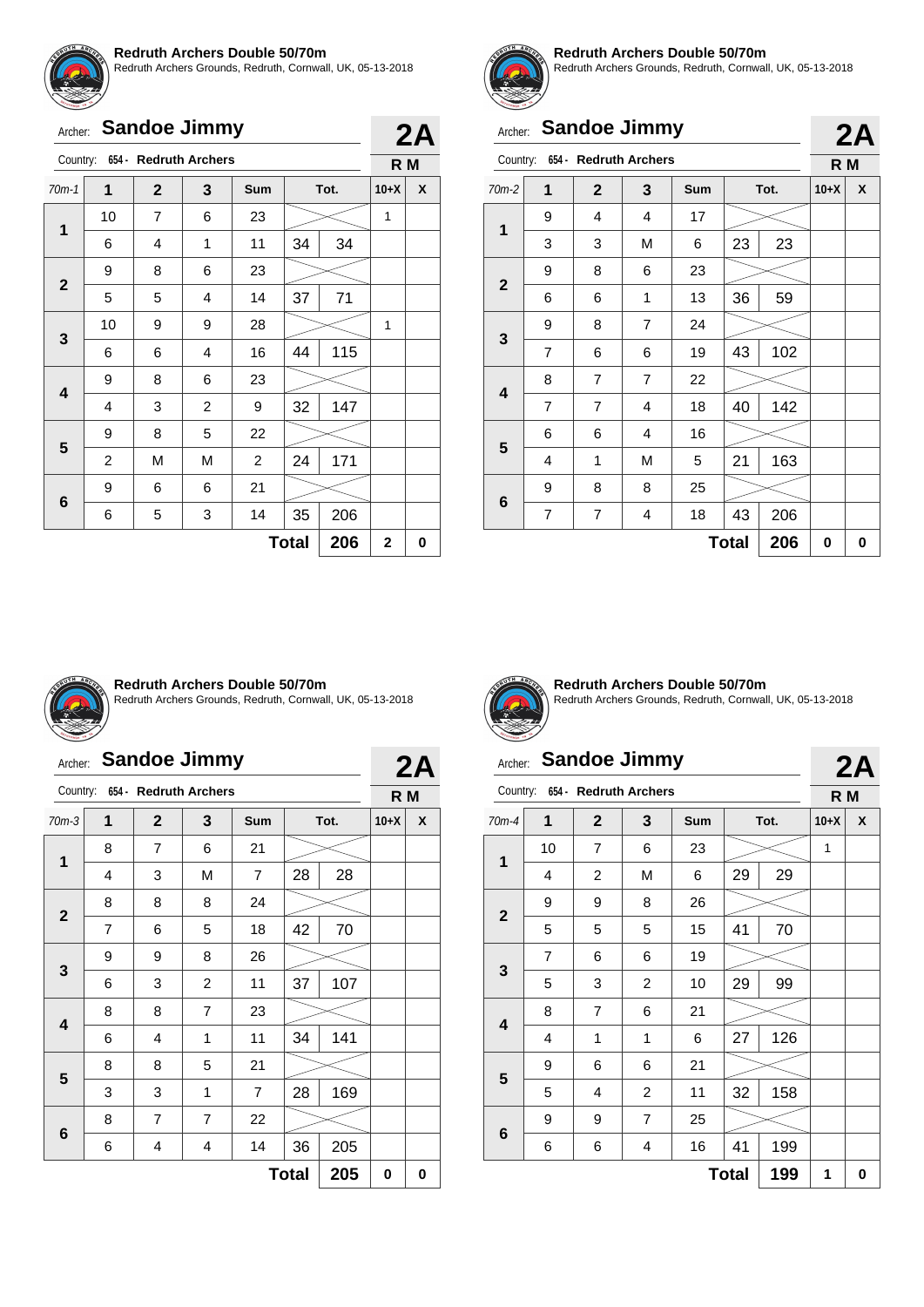**Redruth Archers Double 50/70m**
Redruth Archers Grounds, Redruth, Cornwall, UK, 05-13-2018

Archer: **Sandoe Jimmy** — **2A**

Country: 654 - Redruth Archers — **R M**

| 70m-1 | 1 | 2 | 3 | Sum | Tot. | | 10+X | X |
|---|---|---|---|---|---|---|---|---|
| 1 | 10 | 7 | 6 | 23 | | | 1 | |
| | 6 | 4 | 1 | 11 | 34 | 34 | | |
| 2 | 9 | 8 | 6 | 23 | | | | |
| | 5 | 5 | 4 | 14 | 37 | 71 | | |
| 3 | 10 | 9 | 9 | 28 | | | 1 | |
| | 6 | 6 | 4 | 16 | 44 | 115 | | |
| 4 | 9 | 8 | 6 | 23 | | | | |
| | 4 | 3 | 2 | 9 | 32 | 147 | | |
| 5 | 9 | 8 | 5 | 22 | | | | |
| | 2 | M | M | 2 | 24 | 171 | | |
| 6 | 9 | 6 | 6 | 21 | | | | |
| | 6 | 5 | 3 | 14 | 35 | 206 | | |
| | | | | | **Total** | **206** | **2** | **0** |

**Redruth Archers Double 50/70m**
Redruth Archers Grounds, Redruth, Cornwall, UK, 05-13-2018

Archer: **Sandoe Jimmy** — **2A**

Country: 654 - Redruth Archers — **R M**

| 70m-2 | 1 | 2 | 3 | Sum | Tot. | | 10+X | X |
|---|---|---|---|---|---|---|---|---|
| 1 | 9 | 4 | 4 | 17 | | | | |
| | 3 | 3 | M | 6 | 23 | 23 | | |
| 2 | 9 | 8 | 6 | 23 | | | | |
| | 6 | 6 | 1 | 13 | 36 | 59 | | |
| 3 | 9 | 8 | 7 | 24 | | | | |
| | 7 | 6 | 6 | 19 | 43 | 102 | | |
| 4 | 8 | 7 | 7 | 22 | | | | |
| | 7 | 7 | 4 | 18 | 40 | 142 | | |
| 5 | 6 | 6 | 4 | 16 | | | | |
| | 4 | 1 | M | 5 | 21 | 163 | | |
| 6 | 9 | 8 | 8 | 25 | | | | |
| | 7 | 7 | 4 | 18 | 43 | 206 | | |
| | | | | | **Total** | **206** | **0** | **0** |

**Redruth Archers Double 50/70m**
Redruth Archers Grounds, Redruth, Cornwall, UK, 05-13-2018

Archer: **Sandoe Jimmy** — **2A**

Country: 654 - Redruth Archers — **R M**

| 70m-3 | 1 | 2 | 3 | Sum | Tot. | | 10+X | X |
|---|---|---|---|---|---|---|---|---|
| 1 | 8 | 7 | 6 | 21 | | | | |
| | 4 | 3 | M | 7 | 28 | 28 | | |
| 2 | 8 | 8 | 8 | 24 | | | | |
| | 7 | 6 | 5 | 18 | 42 | 70 | | |
| 3 | 9 | 9 | 8 | 26 | | | | |
| | 6 | 3 | 2 | 11 | 37 | 107 | | |
| 4 | 8 | 8 | 7 | 23 | | | | |
| | 6 | 4 | 1 | 11 | 34 | 141 | | |
| 5 | 8 | 8 | 5 | 21 | | | | |
| | 3 | 3 | 1 | 7 | 28 | 169 | | |
| 6 | 8 | 7 | 7 | 22 | | | | |
| | 6 | 4 | 4 | 14 | 36 | 205 | | |
| | | | | | **Total** | **205** | **0** | **0** |

**Redruth Archers Double 50/70m**
Redruth Archers Grounds, Redruth, Cornwall, UK, 05-13-2018

Archer: **Sandoe Jimmy** — **2A**

Country: 654 - Redruth Archers — **R M**

| 70m-4 | 1 | 2 | 3 | Sum | Tot. | | 10+X | X |
|---|---|---|---|---|---|---|---|---|
| 1 | 10 | 7 | 6 | 23 | | | 1 | |
| | 4 | 2 | M | 6 | 29 | 29 | | |
| 2 | 9 | 9 | 8 | 26 | | | | |
| | 5 | 5 | 5 | 15 | 41 | 70 | | |
| 3 | 7 | 6 | 6 | 19 | | | | |
| | 5 | 3 | 2 | 10 | 29 | 99 | | |
| 4 | 8 | 7 | 6 | 21 | | | | |
| | 4 | 1 | 1 | 6 | 27 | 126 | | |
| 5 | 9 | 6 | 6 | 21 | | | | |
| | 5 | 4 | 2 | 11 | 32 | 158 | | |
| 6 | 9 | 9 | 7 | 25 | | | | |
| | 6 | 6 | 4 | 16 | 41 | 199 | | |
| | | | | | **Total** | **199** | **1** | **0** |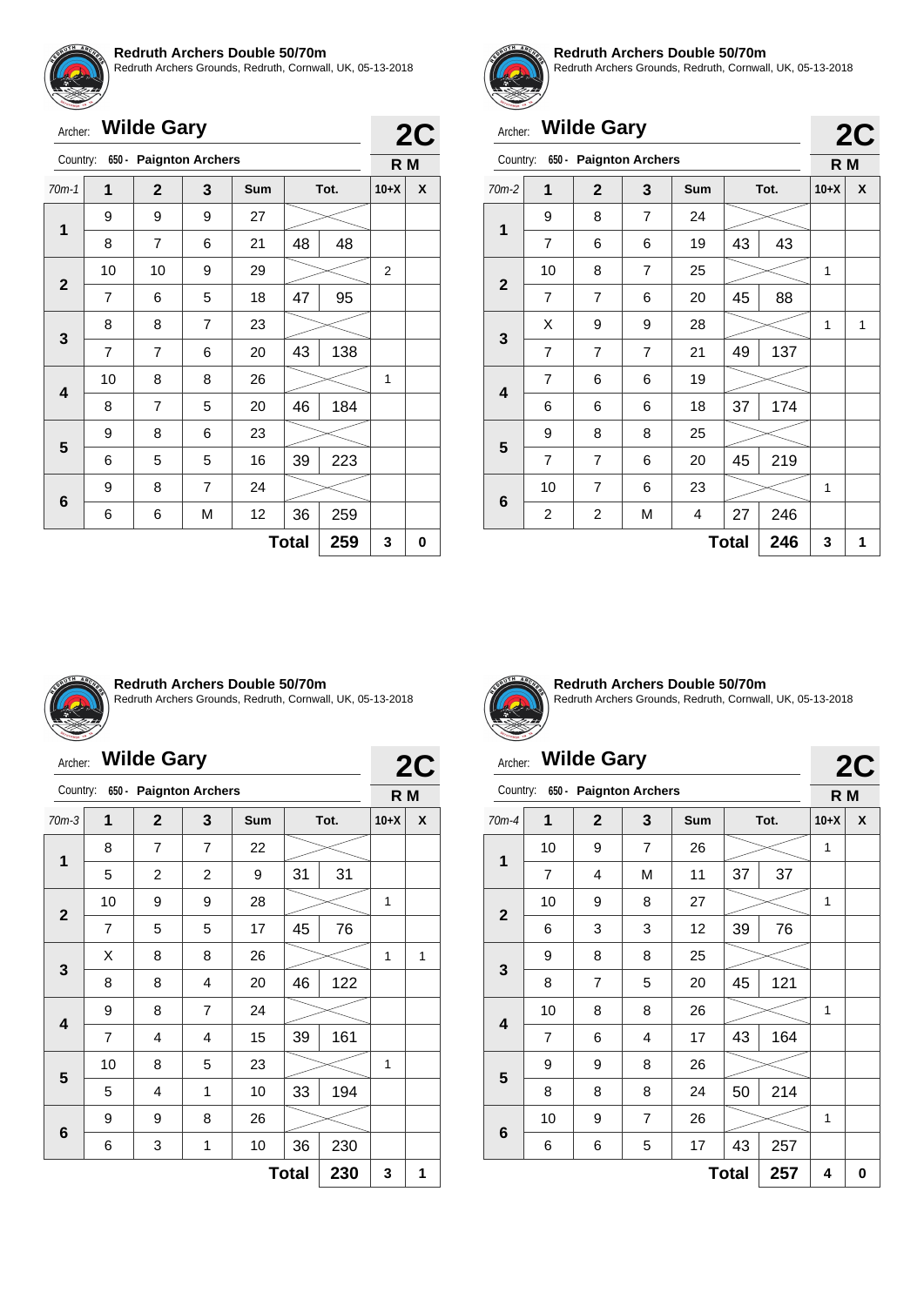**Redruth Archers Double 50/70m**
Redruth Archers Grounds, Redruth, Cornwall, UK, 05-13-2018

Archer: **Wilde Gary** — **2C**
Country: 650 - Paignton Archers — **R M**

| 70m-1 | 1 | 2 | 3 | Sum | Tot. | | 10+X | X |
|---|---|---|---|---|---|---|---|---|
| 1 | 9 | 9 | 9 | 27 | | | | |
| | 8 | 7 | 6 | 21 | 48 | 48 | | |
| 2 | 10 | 10 | 9 | 29 | | | 2 | |
| | 7 | 6 | 5 | 18 | 47 | 95 | | |
| 3 | 8 | 8 | 7 | 23 | | | | |
| | 7 | 7 | 6 | 20 | 43 | 138 | | |
| 4 | 10 | 8 | 8 | 26 | | | 1 | |
| | 8 | 7 | 5 | 20 | 46 | 184 | | |
| 5 | 9 | 8 | 6 | 23 | | | | |
| | 6 | 5 | 5 | 16 | 39 | 223 | | |
| 6 | 9 | 8 | 7 | 24 | | | | |
| | 6 | 6 | M | 12 | 36 | 259 | | |
| | | | | | **Total** | **259** | **3** | **0** |

**Redruth Archers Double 50/70m**
Redruth Archers Grounds, Redruth, Cornwall, UK, 05-13-2018

Archer: **Wilde Gary** — **2C**
Country: 650 - Paignton Archers — **R M**

| 70m-2 | 1 | 2 | 3 | Sum | Tot. | | 10+X | X |
|---|---|---|---|---|---|---|---|---|
| 1 | 9 | 8 | 7 | 24 | | | | |
| | 7 | 6 | 6 | 19 | 43 | 43 | | |
| 2 | 10 | 8 | 7 | 25 | | | 1 | |
| | 7 | 7 | 6 | 20 | 45 | 88 | | |
| 3 | X | 9 | 9 | 28 | | | 1 | 1 |
| | 7 | 7 | 7 | 21 | 49 | 137 | | |
| 4 | 7 | 6 | 6 | 19 | | | | |
| | 6 | 6 | 6 | 18 | 37 | 174 | | |
| 5 | 9 | 8 | 8 | 25 | | | | |
| | 7 | 7 | 6 | 20 | 45 | 219 | | |
| 6 | 10 | 7 | 6 | 23 | | | 1 | |
| | 2 | 2 | M | 4 | 27 | 246 | | |
| | | | | | **Total** | **246** | **3** | **1** |

**Redruth Archers Double 50/70m**
Redruth Archers Grounds, Redruth, Cornwall, UK, 05-13-2018

Archer: **Wilde Gary** — **2C**
Country: 650 - Paignton Archers — **R M**

| 70m-3 | 1 | 2 | 3 | Sum | Tot. | | 10+X | X |
|---|---|---|---|---|---|---|---|---|
| 1 | 8 | 7 | 7 | 22 | | | | |
| | 5 | 2 | 2 | 9 | 31 | 31 | | |
| 2 | 10 | 9 | 9 | 28 | | | 1 | |
| | 7 | 5 | 5 | 17 | 45 | 76 | | |
| 3 | X | 8 | 8 | 26 | | | 1 | 1 |
| | 8 | 8 | 4 | 20 | 46 | 122 | | |
| 4 | 9 | 8 | 7 | 24 | | | | |
| | 7 | 4 | 4 | 15 | 39 | 161 | | |
| 5 | 10 | 8 | 5 | 23 | | | 1 | |
| | 5 | 4 | 1 | 10 | 33 | 194 | | |
| 6 | 9 | 9 | 8 | 26 | | | | |
| | 6 | 3 | 1 | 10 | 36 | 230 | | |
| | | | | | **Total** | **230** | **3** | **1** |

**Redruth Archers Double 50/70m**
Redruth Archers Grounds, Redruth, Cornwall, UK, 05-13-2018

Archer: **Wilde Gary** — **2C**
Country: 650 - Paignton Archers — **R M**

| 70m-4 | 1 | 2 | 3 | Sum | Tot. | | 10+X | X |
|---|---|---|---|---|---|---|---|---|
| 1 | 10 | 9 | 7 | 26 | | | 1 | |
| | 7 | 4 | M | 11 | 37 | 37 | | |
| 2 | 10 | 9 | 8 | 27 | | | 1 | |
| | 6 | 3 | 3 | 12 | 39 | 76 | | |
| 3 | 9 | 8 | 8 | 25 | | | | |
| | 8 | 7 | 5 | 20 | 45 | 121 | | |
| 4 | 10 | 8 | 8 | 26 | | | 1 | |
| | 7 | 6 | 4 | 17 | 43 | 164 | | |
| 5 | 9 | 9 | 8 | 26 | | | | |
| | 8 | 8 | 8 | 24 | 50 | 214 | | |
| 6 | 10 | 9 | 7 | 26 | | | 1 | |
| | 6 | 6 | 5 | 17 | 43 | 257 | | |
| | | | | | **Total** | **257** | **4** | **0** |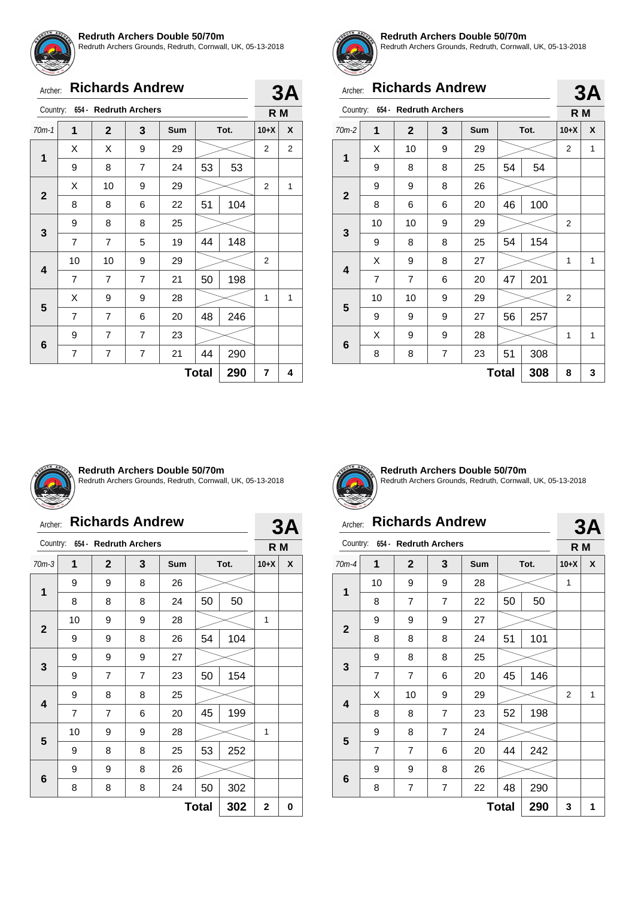## Redruth Archers Double 50/70m

Redruth Archers Grounds, Redruth, Cornwall, UK, 05-13-2018

Archer: **Richards Andrew** — **3A**

Country: 654 - Redruth Archers — **R M**

| 70m-1 | 1 | 2 | 3 | Sum | Tot. | | 10+X | X |
|---|---|---|---|---|---|---|---|---|
| 1 | X | X | 9 | 29 | | | 2 | 2 |
| | 9 | 8 | 7 | 24 | 53 | 53 | | |
| 2 | X | 10 | 9 | 29 | | | 2 | 1 |
| | 8 | 8 | 6 | 22 | 51 | 104 | | |
| 3 | 9 | 8 | 8 | 25 | | | | |
| | 7 | 7 | 5 | 19 | 44 | 148 | | |
| 4 | 10 | 10 | 9 | 29 | | | 2 | |
| | 7 | 7 | 7 | 21 | 50 | 198 | | |
| 5 | X | 9 | 9 | 28 | | | 1 | 1 |
| | 7 | 7 | 6 | 20 | 48 | 246 | | |
| 6 | 9 | 7 | 7 | 23 | | | | |
| | 7 | 7 | 7 | 21 | 44 | 290 | | |
| | | | | | **Total** | **290** | **7** | **4** |

## Redruth Archers Double 50/70m

Redruth Archers Grounds, Redruth, Cornwall, UK, 05-13-2018

Archer: **Richards Andrew** — **3A**

Country: 654 - Redruth Archers — **R M**

| 70m-2 | 1 | 2 | 3 | Sum | Tot. | | 10+X | X |
|---|---|---|---|---|---|---|---|---|
| 1 | X | 10 | 9 | 29 | | | 2 | 1 |
| | 9 | 8 | 8 | 25 | 54 | 54 | | |
| 2 | 9 | 9 | 8 | 26 | | | | |
| | 8 | 6 | 6 | 20 | 46 | 100 | | |
| 3 | 10 | 10 | 9 | 29 | | | 2 | |
| | 9 | 8 | 8 | 25 | 54 | 154 | | |
| 4 | X | 9 | 8 | 27 | | | 1 | 1 |
| | 7 | 7 | 6 | 20 | 47 | 201 | | |
| 5 | 10 | 10 | 9 | 29 | | | 2 | |
| | 9 | 9 | 9 | 27 | 56 | 257 | | |
| 6 | X | 9 | 9 | 28 | | | 1 | 1 |
| | 8 | 8 | 7 | 23 | 51 | 308 | | |
| | | | | | **Total** | **308** | **8** | **3** |

## Redruth Archers Double 50/70m

Redruth Archers Grounds, Redruth, Cornwall, UK, 05-13-2018

Archer: **Richards Andrew** — **3A**

Country: 654 - Redruth Archers — **R M**

| 70m-3 | 1 | 2 | 3 | Sum | Tot. | | 10+X | X |
|---|---|---|---|---|---|---|---|---|
| 1 | 9 | 9 | 8 | 26 | | | | |
| | 8 | 8 | 8 | 24 | 50 | 50 | | |
| 2 | 10 | 9 | 9 | 28 | | | 1 | |
| | 9 | 9 | 8 | 26 | 54 | 104 | | |
| 3 | 9 | 9 | 9 | 27 | | | | |
| | 9 | 7 | 7 | 23 | 50 | 154 | | |
| 4 | 9 | 8 | 8 | 25 | | | | |
| | 7 | 7 | 6 | 20 | 45 | 199 | | |
| 5 | 10 | 9 | 9 | 28 | | | 1 | |
| | 9 | 8 | 8 | 25 | 53 | 252 | | |
| 6 | 9 | 9 | 8 | 26 | | | | |
| | 8 | 8 | 8 | 24 | 50 | 302 | | |
| | | | | | **Total** | **302** | **2** | **0** |

## Redruth Archers Double 50/70m

Redruth Archers Grounds, Redruth, Cornwall, UK, 05-13-2018

Archer: **Richards Andrew** — **3A**

Country: 654 - Redruth Archers — **R M**

| 70m-4 | 1 | 2 | 3 | Sum | Tot. | | 10+X | X |
|---|---|---|---|---|---|---|---|---|
| 1 | 10 | 9 | 9 | 28 | | | 1 | |
| | 8 | 7 | 7 | 22 | 50 | 50 | | |
| 2 | 9 | 9 | 9 | 27 | | | | |
| | 8 | 8 | 8 | 24 | 51 | 101 | | |
| 3 | 9 | 8 | 8 | 25 | | | | |
| | 7 | 7 | 6 | 20 | 45 | 146 | | |
| 4 | X | 10 | 9 | 29 | | | 2 | 1 |
| | 8 | 8 | 7 | 23 | 52 | 198 | | |
| 5 | 9 | 8 | 7 | 24 | | | | |
| | 7 | 7 | 6 | 20 | 44 | 242 | | |
| 6 | 9 | 9 | 8 | 26 | | | | |
| | 8 | 7 | 7 | 22 | 48 | 290 | | |
| | | | | | **Total** | **290** | **3** | **1** |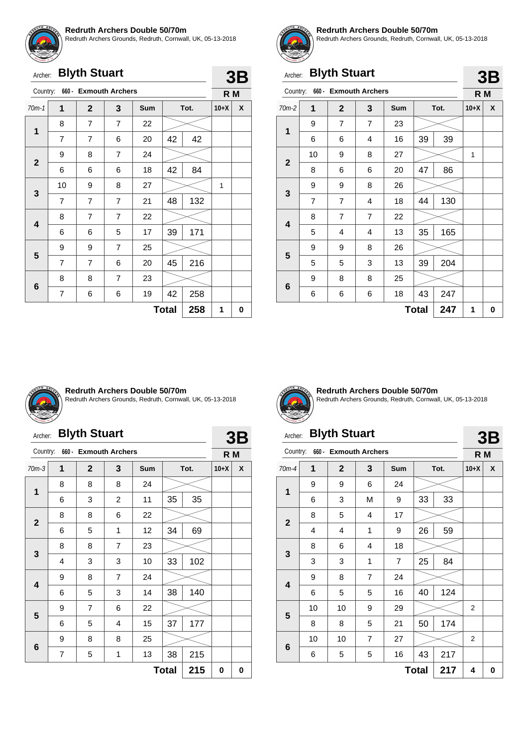**Redruth Archers Double 50/70m**
Redruth Archers Grounds, Redruth, Cornwall, UK, 05-13-2018

Archer: **Blyth Stuart** — **3B**

Country: 660 - **Exmouth Archers** — **R M**

| 70m-1 | 1 | 2 | 3 | Sum | Tot. | | 10+X | X |
|---|---|---|---|---|---|---|---|---|
| 1 | 8 | 7 | 7 | 22 | | | | |
| | 7 | 7 | 6 | 20 | 42 | 42 | | |
| 2 | 9 | 8 | 7 | 24 | | | | |
| | 6 | 6 | 6 | 18 | 42 | 84 | | |
| 3 | 10 | 9 | 8 | 27 | | | 1 | |
| | 7 | 7 | 7 | 21 | 48 | 132 | | |
| 4 | 8 | 7 | 7 | 22 | | | | |
| | 6 | 6 | 5 | 17 | 39 | 171 | | |
| 5 | 9 | 9 | 7 | 25 | | | | |
| | 7 | 7 | 6 | 20 | 45 | 216 | | |
| 6 | 8 | 8 | 7 | 23 | | | | |
| | 7 | 6 | 6 | 19 | 42 | 258 | | |
| | | | | | **Total** | **258** | **1** | **0** |

**Redruth Archers Double 50/70m**
Redruth Archers Grounds, Redruth, Cornwall, UK, 05-13-2018

Archer: **Blyth Stuart** — **3B**

Country: 660 - **Exmouth Archers** — **R M**

| 70m-2 | 1 | 2 | 3 | Sum | Tot. | | 10+X | X |
|---|---|---|---|---|---|---|---|---|
| 1 | 9 | 7 | 7 | 23 | | | | |
| | 6 | 6 | 4 | 16 | 39 | 39 | | |
| 2 | 10 | 9 | 8 | 27 | | | 1 | |
| | 8 | 6 | 6 | 20 | 47 | 86 | | |
| 3 | 9 | 9 | 8 | 26 | | | | |
| | 7 | 7 | 4 | 18 | 44 | 130 | | |
| 4 | 8 | 7 | 7 | 22 | | | | |
| | 5 | 4 | 4 | 13 | 35 | 165 | | |
| 5 | 9 | 9 | 8 | 26 | | | | |
| | 5 | 5 | 3 | 13 | 39 | 204 | | |
| 6 | 9 | 8 | 8 | 25 | | | | |
| | 6 | 6 | 6 | 18 | 43 | 247 | | |
| | | | | | **Total** | **247** | **1** | **0** |

**Redruth Archers Double 50/70m**
Redruth Archers Grounds, Redruth, Cornwall, UK, 05-13-2018

Archer: **Blyth Stuart** — **3B**

Country: 660 - **Exmouth Archers** — **R M**

| 70m-3 | 1 | 2 | 3 | Sum | Tot. | | 10+X | X |
|---|---|---|---|---|---|---|---|---|
| 1 | 8 | 8 | 8 | 24 | | | | |
| | 6 | 3 | 2 | 11 | 35 | 35 | | |
| 2 | 8 | 8 | 6 | 22 | | | | |
| | 6 | 5 | 1 | 12 | 34 | 69 | | |
| 3 | 8 | 8 | 7 | 23 | | | | |
| | 4 | 3 | 3 | 10 | 33 | 102 | | |
| 4 | 9 | 8 | 7 | 24 | | | | |
| | 6 | 5 | 3 | 14 | 38 | 140 | | |
| 5 | 9 | 7 | 6 | 22 | | | | |
| | 6 | 5 | 4 | 15 | 37 | 177 | | |
| 6 | 9 | 8 | 8 | 25 | | | | |
| | 7 | 5 | 1 | 13 | 38 | 215 | | |
| | | | | | **Total** | **215** | **0** | **0** |

**Redruth Archers Double 50/70m**
Redruth Archers Grounds, Redruth, Cornwall, UK, 05-13-2018

Archer: **Blyth Stuart** — **3B**

Country: 660 - **Exmouth Archers** — **R M**

| 70m-4 | 1 | 2 | 3 | Sum | Tot. | | 10+X | X |
|---|---|---|---|---|---|---|---|---|
| 1 | 9 | 9 | 6 | 24 | | | | |
| | 6 | 3 | M | 9 | 33 | 33 | | |
| 2 | 8 | 5 | 4 | 17 | | | | |
| | 4 | 4 | 1 | 9 | 26 | 59 | | |
| 3 | 8 | 6 | 4 | 18 | | | | |
| | 3 | 3 | 1 | 7 | 25 | 84 | | |
| 4 | 9 | 8 | 7 | 24 | | | | |
| | 6 | 5 | 5 | 16 | 40 | 124 | | |
| 5 | 10 | 10 | 9 | 29 | | | 2 | |
| | 8 | 8 | 5 | 21 | 50 | 174 | | |
| 6 | 10 | 10 | 7 | 27 | | | 2 | |
| | 6 | 5 | 5 | 16 | 43 | 217 | | |
| | | | | | **Total** | **217** | **4** | **0** |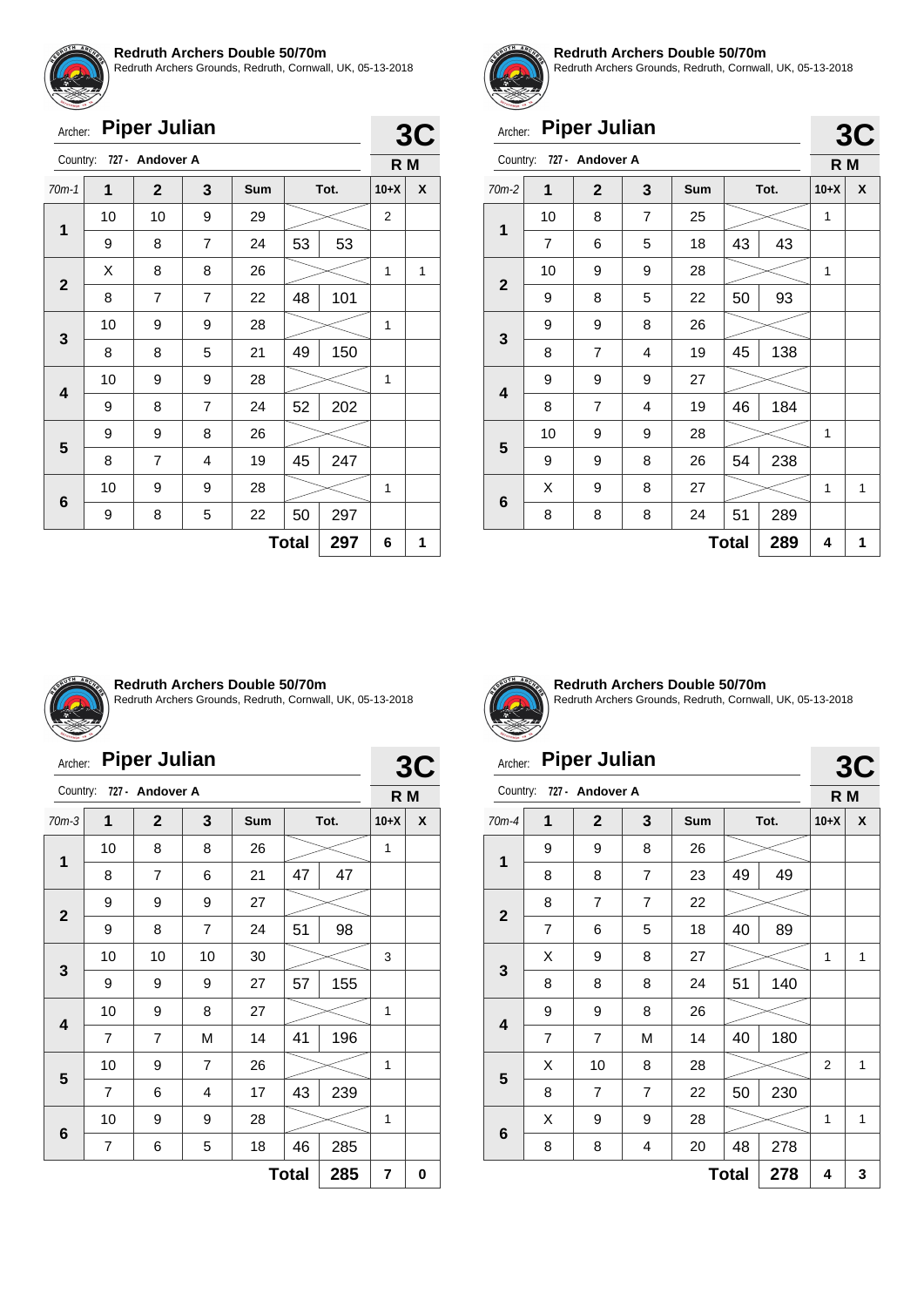**Redruth Archers Double 50/70m**
Redruth Archers Grounds, Redruth, Cornwall, UK, 05-13-2018

Archer: **Piper Julian** — **3C**

Country: 727 - Andover A — **R M**

| 70m-1 | 1 | 2 | 3 | Sum | Tot. | | 10+X | X |
|---|---|---|---|---|---|---|---|---|
| 1 | 10 | 10 | 9 | 29 | | | 2 | |
| | 9 | 8 | 7 | 24 | 53 | 53 | | |
| 2 | X | 8 | 8 | 26 | | | 1 | 1 |
| | 8 | 7 | 7 | 22 | 48 | 101 | | |
| 3 | 10 | 9 | 9 | 28 | | | 1 | |
| | 8 | 8 | 5 | 21 | 49 | 150 | | |
| 4 | 10 | 9 | 9 | 28 | | | 1 | |
| | 9 | 8 | 7 | 24 | 52 | 202 | | |
| 5 | 9 | 9 | 8 | 26 | | | | |
| | 8 | 7 | 4 | 19 | 45 | 247 | | |
| 6 | 10 | 9 | 9 | 28 | | | 1 | |
| | 9 | 8 | 5 | 22 | 50 | 297 | | |
| | | | | | **Total** | **297** | **6** | **1** |

**Redruth Archers Double 50/70m**
Redruth Archers Grounds, Redruth, Cornwall, UK, 05-13-2018

Archer: **Piper Julian** — **3C**

Country: 727 - Andover A — **R M**

| 70m-2 | 1 | 2 | 3 | Sum | Tot. | | 10+X | X |
|---|---|---|---|---|---|---|---|---|
| 1 | 10 | 8 | 7 | 25 | | | 1 | |
| | 7 | 6 | 5 | 18 | 43 | 43 | | |
| 2 | 10 | 9 | 9 | 28 | | | 1 | |
| | 9 | 8 | 5 | 22 | 50 | 93 | | |
| 3 | 9 | 9 | 8 | 26 | | | | |
| | 8 | 7 | 4 | 19 | 45 | 138 | | |
| 4 | 9 | 9 | 9 | 27 | | | | |
| | 8 | 7 | 4 | 19 | 46 | 184 | | |
| 5 | 10 | 9 | 9 | 28 | | | 1 | |
| | 9 | 9 | 8 | 26 | 54 | 238 | | |
| 6 | X | 9 | 8 | 27 | | | 1 | 1 |
| | 8 | 8 | 8 | 24 | 51 | 289 | | |
| | | | | | **Total** | **289** | **4** | **1** |

**Redruth Archers Double 50/70m**
Redruth Archers Grounds, Redruth, Cornwall, UK, 05-13-2018

Archer: **Piper Julian** — **3C**

Country: 727 - Andover A — **R M**

| 70m-3 | 1 | 2 | 3 | Sum | Tot. | | 10+X | X |
|---|---|---|---|---|---|---|---|---|
| 1 | 10 | 8 | 8 | 26 | | | 1 | |
| | 8 | 7 | 6 | 21 | 47 | 47 | | |
| 2 | 9 | 9 | 9 | 27 | | | | |
| | 9 | 8 | 7 | 24 | 51 | 98 | | |
| 3 | 10 | 10 | 10 | 30 | | | 3 | |
| | 9 | 9 | 9 | 27 | 57 | 155 | | |
| 4 | 10 | 9 | 8 | 27 | | | 1 | |
| | 7 | 7 | M | 14 | 41 | 196 | | |
| 5 | 10 | 9 | 7 | 26 | | | 1 | |
| | 7 | 6 | 4 | 17 | 43 | 239 | | |
| 6 | 10 | 9 | 9 | 28 | | | 1 | |
| | 7 | 6 | 5 | 18 | 46 | 285 | | |
| | | | | | **Total** | **285** | **7** | **0** |

**Redruth Archers Double 50/70m**
Redruth Archers Grounds, Redruth, Cornwall, UK, 05-13-2018

Archer: **Piper Julian** — **3C**

Country: 727 - Andover A — **R M**

| 70m-4 | 1 | 2 | 3 | Sum | Tot. | | 10+X | X |
|---|---|---|---|---|---|---|---|---|
| 1 | 9 | 9 | 8 | 26 | | | | |
| | 8 | 8 | 7 | 23 | 49 | 49 | | |
| 2 | 8 | 7 | 7 | 22 | | | | |
| | 7 | 6 | 5 | 18 | 40 | 89 | | |
| 3 | X | 9 | 8 | 27 | | | 1 | 1 |
| | 8 | 8 | 8 | 24 | 51 | 140 | | |
| 4 | 9 | 9 | 8 | 26 | | | | |
| | 7 | 7 | M | 14 | 40 | 180 | | |
| 5 | X | 10 | 8 | 28 | | | 2 | 1 |
| | 8 | 7 | 7 | 22 | 50 | 230 | | |
| 6 | X | 9 | 9 | 28 | | | 1 | 1 |
| | 8 | 8 | 4 | 20 | 48 | 278 | | |
| | | | | | **Total** | **278** | **4** | **3** |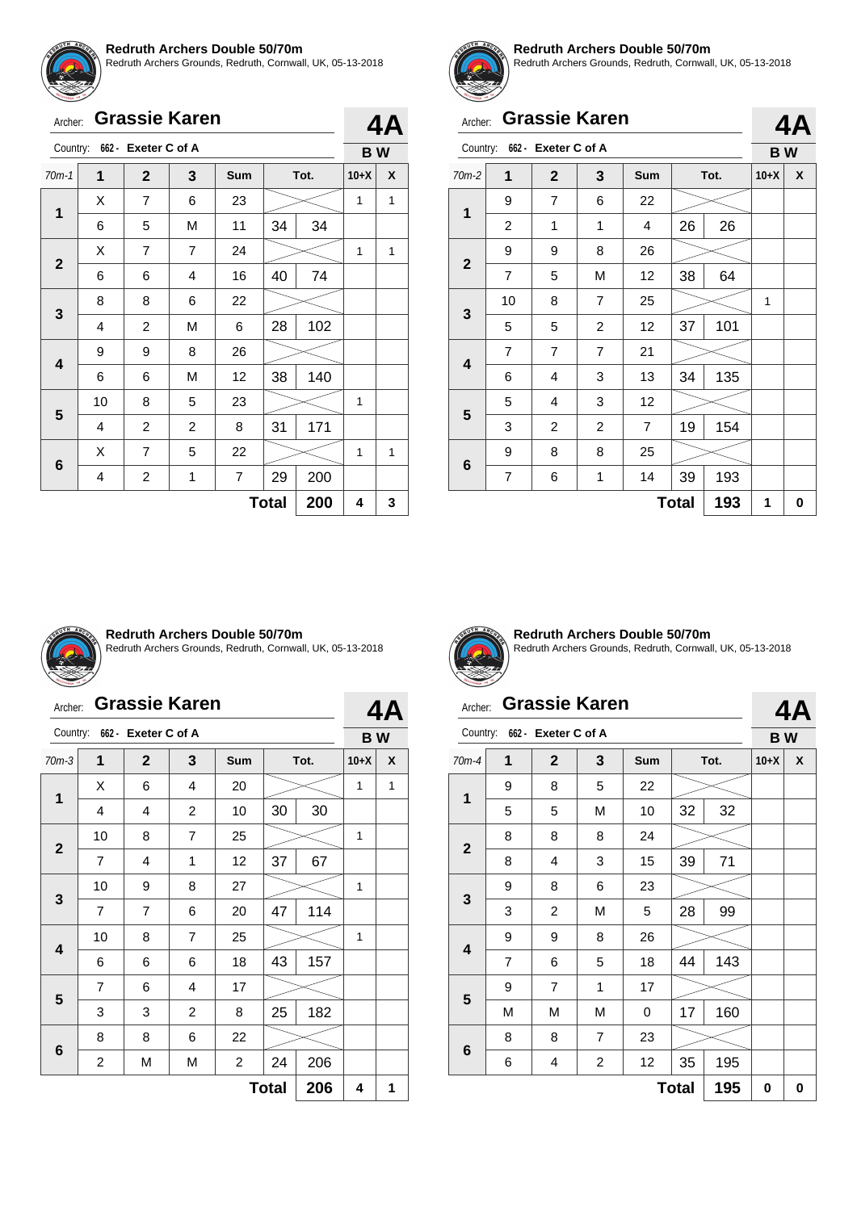**Redruth Archers Double 50/70m**
Redruth Archers Grounds, Redruth, Cornwall, UK, 05-13-2018

Archer: **Grassie Karen** — **4A**

Country: 662 - Exeter C of A — **B W**

| 70m-1 | 1 | 2 | 3 | Sum | Tot. | | 10+X | X |
|---|---|---|---|---|---|---|---|---|
| 1 | X | 7 | 6 | 23 | | | 1 | 1 |
| | 6 | 5 | M | 11 | 34 | 34 | | |
| 2 | X | 7 | 7 | 24 | | | 1 | 1 |
| | 6 | 6 | 4 | 16 | 40 | 74 | | |
| 3 | 8 | 8 | 6 | 22 | | | | |
| | 4 | 2 | M | 6 | 28 | 102 | | |
| 4 | 9 | 9 | 8 | 26 | | | | |
| | 6 | 6 | M | 12 | 38 | 140 | | |
| 5 | 10 | 8 | 5 | 23 | | | 1 | |
| | 4 | 2 | 2 | 8 | 31 | 171 | | |
| 6 | X | 7 | 5 | 22 | | | 1 | 1 |
| | 4 | 2 | 1 | 7 | 29 | 200 | | |
| | | | | | **Total** | **200** | **4** | **3** |

**Redruth Archers Double 50/70m**
Redruth Archers Grounds, Redruth, Cornwall, UK, 05-13-2018

Archer: **Grassie Karen** — **4A**

Country: 662 - Exeter C of A — **B W**

| 70m-2 | 1 | 2 | 3 | Sum | Tot. | | 10+X | X |
|---|---|---|---|---|---|---|---|---|
| 1 | 9 | 7 | 6 | 22 | | | | |
| | 2 | 1 | 1 | 4 | 26 | 26 | | |
| 2 | 9 | 9 | 8 | 26 | | | | |
| | 7 | 5 | M | 12 | 38 | 64 | | |
| 3 | 10 | 8 | 7 | 25 | | | 1 | |
| | 5 | 5 | 2 | 12 | 37 | 101 | | |
| 4 | 7 | 7 | 7 | 21 | | | | |
| | 6 | 4 | 3 | 13 | 34 | 135 | | |
| 5 | 5 | 4 | 3 | 12 | | | | |
| | 3 | 2 | 2 | 7 | 19 | 154 | | |
| 6 | 9 | 8 | 8 | 25 | | | | |
| | 7 | 6 | 1 | 14 | 39 | 193 | | |
| | | | | | **Total** | **193** | **1** | **0** |

**Redruth Archers Double 50/70m**
Redruth Archers Grounds, Redruth, Cornwall, UK, 05-13-2018

Archer: **Grassie Karen** — **4A**

Country: 662 - Exeter C of A — **B W**

| 70m-3 | 1 | 2 | 3 | Sum | Tot. | | 10+X | X |
|---|---|---|---|---|---|---|---|---|
| 1 | X | 6 | 4 | 20 | | | 1 | 1 |
| | 4 | 4 | 2 | 10 | 30 | 30 | | |
| 2 | 10 | 8 | 7 | 25 | | | 1 | |
| | 7 | 4 | 1 | 12 | 37 | 67 | | |
| 3 | 10 | 9 | 8 | 27 | | | 1 | |
| | 7 | 7 | 6 | 20 | 47 | 114 | | |
| 4 | 10 | 8 | 7 | 25 | | | 1 | |
| | 6 | 6 | 6 | 18 | 43 | 157 | | |
| 5 | 7 | 6 | 4 | 17 | | | | |
| | 3 | 3 | 2 | 8 | 25 | 182 | | |
| 6 | 8 | 8 | 6 | 22 | | | | |
| | 2 | M | M | 2 | 24 | 206 | | |
| | | | | | **Total** | **206** | **4** | **1** |

**Redruth Archers Double 50/70m**
Redruth Archers Grounds, Redruth, Cornwall, UK, 05-13-2018

Archer: **Grassie Karen** — **4A**

Country: 662 - Exeter C of A — **B W**

| 70m-4 | 1 | 2 | 3 | Sum | Tot. | | 10+X | X |
|---|---|---|---|---|---|---|---|---|
| 1 | 9 | 8 | 5 | 22 | | | | |
| | 5 | 5 | M | 10 | 32 | 32 | | |
| 2 | 8 | 8 | 8 | 24 | | | | |
| | 8 | 4 | 3 | 15 | 39 | 71 | | |
| 3 | 9 | 8 | 6 | 23 | | | | |
| | 3 | 2 | M | 5 | 28 | 99 | | |
| 4 | 9 | 9 | 8 | 26 | | | | |
| | 7 | 6 | 5 | 18 | 44 | 143 | | |
| 5 | 9 | 7 | 1 | 17 | | | | |
| | M | M | M | 0 | 17 | 160 | | |
| 6 | 8 | 8 | 7 | 23 | | | | |
| | 6 | 4 | 2 | 12 | 35 | 195 | | |
| | | | | | **Total** | **195** | **0** | **0** |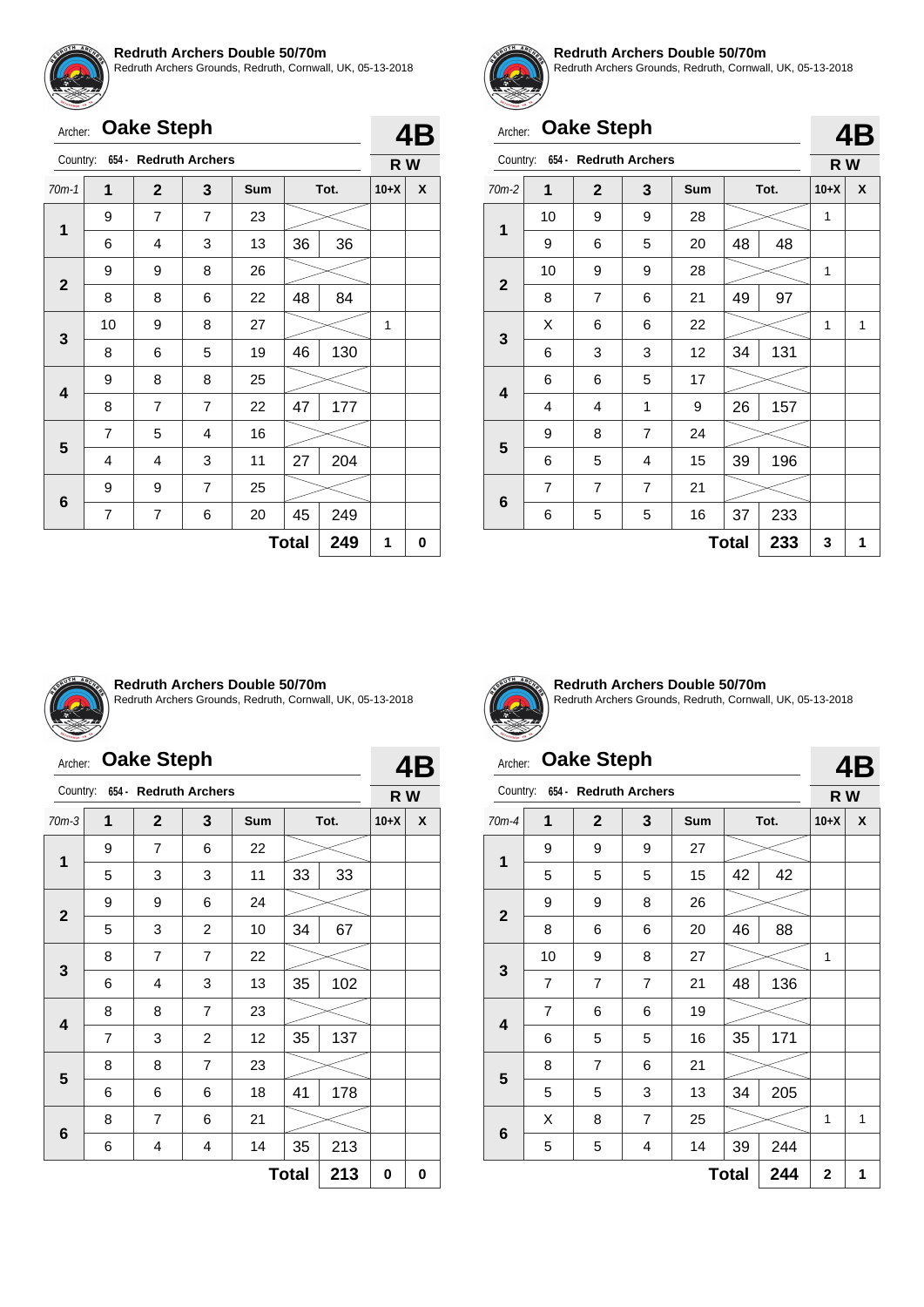**Redruth Archers Double 50/70m**
Redruth Archers Grounds, Redruth, Cornwall, UK, 05-13-2018

Archer: **Oake Steph** **4B**

Country: 654 - Redruth Archers **RW**

| 70m-1 | 1 | 2 | 3 | Sum | Tot. | | 10+X | X |
|---|---|---|---|---|---|---|---|---|
| 1 | 9 | 7 | 7 | 23 | | | | |
| | 6 | 4 | 3 | 13 | 36 | 36 | | |
| 2 | 9 | 9 | 8 | 26 | | | | |
| | 8 | 8 | 6 | 22 | 48 | 84 | | |
| 3 | 10 | 9 | 8 | 27 | | | 1 | |
| | 8 | 6 | 5 | 19 | 46 | 130 | | |
| 4 | 9 | 8 | 8 | 25 | | | | |
| | 8 | 7 | 7 | 22 | 47 | 177 | | |
| 5 | 7 | 5 | 4 | 16 | | | | |
| | 4 | 4 | 3 | 11 | 27 | 204 | | |
| 6 | 9 | 9 | 7 | 25 | | | | |
| | 7 | 7 | 6 | 20 | 45 | 249 | | |
| | | | | | **Total** | **249** | **1** | **0** |

**Redruth Archers Double 50/70m**
Redruth Archers Grounds, Redruth, Cornwall, UK, 05-13-2018

Archer: **Oake Steph** **4B**

Country: 654 - Redruth Archers **RW**

| 70m-2 | 1 | 2 | 3 | Sum | Tot. | | 10+X | X |
|---|---|---|---|---|---|---|---|---|
| 1 | 10 | 9 | 9 | 28 | | | 1 | |
| | 9 | 6 | 5 | 20 | 48 | 48 | | |
| 2 | 10 | 9 | 9 | 28 | | | 1 | |
| | 8 | 7 | 6 | 21 | 49 | 97 | | |
| 3 | X | 6 | 6 | 22 | | | 1 | 1 |
| | 6 | 3 | 3 | 12 | 34 | 131 | | |
| 4 | 6 | 6 | 5 | 17 | | | | |
| | 4 | 4 | 1 | 9 | 26 | 157 | | |
| 5 | 9 | 8 | 7 | 24 | | | | |
| | 6 | 5 | 4 | 15 | 39 | 196 | | |
| 6 | 7 | 7 | 7 | 21 | | | | |
| | 6 | 5 | 5 | 16 | 37 | 233 | | |
| | | | | | **Total** | **233** | **3** | **1** |

**Redruth Archers Double 50/70m**
Redruth Archers Grounds, Redruth, Cornwall, UK, 05-13-2018

Archer: **Oake Steph** **4B**

Country: 654 - Redruth Archers **RW**

| 70m-3 | 1 | 2 | 3 | Sum | Tot. | | 10+X | X |
|---|---|---|---|---|---|---|---|---|
| 1 | 9 | 7 | 6 | 22 | | | | |
| | 5 | 3 | 3 | 11 | 33 | 33 | | |
| 2 | 9 | 9 | 6 | 24 | | | | |
| | 5 | 3 | 2 | 10 | 34 | 67 | | |
| 3 | 8 | 7 | 7 | 22 | | | | |
| | 6 | 4 | 3 | 13 | 35 | 102 | | |
| 4 | 8 | 8 | 7 | 23 | | | | |
| | 7 | 3 | 2 | 12 | 35 | 137 | | |
| 5 | 8 | 8 | 7 | 23 | | | | |
| | 6 | 6 | 6 | 18 | 41 | 178 | | |
| 6 | 8 | 7 | 6 | 21 | | | | |
| | 6 | 4 | 4 | 14 | 35 | 213 | | |
| | | | | | **Total** | **213** | **0** | **0** |

**Redruth Archers Double 50/70m**
Redruth Archers Grounds, Redruth, Cornwall, UK, 05-13-2018

Archer: **Oake Steph** **4B**

Country: 654 - Redruth Archers **RW**

| 70m-4 | 1 | 2 | 3 | Sum | Tot. | | 10+X | X |
|---|---|---|---|---|---|---|---|---|
| 1 | 9 | 9 | 9 | 27 | | | | |
| | 5 | 5 | 5 | 15 | 42 | 42 | | |
| 2 | 9 | 9 | 8 | 26 | | | | |
| | 8 | 6 | 6 | 20 | 46 | 88 | | |
| 3 | 10 | 9 | 8 | 27 | | | 1 | |
| | 7 | 7 | 7 | 21 | 48 | 136 | | |
| 4 | 7 | 6 | 6 | 19 | | | | |
| | 6 | 5 | 5 | 16 | 35 | 171 | | |
| 5 | 8 | 7 | 6 | 21 | | | | |
| | 5 | 5 | 3 | 13 | 34 | 205 | | |
| 6 | X | 8 | 7 | 25 | | | 1 | 1 |
| | 5 | 5 | 4 | 14 | 39 | 244 | | |
| | | | | | **Total** | **244** | **2** | **1** |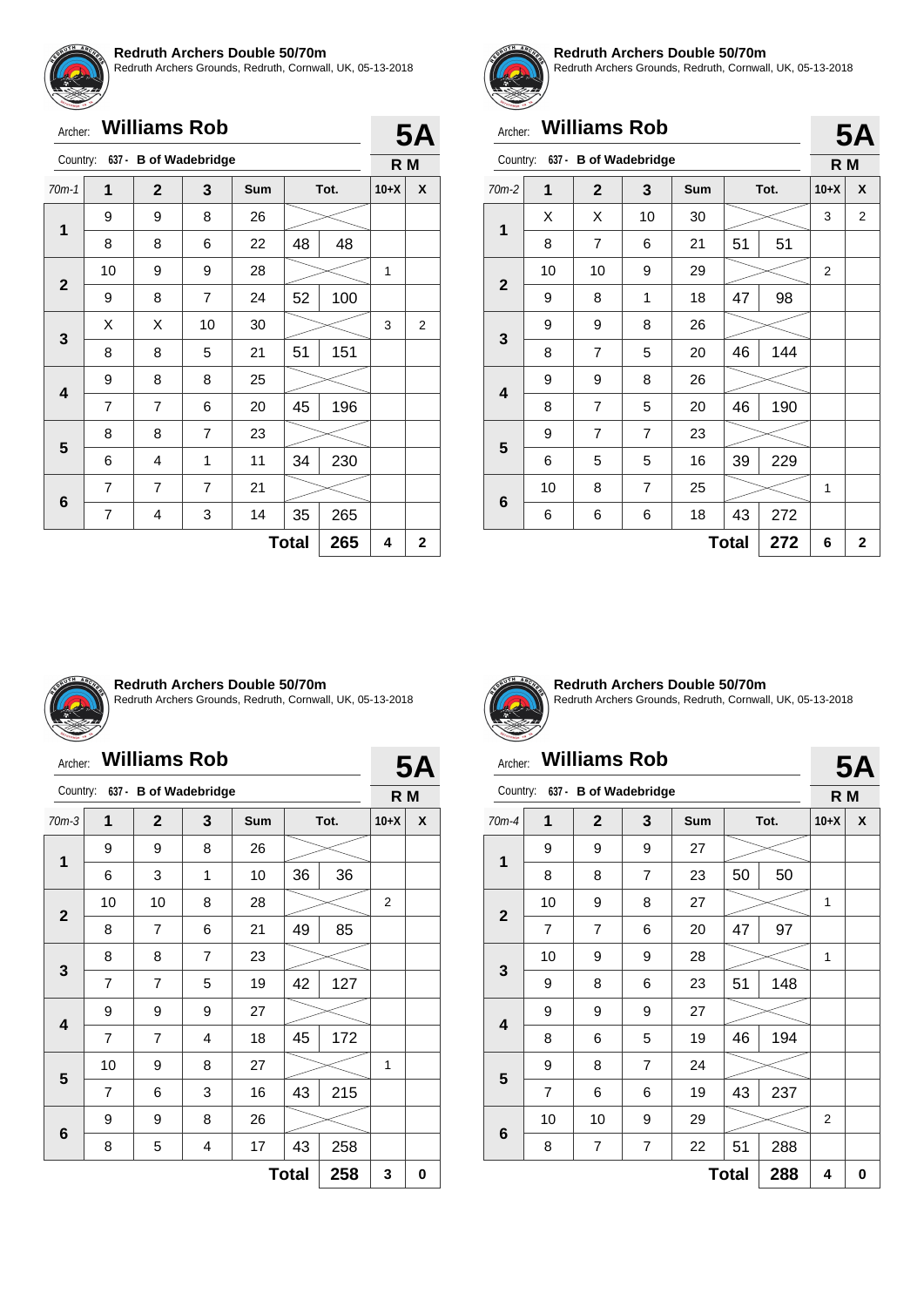**Redruth Archers Double 50/70m**
Redruth Archers Grounds, Redruth, Cornwall, UK, 05-13-2018

Archer: **Williams Rob** — **5A**
Country: 637 - B of Wadebridge — **R M**

| 70m-1 | 1 | 2 | 3 | Sum | | Tot. | 10+X | X |
|---|---|---|---|---|---|---|---|---|
| 1 | 9 | 9 | 8 | 26 | | | | |
| | 8 | 8 | 6 | 22 | 48 | 48 | | |
| 2 | 10 | 9 | 9 | 28 | | | 1 | |
| | 9 | 8 | 7 | 24 | 52 | 100 | | |
| 3 | X | X | 10 | 30 | | | 3 | 2 |
| | 8 | 8 | 5 | 21 | 51 | 151 | | |
| 4 | 9 | 8 | 8 | 25 | | | | |
| | 7 | 7 | 6 | 20 | 45 | 196 | | |
| 5 | 8 | 8 | 7 | 23 | | | | |
| | 6 | 4 | 1 | 11 | 34 | 230 | | |
| 6 | 7 | 7 | 7 | 21 | | | | |
| | 7 | 4 | 3 | 14 | 35 | 265 | | |
| | | | | | **Total** | **265** | **4** | **2** |

**Redruth Archers Double 50/70m**
Redruth Archers Grounds, Redruth, Cornwall, UK, 05-13-2018

Archer: **Williams Rob** — **5A**
Country: 637 - B of Wadebridge — **R M**

| 70m-2 | 1 | 2 | 3 | Sum | | Tot. | 10+X | X |
|---|---|---|---|---|---|---|---|---|
| 1 | X | X | 10 | 30 | | | 3 | 2 |
| | 8 | 7 | 6 | 21 | 51 | 51 | | |
| 2 | 10 | 10 | 9 | 29 | | | 2 | |
| | 9 | 8 | 1 | 18 | 47 | 98 | | |
| 3 | 9 | 9 | 8 | 26 | | | | |
| | 8 | 7 | 5 | 20 | 46 | 144 | | |
| 4 | 9 | 9 | 8 | 26 | | | | |
| | 8 | 7 | 5 | 20 | 46 | 190 | | |
| 5 | 9 | 7 | 7 | 23 | | | | |
| | 6 | 5 | 5 | 16 | 39 | 229 | | |
| 6 | 10 | 8 | 7 | 25 | | | 1 | |
| | 6 | 6 | 6 | 18 | 43 | 272 | | |
| | | | | | **Total** | **272** | **6** | **2** |

**Redruth Archers Double 50/70m**
Redruth Archers Grounds, Redruth, Cornwall, UK, 05-13-2018

Archer: **Williams Rob** — **5A**
Country: 637 - B of Wadebridge — **R M**

| 70m-3 | 1 | 2 | 3 | Sum | | Tot. | 10+X | X |
|---|---|---|---|---|---|---|---|---|
| 1 | 9 | 9 | 8 | 26 | | | | |
| | 6 | 3 | 1 | 10 | 36 | 36 | | |
| 2 | 10 | 10 | 8 | 28 | | | 2 | |
| | 8 | 7 | 6 | 21 | 49 | 85 | | |
| 3 | 8 | 8 | 7 | 23 | | | | |
| | 7 | 7 | 5 | 19 | 42 | 127 | | |
| 4 | 9 | 9 | 9 | 27 | | | | |
| | 7 | 7 | 4 | 18 | 45 | 172 | | |
| 5 | 10 | 9 | 8 | 27 | | | 1 | |
| | 7 | 6 | 3 | 16 | 43 | 215 | | |
| 6 | 9 | 9 | 8 | 26 | | | | |
| | 8 | 5 | 4 | 17 | 43 | 258 | | |
| | | | | | **Total** | **258** | **3** | **0** |

**Redruth Archers Double 50/70m**
Redruth Archers Grounds, Redruth, Cornwall, UK, 05-13-2018

Archer: **Williams Rob** — **5A**
Country: 637 - B of Wadebridge — **R M**

| 70m-4 | 1 | 2 | 3 | Sum | | Tot. | 10+X | X |
|---|---|---|---|---|---|---|---|---|
| 1 | 9 | 9 | 9 | 27 | | | | |
| | 8 | 8 | 7 | 23 | 50 | 50 | | |
| 2 | 10 | 9 | 8 | 27 | | | 1 | |
| | 7 | 7 | 6 | 20 | 47 | 97 | | |
| 3 | 10 | 9 | 9 | 28 | | | 1 | |
| | 9 | 8 | 6 | 23 | 51 | 148 | | |
| 4 | 9 | 9 | 9 | 27 | | | | |
| | 8 | 6 | 5 | 19 | 46 | 194 | | |
| 5 | 9 | 8 | 7 | 24 | | | | |
| | 7 | 6 | 6 | 19 | 43 | 237 | | |
| 6 | 10 | 10 | 9 | 29 | | | 2 | |
| | 8 | 7 | 7 | 22 | 51 | 288 | | |
| | | | | | **Total** | **288** | **4** | **0** |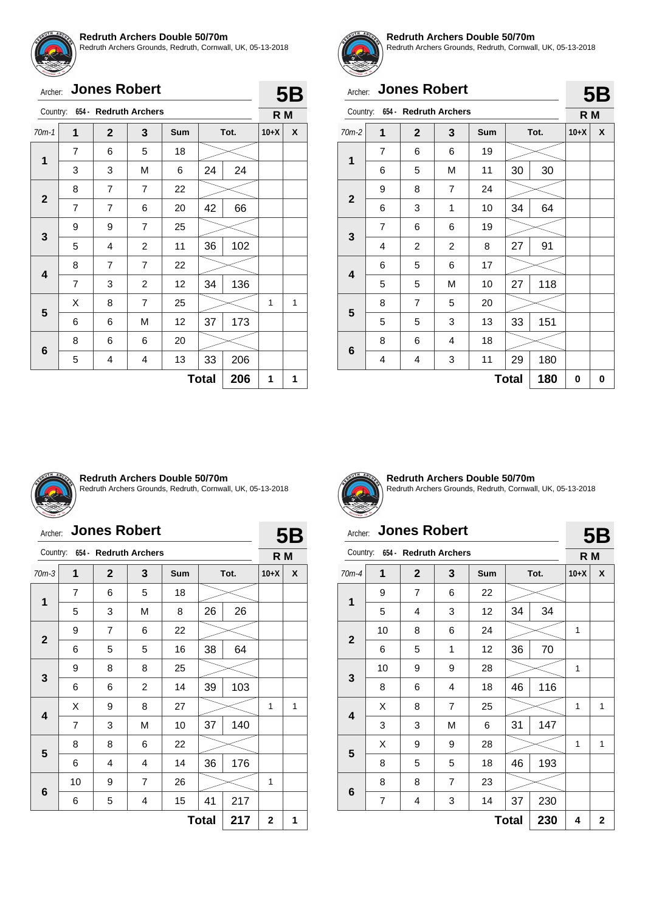## Redruth Archers Double 50/70m

Redruth Archers Grounds, Redruth, Cornwall, UK, 05-13-2018

Archer: **Jones Robert** — **5B**

Country: 654 - Redruth Archers — **R M**

| 70m-1 | 1 | 2 | 3 | Sum | Tot. | | 10+X | X |
|---|---|---|---|---|---|---|---|---|
| 1 | 7 | 6 | 5 | 18 | | | | |
| | 3 | 3 | M | 6 | 24 | 24 | | |
| 2 | 8 | 7 | 7 | 22 | | | | |
| | 7 | 7 | 6 | 20 | 42 | 66 | | |
| 3 | 9 | 9 | 7 | 25 | | | | |
| | 5 | 4 | 2 | 11 | 36 | 102 | | |
| 4 | 8 | 7 | 7 | 22 | | | | |
| | 7 | 3 | 2 | 12 | 34 | 136 | | |
| 5 | X | 8 | 7 | 25 | | | 1 | 1 |
| | 6 | 6 | M | 12 | 37 | 173 | | |
| 6 | 8 | 6 | 6 | 20 | | | | |
| | 5 | 4 | 4 | 13 | 33 | 206 | | |
| | | | | | **Total** | **206** | **1** | **1** |

## Redruth Archers Double 50/70m

Redruth Archers Grounds, Redruth, Cornwall, UK, 05-13-2018

Archer: **Jones Robert** — **5B**

Country: 654 - Redruth Archers — **R M**

| 70m-2 | 1 | 2 | 3 | Sum | Tot. | | 10+X | X |
|---|---|---|---|---|---|---|---|---|
| 1 | 7 | 6 | 6 | 19 | | | | |
| | 6 | 5 | M | 11 | 30 | 30 | | |
| 2 | 9 | 8 | 7 | 24 | | | | |
| | 6 | 3 | 1 | 10 | 34 | 64 | | |
| 3 | 7 | 6 | 6 | 19 | | | | |
| | 4 | 2 | 2 | 8 | 27 | 91 | | |
| 4 | 6 | 5 | 6 | 17 | | | | |
| | 5 | 5 | M | 10 | 27 | 118 | | |
| 5 | 8 | 7 | 5 | 20 | | | | |
| | 5 | 5 | 3 | 13 | 33 | 151 | | |
| 6 | 8 | 6 | 4 | 18 | | | | |
| | 4 | 4 | 3 | 11 | 29 | 180 | | |
| | | | | | **Total** | **180** | **0** | **0** |

## Redruth Archers Double 50/70m

Redruth Archers Grounds, Redruth, Cornwall, UK, 05-13-2018

Archer: **Jones Robert** — **5B**

Country: 654 - Redruth Archers — **R M**

| 70m-3 | 1 | 2 | 3 | Sum | Tot. | | 10+X | X |
|---|---|---|---|---|---|---|---|---|
| 1 | 7 | 6 | 5 | 18 | | | | |
| | 5 | 3 | M | 8 | 26 | 26 | | |
| 2 | 9 | 7 | 6 | 22 | | | | |
| | 6 | 5 | 5 | 16 | 38 | 64 | | |
| 3 | 9 | 8 | 8 | 25 | | | | |
| | 6 | 6 | 2 | 14 | 39 | 103 | | |
| 4 | X | 9 | 8 | 27 | | | 1 | 1 |
| | 7 | 3 | M | 10 | 37 | 140 | | |
| 5 | 8 | 8 | 6 | 22 | | | | |
| | 6 | 4 | 4 | 14 | 36 | 176 | | |
| 6 | 10 | 9 | 7 | 26 | | | 1 | |
| | 6 | 5 | 4 | 15 | 41 | 217 | | |
| | | | | | **Total** | **217** | **2** | **1** |

## Redruth Archers Double 50/70m

Redruth Archers Grounds, Redruth, Cornwall, UK, 05-13-2018

Archer: **Jones Robert** — **5B**

Country: 654 - Redruth Archers — **R M**

| 70m-4 | 1 | 2 | 3 | Sum | Tot. | | 10+X | X |
|---|---|---|---|---|---|---|---|---|
| 1 | 9 | 7 | 6 | 22 | | | | |
| | 5 | 4 | 3 | 12 | 34 | 34 | | |
| 2 | 10 | 8 | 6 | 24 | | | 1 | |
| | 6 | 5 | 1 | 12 | 36 | 70 | | |
| 3 | 10 | 9 | 9 | 28 | | | 1 | |
| | 8 | 6 | 4 | 18 | 46 | 116 | | |
| 4 | X | 8 | 7 | 25 | | | 1 | 1 |
| | 3 | 3 | M | 6 | 31 | 147 | | |
| 5 | X | 9 | 9 | 28 | | | 1 | 1 |
| | 8 | 5 | 5 | 18 | 46 | 193 | | |
| 6 | 8 | 8 | 7 | 23 | | | | |
| | 7 | 4 | 3 | 14 | 37 | 230 | | |
| | | | | | **Total** | **230** | **4** | **2** |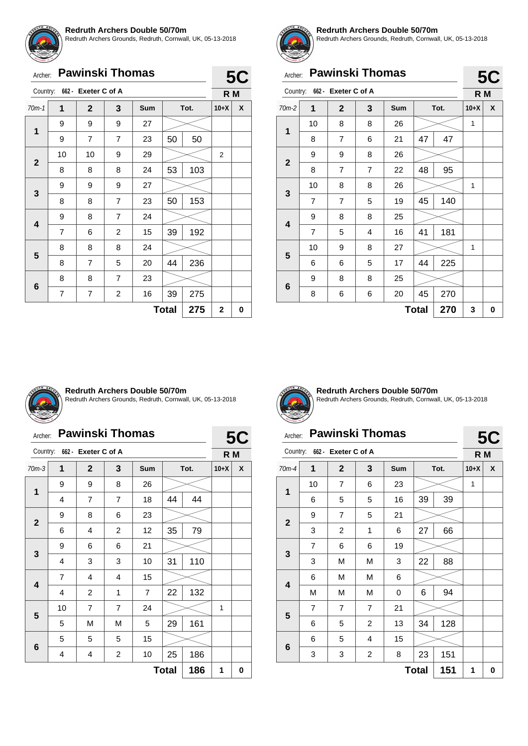**Redruth Archers Double 50/70m**
Redruth Archers Grounds, Redruth, Cornwall, UK, 05-13-2018

Archer: **Pawinski Thomas** — **5C**
Country: 662 - Exeter C of A — **R M**

| 70m-1 | 1 | 2 | 3 | Sum | Tot. | | 10+X | X |
|---|---|---|---|---|---|---|---|---|
| 1 | 9 | 9 | 9 | 27 | | | | |
| | 9 | 7 | 7 | 23 | 50 | 50 | | |
| 2 | 10 | 10 | 9 | 29 | | | 2 | |
| | 8 | 8 | 8 | 24 | 53 | 103 | | |
| 3 | 9 | 9 | 9 | 27 | | | | |
| | 8 | 8 | 7 | 23 | 50 | 153 | | |
| 4 | 9 | 8 | 7 | 24 | | | | |
| | 7 | 6 | 2 | 15 | 39 | 192 | | |
| 5 | 8 | 8 | 8 | 24 | | | | |
| | 8 | 7 | 5 | 20 | 44 | 236 | | |
| 6 | 8 | 8 | 7 | 23 | | | | |
| | 7 | 7 | 2 | 16 | 39 | 275 | | |
| | | | | | **Total** | **275** | **2** | **0** |

**Redruth Archers Double 50/70m**
Redruth Archers Grounds, Redruth, Cornwall, UK, 05-13-2018

Archer: **Pawinski Thomas** — **5C**
Country: 662 - Exeter C of A — **R M**

| 70m-2 | 1 | 2 | 3 | Sum | Tot. | | 10+X | X |
|---|---|---|---|---|---|---|---|---|
| 1 | 10 | 8 | 8 | 26 | | | 1 | |
| | 8 | 7 | 6 | 21 | 47 | 47 | | |
| 2 | 9 | 9 | 8 | 26 | | | | |
| | 8 | 7 | 7 | 22 | 48 | 95 | | |
| 3 | 10 | 8 | 8 | 26 | | | 1 | |
| | 7 | 7 | 5 | 19 | 45 | 140 | | |
| 4 | 9 | 8 | 8 | 25 | | | | |
| | 7 | 5 | 4 | 16 | 41 | 181 | | |
| 5 | 10 | 9 | 8 | 27 | | | 1 | |
| | 6 | 6 | 5 | 17 | 44 | 225 | | |
| 6 | 9 | 8 | 8 | 25 | | | | |
| | 8 | 6 | 6 | 20 | 45 | 270 | | |
| | | | | | **Total** | **270** | **3** | **0** |

**Redruth Archers Double 50/70m**
Redruth Archers Grounds, Redruth, Cornwall, UK, 05-13-2018

Archer: **Pawinski Thomas** — **5C**
Country: 662 - Exeter C of A — **R M**

| 70m-3 | 1 | 2 | 3 | Sum | Tot. | | 10+X | X |
|---|---|---|---|---|---|---|---|---|
| 1 | 9 | 9 | 8 | 26 | | | | |
| | 4 | 7 | 7 | 18 | 44 | 44 | | |
| 2 | 9 | 8 | 6 | 23 | | | | |
| | 6 | 4 | 2 | 12 | 35 | 79 | | |
| 3 | 9 | 6 | 6 | 21 | | | | |
| | 4 | 3 | 3 | 10 | 31 | 110 | | |
| 4 | 7 | 4 | 4 | 15 | | | | |
| | 4 | 2 | 1 | 7 | 22 | 132 | | |
| 5 | 10 | 7 | 7 | 24 | | | 1 | |
| | 5 | M | M | 5 | 29 | 161 | | |
| 6 | 5 | 5 | 5 | 15 | | | | |
| | 4 | 4 | 2 | 10 | 25 | 186 | | |
| | | | | | **Total** | **186** | **1** | **0** |

**Redruth Archers Double 50/70m**
Redruth Archers Grounds, Redruth, Cornwall, UK, 05-13-2018

Archer: **Pawinski Thomas** — **5C**
Country: 662 - Exeter C of A — **R M**

| 70m-4 | 1 | 2 | 3 | Sum | Tot. | | 10+X | X |
|---|---|---|---|---|---|---|---|---|
| 1 | 10 | 7 | 6 | 23 | | | 1 | |
| | 6 | 5 | 5 | 16 | 39 | 39 | | |
| 2 | 9 | 7 | 5 | 21 | | | | |
| | 3 | 2 | 1 | 6 | 27 | 66 | | |
| 3 | 7 | 6 | 6 | 19 | | | | |
| | 3 | M | M | 3 | 22 | 88 | | |
| 4 | 6 | M | M | 6 | | | | |
| | M | M | M | 0 | 6 | 94 | | |
| 5 | 7 | 7 | 7 | 21 | | | | |
| | 6 | 5 | 2 | 13 | 34 | 128 | | |
| 6 | 6 | 5 | 4 | 15 | | | | |
| | 3 | 3 | 2 | 8 | 23 | 151 | | |
| | | | | | **Total** | **151** | **1** | **0** |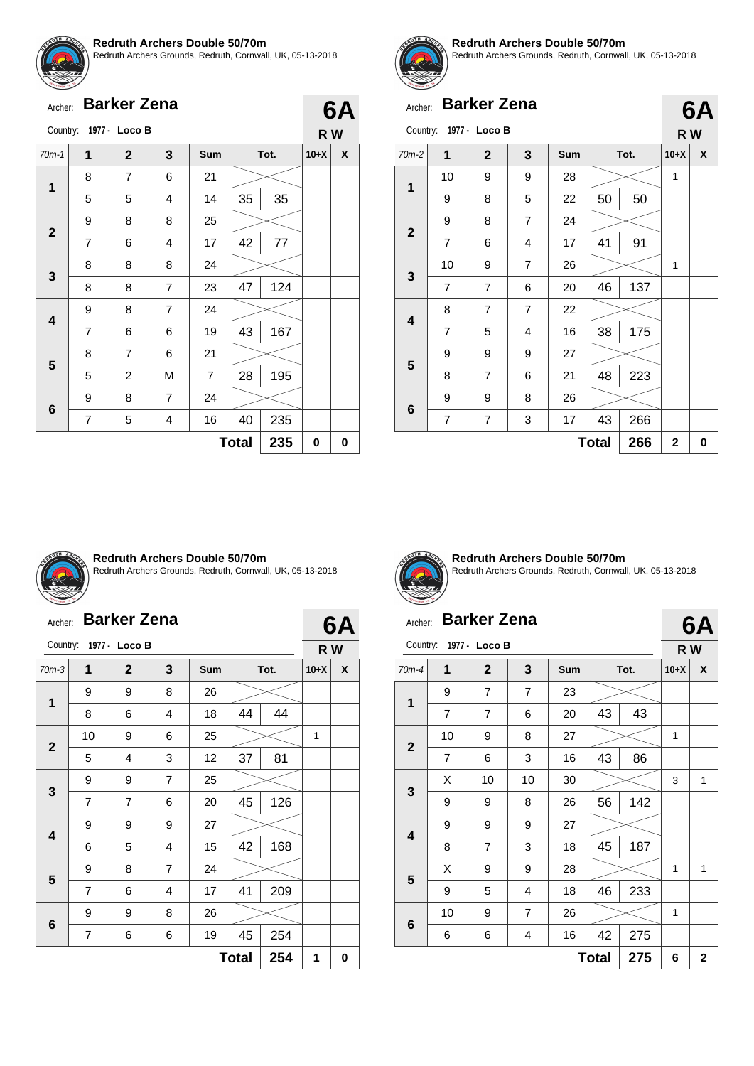**Redruth Archers Double 50/70m**
Redruth Archers Grounds, Redruth, Cornwall, UK, 05-13-2018

Archer: **Barker Zena** — **6A**

Country: 1977 - Loco B — **R W**

| 70m-1 | 1 | 2 | 3 | Sum | Tot. | | 10+X | X |
|---|---|---|---|---|---|---|---|---|
| 1 | 8 | 7 | 6 | 21 | | | | |
| | 5 | 5 | 4 | 14 | 35 | 35 | | |
| 2 | 9 | 8 | 8 | 25 | | | | |
| | 7 | 6 | 4 | 17 | 42 | 77 | | |
| 3 | 8 | 8 | 8 | 24 | | | | |
| | 8 | 8 | 7 | 23 | 47 | 124 | | |
| 4 | 9 | 8 | 7 | 24 | | | | |
| | 7 | 6 | 6 | 19 | 43 | 167 | | |
| 5 | 8 | 7 | 6 | 21 | | | | |
| | 5 | 2 | M | 7 | 28 | 195 | | |
| 6 | 9 | 8 | 7 | 24 | | | | |
| | 7 | 5 | 4 | 16 | 40 | 235 | | |
| | | | | | **Total** | **235** | **0** | **0** |

**Redruth Archers Double 50/70m**
Redruth Archers Grounds, Redruth, Cornwall, UK, 05-13-2018

Archer: **Barker Zena** — **6A**

Country: 1977 - Loco B — **R W**

| 70m-2 | 1 | 2 | 3 | Sum | Tot. | | 10+X | X |
|---|---|---|---|---|---|---|---|---|
| 1 | 10 | 9 | 9 | 28 | | | 1 | |
| | 9 | 8 | 5 | 22 | 50 | 50 | | |
| 2 | 9 | 8 | 7 | 24 | | | | |
| | 7 | 6 | 4 | 17 | 41 | 91 | | |
| 3 | 10 | 9 | 7 | 26 | | | 1 | |
| | 7 | 7 | 6 | 20 | 46 | 137 | | |
| 4 | 8 | 7 | 7 | 22 | | | | |
| | 7 | 5 | 4 | 16 | 38 | 175 | | |
| 5 | 9 | 9 | 9 | 27 | | | | |
| | 8 | 7 | 6 | 21 | 48 | 223 | | |
| 6 | 9 | 9 | 8 | 26 | | | | |
| | 7 | 7 | 3 | 17 | 43 | 266 | | |
| | | | | | **Total** | **266** | **2** | **0** |

**Redruth Archers Double 50/70m**
Redruth Archers Grounds, Redruth, Cornwall, UK, 05-13-2018

Archer: **Barker Zena** — **6A**

Country: 1977 - Loco B — **R W**

| 70m-3 | 1 | 2 | 3 | Sum | Tot. | | 10+X | X |
|---|---|---|---|---|---|---|---|---|
| 1 | 9 | 9 | 8 | 26 | | | | |
| | 8 | 6 | 4 | 18 | 44 | 44 | | |
| 2 | 10 | 9 | 6 | 25 | | | 1 | |
| | 5 | 4 | 3 | 12 | 37 | 81 | | |
| 3 | 9 | 9 | 7 | 25 | | | | |
| | 7 | 7 | 6 | 20 | 45 | 126 | | |
| 4 | 9 | 9 | 9 | 27 | | | | |
| | 6 | 5 | 4 | 15 | 42 | 168 | | |
| 5 | 9 | 8 | 7 | 24 | | | | |
| | 7 | 6 | 4 | 17 | 41 | 209 | | |
| 6 | 9 | 9 | 8 | 26 | | | | |
| | 7 | 6 | 6 | 19 | 45 | 254 | | |
| | | | | | **Total** | **254** | **1** | **0** |

**Redruth Archers Double 50/70m**
Redruth Archers Grounds, Redruth, Cornwall, UK, 05-13-2018

Archer: **Barker Zena** — **6A**

Country: 1977 - Loco B — **R W**

| 70m-4 | 1 | 2 | 3 | Sum | Tot. | | 10+X | X |
|---|---|---|---|---|---|---|---|---|
| 1 | 9 | 7 | 7 | 23 | | | | |
| | 7 | 7 | 6 | 20 | 43 | 43 | | |
| 2 | 10 | 9 | 8 | 27 | | | 1 | |
| | 7 | 6 | 3 | 16 | 43 | 86 | | |
| 3 | X | 10 | 10 | 30 | | | 3 | 1 |
| | 9 | 9 | 8 | 26 | 56 | 142 | | |
| 4 | 9 | 9 | 9 | 27 | | | | |
| | 8 | 7 | 3 | 18 | 45 | 187 | | |
| 5 | X | 9 | 9 | 28 | | | 1 | 1 |
| | 9 | 5 | 4 | 18 | 46 | 233 | | |
| 6 | 10 | 9 | 7 | 26 | | | 1 | |
| | 6 | 6 | 4 | 16 | 42 | 275 | | |
| | | | | | **Total** | **275** | **6** | **2** |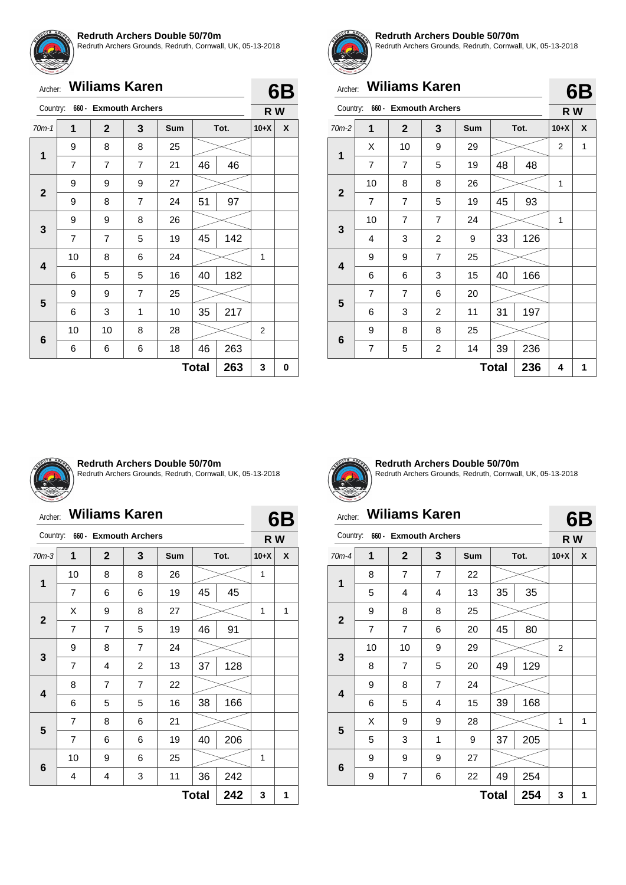**Redruth Archers Double 50/70m**
Redruth Archers Grounds, Redruth, Cornwall, UK, 05-13-2018

Archer: **Wiliams Karen** — **6B**
Country: 660 - **Exmouth Archers** — **R W**

| 70m-1 | 1 | 2 | 3 | Sum | Tot. | | 10+X | X |
|---|---|---|---|---|---|---|---|---|
| 1 | 9 | 8 | 8 | 25 | | | | |
| | 7 | 7 | 7 | 21 | 46 | 46 | | |
| 2 | 9 | 9 | 9 | 27 | | | | |
| | 9 | 8 | 7 | 24 | 51 | 97 | | |
| 3 | 9 | 9 | 8 | 26 | | | | |
| | 7 | 7 | 5 | 19 | 45 | 142 | | |
| 4 | 10 | 8 | 6 | 24 | | | 1 | |
| | 6 | 5 | 5 | 16 | 40 | 182 | | |
| 5 | 9 | 9 | 7 | 25 | | | | |
| | 6 | 3 | 1 | 10 | 35 | 217 | | |
| 6 | 10 | 10 | 8 | 28 | | | 2 | |
| | 6 | 6 | 6 | 18 | 46 | 263 | | |
| | | | | | **Total** | **263** | **3** | **0** |

**Redruth Archers Double 50/70m**
Redruth Archers Grounds, Redruth, Cornwall, UK, 05-13-2018

Archer: **Wiliams Karen** — **6B**
Country: 660 - **Exmouth Archers** — **R W**

| 70m-2 | 1 | 2 | 3 | Sum | Tot. | | 10+X | X |
|---|---|---|---|---|---|---|---|---|
| 1 | X | 10 | 9 | 29 | | | 2 | 1 |
| | 7 | 7 | 5 | 19 | 48 | 48 | | |
| 2 | 10 | 8 | 8 | 26 | | | 1 | |
| | 7 | 7 | 5 | 19 | 45 | 93 | | |
| 3 | 10 | 7 | 7 | 24 | | | 1 | |
| | 4 | 3 | 2 | 9 | 33 | 126 | | |
| 4 | 9 | 9 | 7 | 25 | | | | |
| | 6 | 6 | 3 | 15 | 40 | 166 | | |
| 5 | 7 | 7 | 6 | 20 | | | | |
| | 6 | 3 | 2 | 11 | 31 | 197 | | |
| 6 | 9 | 8 | 8 | 25 | | | | |
| | 7 | 5 | 2 | 14 | 39 | 236 | | |
| | | | | | **Total** | **236** | **4** | **1** |

**Redruth Archers Double 50/70m**
Redruth Archers Grounds, Redruth, Cornwall, UK, 05-13-2018

Archer: **Wiliams Karen** — **6B**
Country: 660 - **Exmouth Archers** — **R W**

| 70m-3 | 1 | 2 | 3 | Sum | Tot. | | 10+X | X |
|---|---|---|---|---|---|---|---|---|
| 1 | 10 | 8 | 8 | 26 | | | 1 | |
| | 7 | 6 | 6 | 19 | 45 | 45 | | |
| 2 | X | 9 | 8 | 27 | | | 1 | 1 |
| | 7 | 7 | 5 | 19 | 46 | 91 | | |
| 3 | 9 | 8 | 7 | 24 | | | | |
| | 7 | 4 | 2 | 13 | 37 | 128 | | |
| 4 | 8 | 7 | 7 | 22 | | | | |
| | 6 | 5 | 5 | 16 | 38 | 166 | | |
| 5 | 7 | 8 | 6 | 21 | | | | |
| | 7 | 6 | 6 | 19 | 40 | 206 | | |
| 6 | 10 | 9 | 6 | 25 | | | 1 | |
| | 4 | 4 | 3 | 11 | 36 | 242 | | |
| | | | | | **Total** | **242** | **3** | **1** |

**Redruth Archers Double 50/70m**
Redruth Archers Grounds, Redruth, Cornwall, UK, 05-13-2018

Archer: **Wiliams Karen** — **6B**
Country: 660 - **Exmouth Archers** — **R W**

| 70m-4 | 1 | 2 | 3 | Sum | Tot. | | 10+X | X |
|---|---|---|---|---|---|---|---|---|
| 1 | 8 | 7 | 7 | 22 | | | | |
| | 5 | 4 | 4 | 13 | 35 | 35 | | |
| 2 | 9 | 8 | 8 | 25 | | | | |
| | 7 | 7 | 6 | 20 | 45 | 80 | | |
| 3 | 10 | 10 | 9 | 29 | | | 2 | |
| | 8 | 7 | 5 | 20 | 49 | 129 | | |
| 4 | 9 | 8 | 7 | 24 | | | | |
| | 6 | 5 | 4 | 15 | 39 | 168 | | |
| 5 | X | 9 | 9 | 28 | | | 1 | 1 |
| | 5 | 3 | 1 | 9 | 37 | 205 | | |
| 6 | 9 | 9 | 9 | 27 | | | | |
| | 9 | 7 | 6 | 22 | 49 | 254 | | |
| | | | | | **Total** | **254** | **3** | **1** |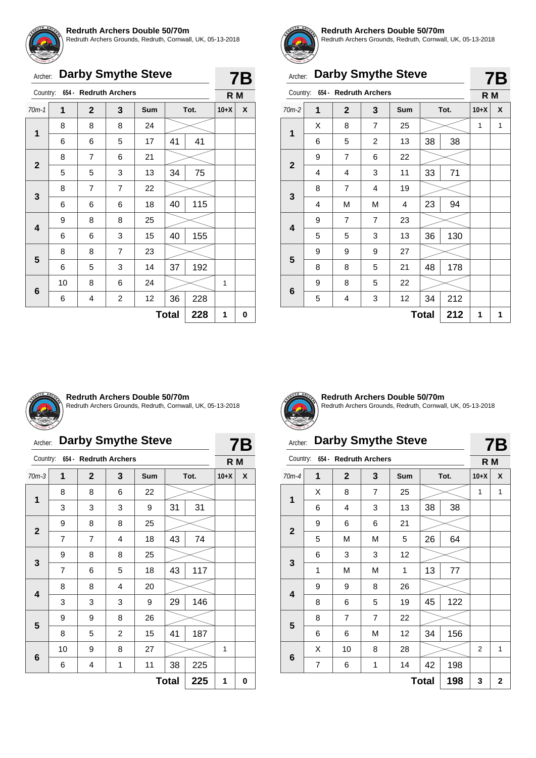**Redruth Archers Double 50/70m**
Redruth Archers Grounds, Redruth, Cornwall, UK, 05-13-2018

Archer: **Darby Smythe Steve** **7B**

Country: 654 - Redruth Archers **R M**

| 70m-1 | 1 | 2 | 3 | Sum | Tot. | | 10+X | X |
|---|---|---|---|---|---|---|---|---|
| 1 | 8 | 8 | 8 | 24 | | | | |
| | 6 | 6 | 5 | 17 | 41 | 41 | | |
| 2 | 8 | 7 | 6 | 21 | | | | |
| | 5 | 5 | 3 | 13 | 34 | 75 | | |
| 3 | 8 | 7 | 7 | 22 | | | | |
| | 6 | 6 | 6 | 18 | 40 | 115 | | |
| 4 | 9 | 8 | 8 | 25 | | | | |
| | 6 | 6 | 3 | 15 | 40 | 155 | | |
| 5 | 8 | 8 | 7 | 23 | | | | |
| | 6 | 5 | 3 | 14 | 37 | 192 | | |
| 6 | 10 | 8 | 6 | 24 | | | 1 | |
| | 6 | 4 | 2 | 12 | 36 | 228 | | |
| | | | | | **Total** | **228** | **1** | **0** |

**Redruth Archers Double 50/70m**
Redruth Archers Grounds, Redruth, Cornwall, UK, 05-13-2018

Archer: **Darby Smythe Steve** **7B**

Country: 654 - Redruth Archers **R M**

| 70m-2 | 1 | 2 | 3 | Sum | Tot. | | 10+X | X |
|---|---|---|---|---|---|---|---|---|
| 1 | X | 8 | 7 | 25 | | | 1 | 1 |
| | 6 | 5 | 2 | 13 | 38 | 38 | | |
| 2 | 9 | 7 | 6 | 22 | | | | |
| | 4 | 4 | 3 | 11 | 33 | 71 | | |
| 3 | 8 | 7 | 4 | 19 | | | | |
| | 4 | M | M | 4 | 23 | 94 | | |
| 4 | 9 | 7 | 7 | 23 | | | | |
| | 5 | 5 | 3 | 13 | 36 | 130 | | |
| 5 | 9 | 9 | 9 | 27 | | | | |
| | 8 | 8 | 5 | 21 | 48 | 178 | | |
| 6 | 9 | 8 | 5 | 22 | | | | |
| | 5 | 4 | 3 | 12 | 34 | 212 | | |
| | | | | | **Total** | **212** | **1** | **1** |

**Redruth Archers Double 50/70m**
Redruth Archers Grounds, Redruth, Cornwall, UK, 05-13-2018

Archer: **Darby Smythe Steve** **7B**

Country: 654 - Redruth Archers **R M**

| 70m-3 | 1 | 2 | 3 | Sum | Tot. | | 10+X | X |
|---|---|---|---|---|---|---|---|---|
| 1 | 8 | 8 | 6 | 22 | | | | |
| | 3 | 3 | 3 | 9 | 31 | 31 | | |
| 2 | 9 | 8 | 8 | 25 | | | | |
| | 7 | 7 | 4 | 18 | 43 | 74 | | |
| 3 | 9 | 8 | 8 | 25 | | | | |
| | 7 | 6 | 5 | 18 | 43 | 117 | | |
| 4 | 8 | 8 | 4 | 20 | | | | |
| | 3 | 3 | 3 | 9 | 29 | 146 | | |
| 5 | 9 | 9 | 8 | 26 | | | | |
| | 8 | 5 | 2 | 15 | 41 | 187 | | |
| 6 | 10 | 9 | 8 | 27 | | | 1 | |
| | 6 | 4 | 1 | 11 | 38 | 225 | | |
| | | | | | **Total** | **225** | **1** | **0** |

**Redruth Archers Double 50/70m**
Redruth Archers Grounds, Redruth, Cornwall, UK, 05-13-2018

Archer: **Darby Smythe Steve** **7B**

Country: 654 - Redruth Archers **R M**

| 70m-4 | 1 | 2 | 3 | Sum | Tot. | | 10+X | X |
|---|---|---|---|---|---|---|---|---|
| 1 | X | 8 | 7 | 25 | | | 1 | 1 |
| | 6 | 4 | 3 | 13 | 38 | 38 | | |
| 2 | 9 | 6 | 6 | 21 | | | | |
| | 5 | M | M | 5 | 26 | 64 | | |
| 3 | 6 | 3 | 3 | 12 | | | | |
| | 1 | M | M | 1 | 13 | 77 | | |
| 4 | 9 | 9 | 8 | 26 | | | | |
| | 8 | 6 | 5 | 19 | 45 | 122 | | |
| 5 | 8 | 7 | 7 | 22 | | | | |
| | 6 | 6 | M | 12 | 34 | 156 | | |
| 6 | X | 10 | 8 | 28 | | | 2 | 1 |
| | 7 | 6 | 1 | 14 | 42 | 198 | | |
| | | | | | **Total** | **198** | **3** | **2** |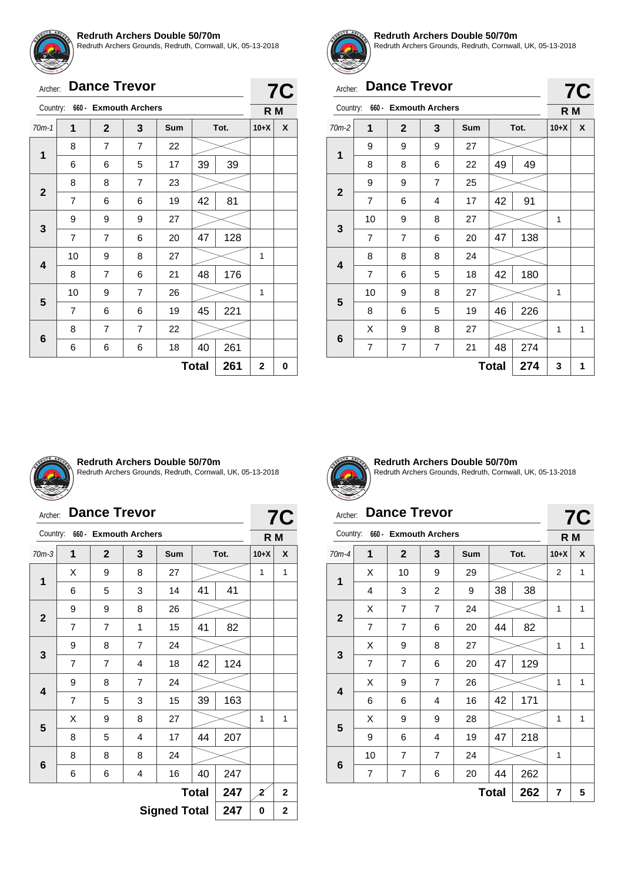**Redruth Archers Double 50/70m**
Redruth Archers Grounds, Redruth, Cornwall, UK, 05-13-2018

Archer: **Dance Trevor** — **7C**

Country: 660 - Exmouth Archers — **R M**

| 70m-1 | 1 | 2 | 3 | Sum | Tot. | | 10+X | X |
|---|---|---|---|---|---|---|---|---|
| 1 | 8 | 7 | 7 | 22 | | | | |
| | 6 | 6 | 5 | 17 | 39 | 39 | | |
| 2 | 8 | 8 | 7 | 23 | | | | |
| | 7 | 6 | 6 | 19 | 42 | 81 | | |
| 3 | 9 | 9 | 9 | 27 | | | | |
| | 7 | 7 | 6 | 20 | 47 | 128 | | |
| 4 | 10 | 9 | 8 | 27 | | | 1 | |
| | 8 | 7 | 6 | 21 | 48 | 176 | | |
| 5 | 10 | 9 | 7 | 26 | | | 1 | |
| | 7 | 6 | 6 | 19 | 45 | 221 | | |
| 6 | 8 | 7 | 7 | 22 | | | | |
| | 6 | 6 | 6 | 18 | 40 | 261 | | |
| | | | | | **Total** | **261** | **2** | **0** |

**Redruth Archers Double 50/70m**
Redruth Archers Grounds, Redruth, Cornwall, UK, 05-13-2018

Archer: **Dance Trevor** — **7C**

Country: 660 - Exmouth Archers — **R M**

| 70m-2 | 1 | 2 | 3 | Sum | Tot. | | 10+X | X |
|---|---|---|---|---|---|---|---|---|
| 1 | 9 | 9 | 9 | 27 | | | | |
| | 8 | 8 | 6 | 22 | 49 | 49 | | |
| 2 | 9 | 9 | 7 | 25 | | | | |
| | 7 | 6 | 4 | 17 | 42 | 91 | | |
| 3 | 10 | 9 | 8 | 27 | | | 1 | |
| | 7 | 7 | 6 | 20 | 47 | 138 | | |
| 4 | 8 | 8 | 8 | 24 | | | | |
| | 7 | 6 | 5 | 18 | 42 | 180 | | |
| 5 | 10 | 9 | 8 | 27 | | | 1 | |
| | 8 | 6 | 5 | 19 | 46 | 226 | | |
| 6 | X | 9 | 8 | 27 | | | 1 | 1 |
| | 7 | 7 | 7 | 21 | 48 | 274 | | |
| | | | | | **Total** | **274** | **3** | **1** |

**Redruth Archers Double 50/70m**
Redruth Archers Grounds, Redruth, Cornwall, UK, 05-13-2018

Archer: **Dance Trevor** — **7C**

Country: 660 - Exmouth Archers — **R M**

| 70m-3 | 1 | 2 | 3 | Sum | Tot. | | 10+X | X |
|---|---|---|---|---|---|---|---|---|
| 1 | X | 9 | 8 | 27 | | | 1 | 1 |
| | 6 | 5 | 3 | 14 | 41 | 41 | | |
| 2 | 9 | 9 | 8 | 26 | | | | |
| | 7 | 7 | 1 | 15 | 41 | 82 | | |
| 3 | 9 | 8 | 7 | 24 | | | | |
| | 7 | 7 | 4 | 18 | 42 | 124 | | |
| 4 | 9 | 8 | 7 | 24 | | | | |
| | 7 | 5 | 3 | 15 | 39 | 163 | | |
| 5 | X | 9 | 8 | 27 | | | 1 | 1 |
| | 8 | 5 | 4 | 17 | 44 | 207 | | |
| 6 | 8 | 8 | 8 | 24 | | | | |
| | 6 | 6 | 4 | 16 | 40 | 247 | | |
| | | | | | **Total** | **247** | ~~2~~ | **2** |
| | | | | | **Signed Total** | **247** | **0** | **2** |

**Redruth Archers Double 50/70m**
Redruth Archers Grounds, Redruth, Cornwall, UK, 05-13-2018

Archer: **Dance Trevor** — **7C**

Country: 660 - Exmouth Archers — **R M**

| 70m-4 | 1 | 2 | 3 | Sum | Tot. | | 10+X | X |
|---|---|---|---|---|---|---|---|---|
| 1 | X | 10 | 9 | 29 | | | 2 | 1 |
| | 4 | 3 | 2 | 9 | 38 | 38 | | |
| 2 | X | 7 | 7 | 24 | | | 1 | 1 |
| | 7 | 7 | 6 | 20 | 44 | 82 | | |
| 3 | X | 9 | 8 | 27 | | | 1 | 1 |
| | 7 | 7 | 6 | 20 | 47 | 129 | | |
| 4 | X | 9 | 7 | 26 | | | 1 | 1 |
| | 6 | 6 | 4 | 16 | 42 | 171 | | |
| 5 | X | 9 | 9 | 28 | | | 1 | 1 |
| | 9 | 6 | 4 | 19 | 47 | 218 | | |
| 6 | 10 | 7 | 7 | 24 | | | 1 | |
| | 7 | 7 | 6 | 20 | 44 | 262 | | |
| | | | | | **Total** | **262** | **7** | **5** |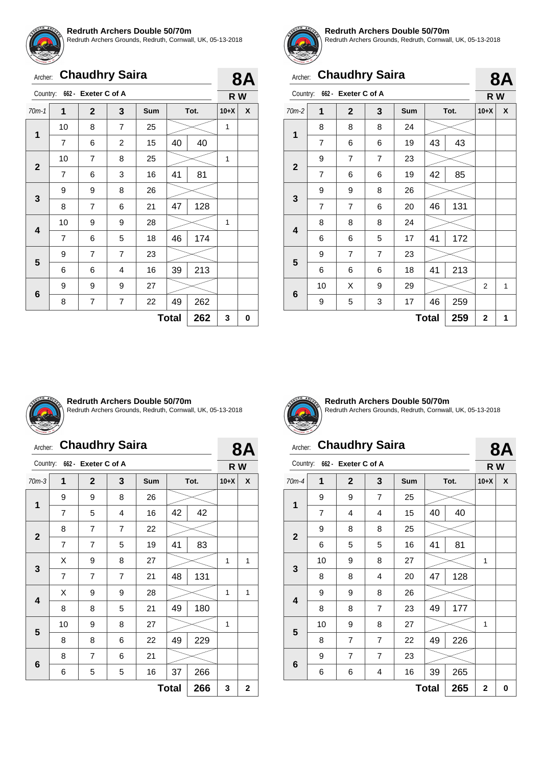**Redruth Archers Double 50/70m**
Redruth Archers Grounds, Redruth, Cornwall, UK, 05-13-2018

Archer: **Chaudhry Saira** — **8A**

Country: 662 - Exeter C of A — **R W**

| 70m-1 | 1 | 2 | 3 | Sum | | Tot. | 10+X | X |
|---|---|---|---|---|---|---|---|---|
| 1 | 10 | 8 | 7 | 25 | | | 1 | |
| | 7 | 6 | 2 | 15 | 40 | 40 | | |
| 2 | 10 | 7 | 8 | 25 | | | 1 | |
| | 7 | 6 | 3 | 16 | 41 | 81 | | |
| 3 | 9 | 9 | 8 | 26 | | | | |
| | 8 | 7 | 6 | 21 | 47 | 128 | | |
| 4 | 10 | 9 | 9 | 28 | | | 1 | |
| | 7 | 6 | 5 | 18 | 46 | 174 | | |
| 5 | 9 | 7 | 7 | 23 | | | | |
| | 6 | 6 | 4 | 16 | 39 | 213 | | |
| 6 | 9 | 9 | 9 | 27 | | | | |
| | 8 | 7 | 7 | 22 | 49 | 262 | | |
| | | | | | Total | 262 | 3 | 0 |

**Redruth Archers Double 50/70m**
Redruth Archers Grounds, Redruth, Cornwall, UK, 05-13-2018

Archer: **Chaudhry Saira** — **8A**

Country: 662 - Exeter C of A — **R W**

| 70m-2 | 1 | 2 | 3 | Sum | | Tot. | 10+X | X |
|---|---|---|---|---|---|---|---|---|
| 1 | 8 | 8 | 8 | 24 | | | | |
| | 7 | 6 | 6 | 19 | 43 | 43 | | |
| 2 | 9 | 7 | 7 | 23 | | | | |
| | 7 | 6 | 6 | 19 | 42 | 85 | | |
| 3 | 9 | 9 | 8 | 26 | | | | |
| | 7 | 7 | 6 | 20 | 46 | 131 | | |
| 4 | 8 | 8 | 8 | 24 | | | | |
| | 6 | 6 | 5 | 17 | 41 | 172 | | |
| 5 | 9 | 7 | 7 | 23 | | | | |
| | 6 | 6 | 6 | 18 | 41 | 213 | | |
| 6 | 10 | X | 9 | 29 | | | 2 | 1 |
| | 9 | 5 | 3 | 17 | 46 | 259 | | |
| | | | | | Total | 259 | 2 | 1 |

**Redruth Archers Double 50/70m**
Redruth Archers Grounds, Redruth, Cornwall, UK, 05-13-2018

Archer: **Chaudhry Saira** — **8A**

Country: 662 - Exeter C of A — **R W**

| 70m-3 | 1 | 2 | 3 | Sum | | Tot. | 10+X | X |
|---|---|---|---|---|---|---|---|---|
| 1 | 9 | 9 | 8 | 26 | | | | |
| | 7 | 5 | 4 | 16 | 42 | 42 | | |
| 2 | 8 | 7 | 7 | 22 | | | | |
| | 7 | 7 | 5 | 19 | 41 | 83 | | |
| 3 | X | 9 | 8 | 27 | | | 1 | 1 |
| | 7 | 7 | 7 | 21 | 48 | 131 | | |
| 4 | X | 9 | 9 | 28 | | | 1 | 1 |
| | 8 | 8 | 5 | 21 | 49 | 180 | | |
| 5 | 10 | 9 | 8 | 27 | | | 1 | |
| | 8 | 8 | 6 | 22 | 49 | 229 | | |
| 6 | 8 | 7 | 6 | 21 | | | | |
| | 6 | 5 | 5 | 16 | 37 | 266 | | |
| | | | | | Total | 266 | 3 | 2 |

**Redruth Archers Double 50/70m**
Redruth Archers Grounds, Redruth, Cornwall, UK, 05-13-2018

Archer: **Chaudhry Saira** — **8A**

Country: 662 - Exeter C of A — **R W**

| 70m-4 | 1 | 2 | 3 | Sum | | Tot. | 10+X | X |
|---|---|---|---|---|---|---|---|---|
| 1 | 9 | 9 | 7 | 25 | | | | |
| | 7 | 4 | 4 | 15 | 40 | 40 | | |
| 2 | 9 | 8 | 8 | 25 | | | | |
| | 6 | 5 | 5 | 16 | 41 | 81 | | |
| 3 | 10 | 9 | 8 | 27 | | | 1 | |
| | 8 | 8 | 4 | 20 | 47 | 128 | | |
| 4 | 9 | 9 | 8 | 26 | | | | |
| | 8 | 8 | 7 | 23 | 49 | 177 | | |
| 5 | 10 | 9 | 8 | 27 | | | 1 | |
| | 8 | 7 | 7 | 22 | 49 | 226 | | |
| 6 | 9 | 7 | 7 | 23 | | | | |
| | 6 | 6 | 4 | 16 | 39 | 265 | | |
| | | | | | Total | 265 | 2 | 0 |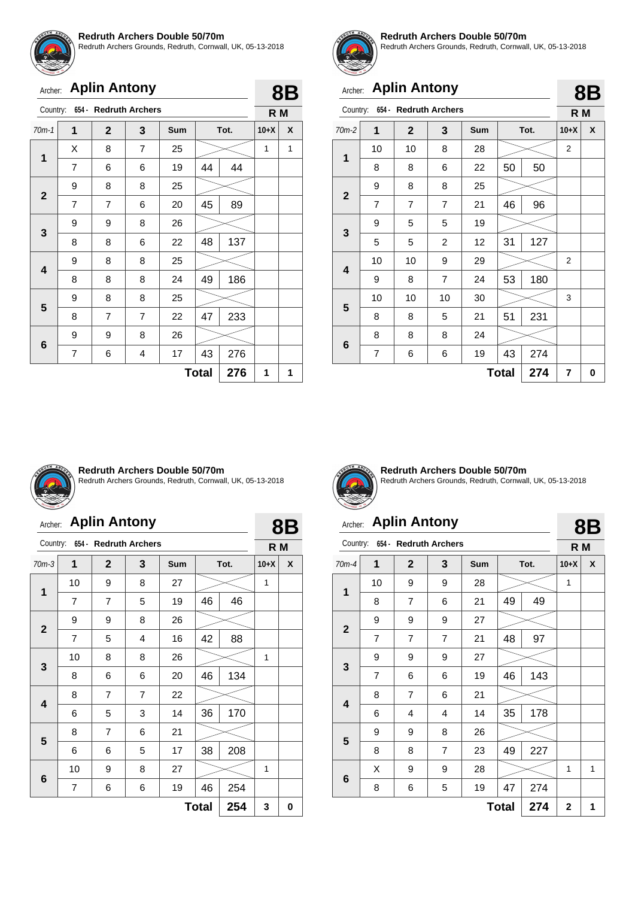## Redruth Archers Double 50/70m

Redruth Archers Grounds, Redruth, Cornwall, UK, 05-13-2018

Archer: **Aplin Antony** — **8B**

Country: 654 - Redruth Archers — **R M**

| 70m-1 | 1 | 2 | 3 | Sum | Tot. | | 10+X | X |
|---|---|---|---|---|---|---|---|---|
| 1 | X | 8 | 7 | 25 | | | 1 | 1 |
| | 7 | 6 | 6 | 19 | 44 | 44 | | |
| 2 | 9 | 8 | 8 | 25 | | | | |
| | 7 | 7 | 6 | 20 | 45 | 89 | | |
| 3 | 9 | 9 | 8 | 26 | | | | |
| | 8 | 8 | 6 | 22 | 48 | 137 | | |
| 4 | 9 | 8 | 8 | 25 | | | | |
| | 8 | 8 | 8 | 24 | 49 | 186 | | |
| 5 | 9 | 8 | 8 | 25 | | | | |
| | 8 | 7 | 7 | 22 | 47 | 233 | | |
| 6 | 9 | 9 | 8 | 26 | | | | |
| | 7 | 6 | 4 | 17 | 43 | 276 | | |
| | | | | | **Total** | **276** | **1** | **1** |

## Redruth Archers Double 50/70m

Redruth Archers Grounds, Redruth, Cornwall, UK, 05-13-2018

Archer: **Aplin Antony** — **8B**

Country: 654 - Redruth Archers — **R M**

| 70m-2 | 1 | 2 | 3 | Sum | Tot. | | 10+X | X |
|---|---|---|---|---|---|---|---|---|
| 1 | 10 | 10 | 8 | 28 | | | 2 | |
| | 8 | 8 | 6 | 22 | 50 | 50 | | |
| 2 | 9 | 8 | 8 | 25 | | | | |
| | 7 | 7 | 7 | 21 | 46 | 96 | | |
| 3 | 9 | 5 | 5 | 19 | | | | |
| | 5 | 5 | 2 | 12 | 31 | 127 | | |
| 4 | 10 | 10 | 9 | 29 | | | 2 | |
| | 9 | 8 | 7 | 24 | 53 | 180 | | |
| 5 | 10 | 10 | 10 | 30 | | | 3 | |
| | 8 | 8 | 5 | 21 | 51 | 231 | | |
| 6 | 8 | 8 | 8 | 24 | | | | |
| | 7 | 6 | 6 | 19 | 43 | 274 | | |
| | | | | | **Total** | **274** | **7** | **0** |

## Redruth Archers Double 50/70m

Redruth Archers Grounds, Redruth, Cornwall, UK, 05-13-2018

Archer: **Aplin Antony** — **8B**

Country: 654 - Redruth Archers — **R M**

| 70m-3 | 1 | 2 | 3 | Sum | Tot. | | 10+X | X |
|---|---|---|---|---|---|---|---|---|
| 1 | 10 | 9 | 8 | 27 | | | 1 | |
| | 7 | 7 | 5 | 19 | 46 | 46 | | |
| 2 | 9 | 9 | 8 | 26 | | | | |
| | 7 | 5 | 4 | 16 | 42 | 88 | | |
| 3 | 10 | 8 | 8 | 26 | | | 1 | |
| | 8 | 6 | 6 | 20 | 46 | 134 | | |
| 4 | 8 | 7 | 7 | 22 | | | | |
| | 6 | 5 | 3 | 14 | 36 | 170 | | |
| 5 | 8 | 7 | 6 | 21 | | | | |
| | 6 | 6 | 5 | 17 | 38 | 208 | | |
| 6 | 10 | 9 | 8 | 27 | | | 1 | |
| | 7 | 6 | 6 | 19 | 46 | 254 | | |
| | | | | | **Total** | **254** | **3** | **0** |

## Redruth Archers Double 50/70m

Redruth Archers Grounds, Redruth, Cornwall, UK, 05-13-2018

Archer: **Aplin Antony** — **8B**

Country: 654 - Redruth Archers — **R M**

| 70m-4 | 1 | 2 | 3 | Sum | Tot. | | 10+X | X |
|---|---|---|---|---|---|---|---|---|
| 1 | 10 | 9 | 9 | 28 | | | 1 | |
| | 8 | 7 | 6 | 21 | 49 | 49 | | |
| 2 | 9 | 9 | 9 | 27 | | | | |
| | 7 | 7 | 7 | 21 | 48 | 97 | | |
| 3 | 9 | 9 | 9 | 27 | | | | |
| | 7 | 6 | 6 | 19 | 46 | 143 | | |
| 4 | 8 | 7 | 6 | 21 | | | | |
| | 6 | 4 | 4 | 14 | 35 | 178 | | |
| 5 | 9 | 9 | 8 | 26 | | | | |
| | 8 | 8 | 7 | 23 | 49 | 227 | | |
| 6 | X | 9 | 9 | 28 | | | 1 | 1 |
| | 8 | 6 | 5 | 19 | 47 | 274 | | |
| | | | | | **Total** | **274** | **2** | **1** |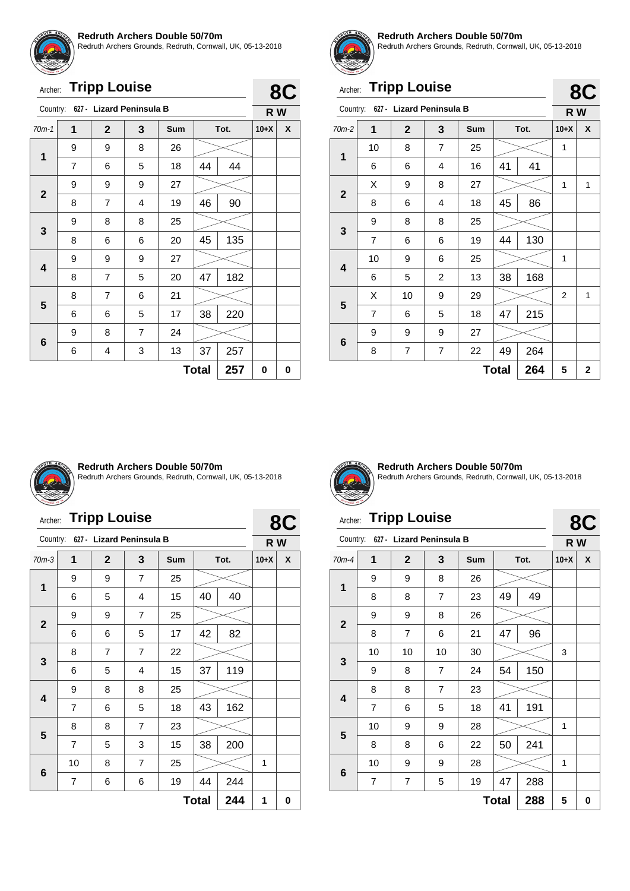**Redruth Archers Double 50/70m**
Redruth Archers Grounds, Redruth, Cornwall, UK, 05-13-2018

Archer: **Tripp Louise** — **8C**
Country: 627 - Lizard Peninsula B — **R W**

| 70m-1 | 1 | 2 | 3 | Sum | Tot. | | 10+X | X |
|---|---|---|---|---|---|---|---|---|
| 1 | 9 | 9 | 8 | 26 | | | | |
| | 7 | 6 | 5 | 18 | 44 | 44 | | |
| 2 | 9 | 9 | 9 | 27 | | | | |
| | 8 | 7 | 4 | 19 | 46 | 90 | | |
| 3 | 9 | 8 | 8 | 25 | | | | |
| | 8 | 6 | 6 | 20 | 45 | 135 | | |
| 4 | 9 | 9 | 9 | 27 | | | | |
| | 8 | 7 | 5 | 20 | 47 | 182 | | |
| 5 | 8 | 7 | 6 | 21 | | | | |
| | 6 | 6 | 5 | 17 | 38 | 220 | | |
| 6 | 9 | 8 | 7 | 24 | | | | |
| | 6 | 4 | 3 | 13 | 37 | 257 | | |
| | | | | | **Total** | **257** | **0** | **0** |

**Redruth Archers Double 50/70m**
Redruth Archers Grounds, Redruth, Cornwall, UK, 05-13-2018

Archer: **Tripp Louise** — **8C**
Country: 627 - Lizard Peninsula B — **R W**

| 70m-2 | 1 | 2 | 3 | Sum | Tot. | | 10+X | X |
|---|---|---|---|---|---|---|---|---|
| 1 | 10 | 8 | 7 | 25 | | | 1 | |
| | 6 | 6 | 4 | 16 | 41 | 41 | | |
| 2 | X | 9 | 8 | 27 | | | 1 | 1 |
| | 8 | 6 | 4 | 18 | 45 | 86 | | |
| 3 | 9 | 8 | 8 | 25 | | | | |
| | 7 | 6 | 6 | 19 | 44 | 130 | | |
| 4 | 10 | 9 | 6 | 25 | | | 1 | |
| | 6 | 5 | 2 | 13 | 38 | 168 | | |
| 5 | X | 10 | 9 | 29 | | | 2 | 1 |
| | 7 | 6 | 5 | 18 | 47 | 215 | | |
| 6 | 9 | 9 | 9 | 27 | | | | |
| | 8 | 7 | 7 | 22 | 49 | 264 | | |
| | | | | | **Total** | **264** | **5** | **2** |

**Redruth Archers Double 50/70m**
Redruth Archers Grounds, Redruth, Cornwall, UK, 05-13-2018

Archer: **Tripp Louise** — **8C**
Country: 627 - Lizard Peninsula B — **R W**

| 70m-3 | 1 | 2 | 3 | Sum | Tot. | | 10+X | X |
|---|---|---|---|---|---|---|---|---|
| 1 | 9 | 9 | 7 | 25 | | | | |
| | 6 | 5 | 4 | 15 | 40 | 40 | | |
| 2 | 9 | 9 | 7 | 25 | | | | |
| | 6 | 6 | 5 | 17 | 42 | 82 | | |
| 3 | 8 | 7 | 7 | 22 | | | | |
| | 6 | 5 | 4 | 15 | 37 | 119 | | |
| 4 | 9 | 8 | 8 | 25 | | | | |
| | 7 | 6 | 5 | 18 | 43 | 162 | | |
| 5 | 8 | 8 | 7 | 23 | | | | |
| | 7 | 5 | 3 | 15 | 38 | 200 | | |
| 6 | 10 | 8 | 7 | 25 | | | 1 | |
| | 7 | 6 | 6 | 19 | 44 | 244 | | |
| | | | | | **Total** | **244** | **1** | **0** |

**Redruth Archers Double 50/70m**
Redruth Archers Grounds, Redruth, Cornwall, UK, 05-13-2018

Archer: **Tripp Louise** — **8C**
Country: 627 - Lizard Peninsula B — **R W**

| 70m-4 | 1 | 2 | 3 | Sum | Tot. | | 10+X | X |
|---|---|---|---|---|---|---|---|---|
| 1 | 9 | 9 | 8 | 26 | | | | |
| | 8 | 8 | 7 | 23 | 49 | 49 | | |
| 2 | 9 | 9 | 8 | 26 | | | | |
| | 8 | 7 | 6 | 21 | 47 | 96 | | |
| 3 | 10 | 10 | 10 | 30 | | | 3 | |
| | 9 | 8 | 7 | 24 | 54 | 150 | | |
| 4 | 8 | 8 | 7 | 23 | | | | |
| | 7 | 6 | 5 | 18 | 41 | 191 | | |
| 5 | 10 | 9 | 9 | 28 | | | 1 | |
| | 8 | 8 | 6 | 22 | 50 | 241 | | |
| 6 | 10 | 9 | 9 | 28 | | | 1 | |
| | 7 | 7 | 5 | 19 | 47 | 288 | | |
| | | | | | **Total** | **288** | **5** | **0** |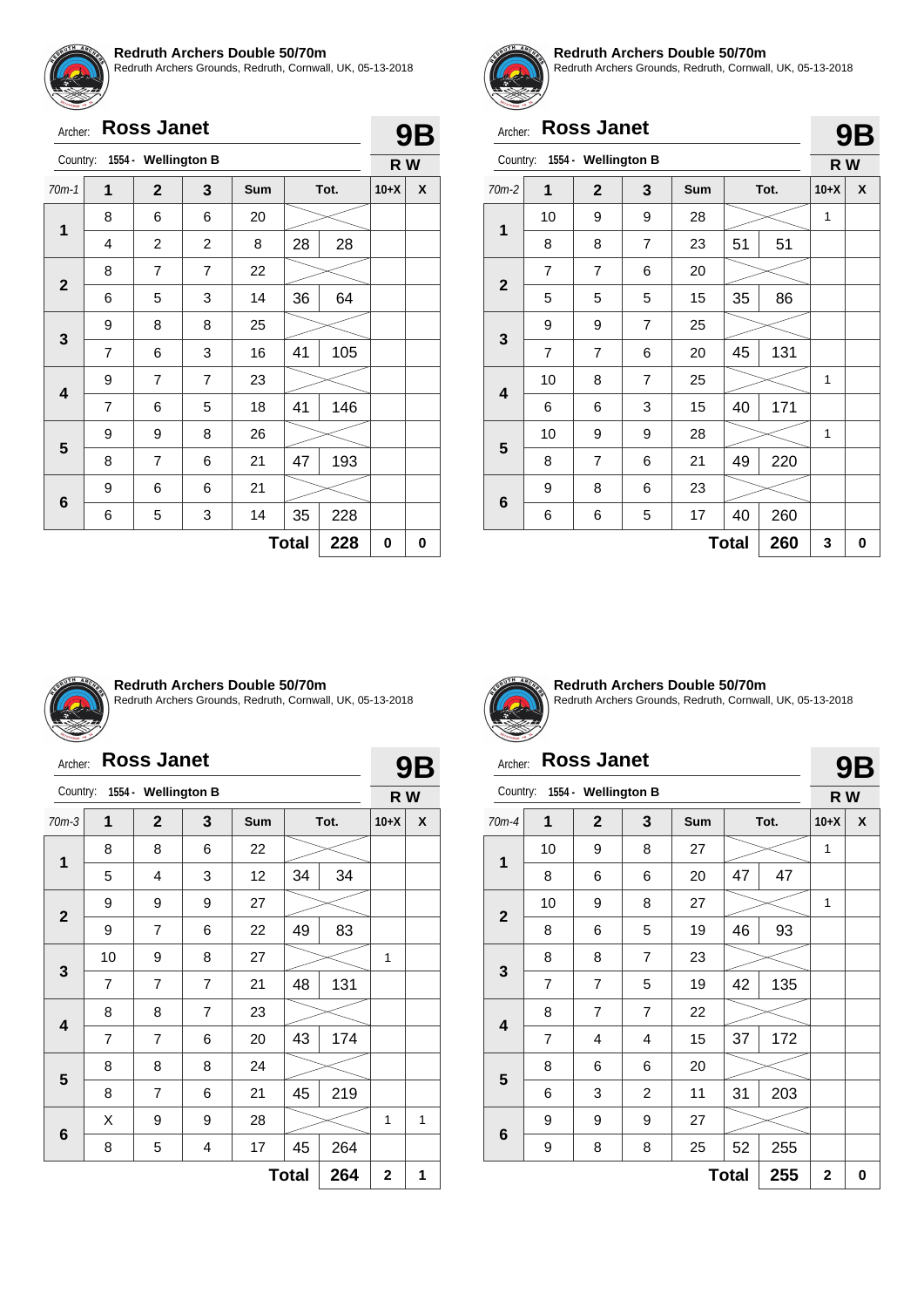**Redruth Archers Double 50/70m**
Redruth Archers Grounds, Redruth, Cornwall, UK, 05-13-2018

Archer: **Ross Janet** — **9B**
Country: 1554 - Wellington B — **R W**

| 70m-1 | 1 | 2 | 3 | Sum | Tot. | | 10+X | X |
|---|---|---|---|---|---|---|---|---|
| 1 | 8 | 6 | 6 | 20 | | | | |
| | 4 | 2 | 2 | 8 | 28 | 28 | | |
| 2 | 8 | 7 | 7 | 22 | | | | |
| | 6 | 5 | 3 | 14 | 36 | 64 | | |
| 3 | 9 | 8 | 8 | 25 | | | | |
| | 7 | 6 | 3 | 16 | 41 | 105 | | |
| 4 | 9 | 7 | 7 | 23 | | | | |
| | 7 | 6 | 5 | 18 | 41 | 146 | | |
| 5 | 9 | 9 | 8 | 26 | | | | |
| | 8 | 7 | 6 | 21 | 47 | 193 | | |
| 6 | 9 | 6 | 6 | 21 | | | | |
| | 6 | 5 | 3 | 14 | 35 | 228 | | |
| | | | | | **Total** | **228** | **0** | **0** |

**Redruth Archers Double 50/70m**
Redruth Archers Grounds, Redruth, Cornwall, UK, 05-13-2018

Archer: **Ross Janet** — **9B**
Country: 1554 - Wellington B — **R W**

| 70m-2 | 1 | 2 | 3 | Sum | Tot. | | 10+X | X |
|---|---|---|---|---|---|---|---|---|
| 1 | 10 | 9 | 9 | 28 | | | 1 | |
| | 8 | 8 | 7 | 23 | 51 | 51 | | |
| 2 | 7 | 7 | 6 | 20 | | | | |
| | 5 | 5 | 5 | 15 | 35 | 86 | | |
| 3 | 9 | 9 | 7 | 25 | | | | |
| | 7 | 7 | 6 | 20 | 45 | 131 | | |
| 4 | 10 | 8 | 7 | 25 | | | 1 | |
| | 6 | 6 | 3 | 15 | 40 | 171 | | |
| 5 | 10 | 9 | 9 | 28 | | | 1 | |
| | 8 | 7 | 6 | 21 | 49 | 220 | | |
| 6 | 9 | 8 | 6 | 23 | | | | |
| | 6 | 6 | 5 | 17 | 40 | 260 | | |
| | | | | | **Total** | **260** | **3** | **0** |

**Redruth Archers Double 50/70m**
Redruth Archers Grounds, Redruth, Cornwall, UK, 05-13-2018

Archer: **Ross Janet** — **9B**
Country: 1554 - Wellington B — **R W**

| 70m-3 | 1 | 2 | 3 | Sum | Tot. | | 10+X | X |
|---|---|---|---|---|---|---|---|---|
| 1 | 8 | 8 | 6 | 22 | | | | |
| | 5 | 4 | 3 | 12 | 34 | 34 | | |
| 2 | 9 | 9 | 9 | 27 | | | | |
| | 9 | 7 | 6 | 22 | 49 | 83 | | |
| 3 | 10 | 9 | 8 | 27 | | | 1 | |
| | 7 | 7 | 7 | 21 | 48 | 131 | | |
| 4 | 8 | 8 | 7 | 23 | | | | |
| | 7 | 7 | 6 | 20 | 43 | 174 | | |
| 5 | 8 | 8 | 8 | 24 | | | | |
| | 8 | 7 | 6 | 21 | 45 | 219 | | |
| 6 | X | 9 | 9 | 28 | | | 1 | 1 |
| | 8 | 5 | 4 | 17 | 45 | 264 | | |
| | | | | | **Total** | **264** | **2** | **1** |

**Redruth Archers Double 50/70m**
Redruth Archers Grounds, Redruth, Cornwall, UK, 05-13-2018

Archer: **Ross Janet** — **9B**
Country: 1554 - Wellington B — **R W**

| 70m-4 | 1 | 2 | 3 | Sum | Tot. | | 10+X | X |
|---|---|---|---|---|---|---|---|---|
| 1 | 10 | 9 | 8 | 27 | | | 1 | |
| | 8 | 6 | 6 | 20 | 47 | 47 | | |
| 2 | 10 | 9 | 8 | 27 | | | 1 | |
| | 8 | 6 | 5 | 19 | 46 | 93 | | |
| 3 | 8 | 8 | 7 | 23 | | | | |
| | 7 | 7 | 5 | 19 | 42 | 135 | | |
| 4 | 8 | 7 | 7 | 22 | | | | |
| | 7 | 4 | 4 | 15 | 37 | 172 | | |
| 5 | 8 | 6 | 6 | 20 | | | | |
| | 6 | 3 | 2 | 11 | 31 | 203 | | |
| 6 | 9 | 9 | 9 | 27 | | | | |
| | 9 | 8 | 8 | 25 | 52 | 255 | | |
| | | | | | **Total** | **255** | **2** | **0** |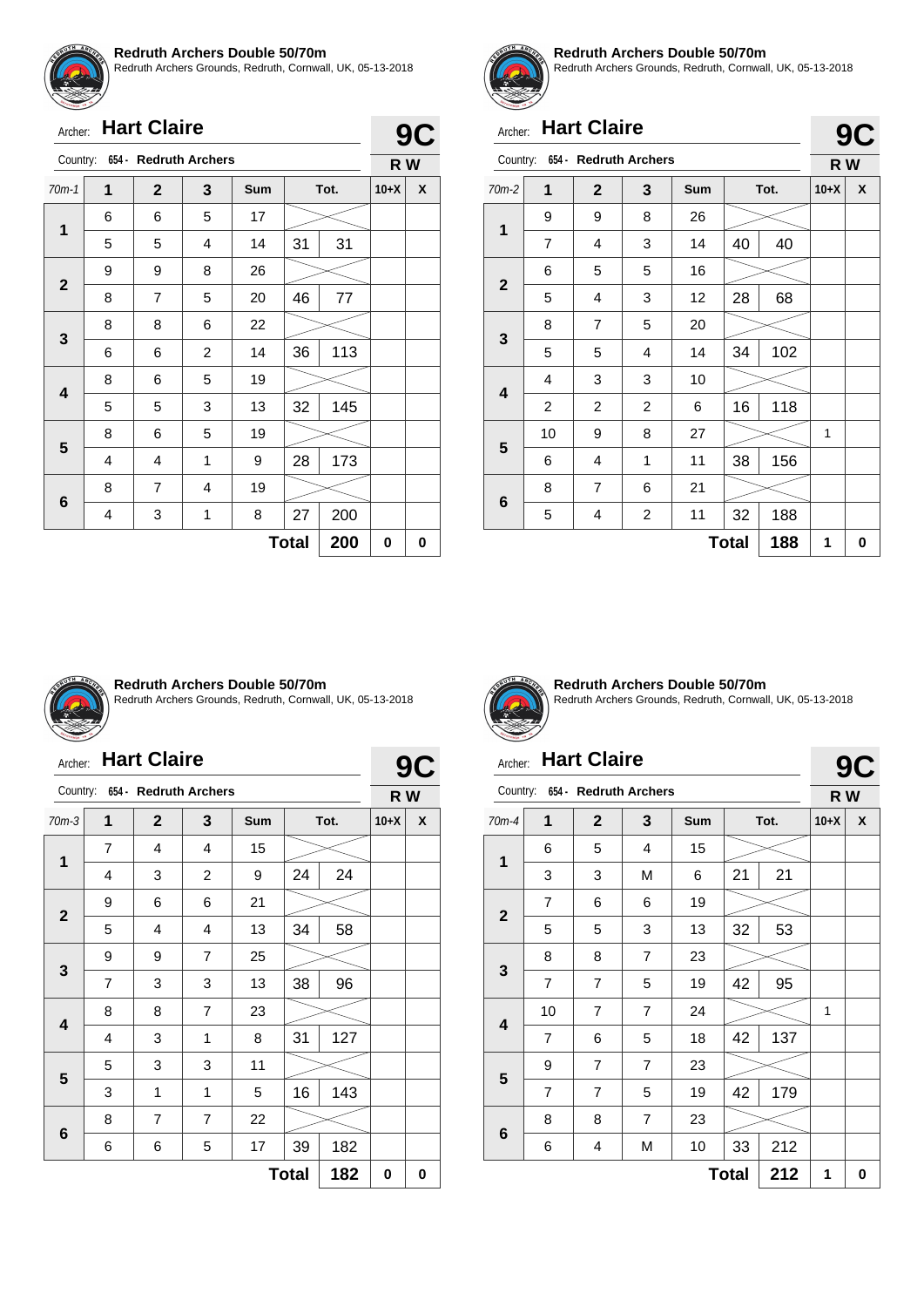## Redruth Archers Double 50/70m

Redruth Archers Grounds, Redruth, Cornwall, UK, 05-13-2018

Archer: **Hart Claire** — **9C**

Country: 654 - Redruth Archers — **RW**

| 70m-1 | 1 | 2 | 3 | Sum | Tot. | | 10+X | X |
|---|---|---|---|---|---|---|---|---|
| 1 | 6 | 6 | 5 | 17 | | | | |
| | 5 | 5 | 4 | 14 | 31 | 31 | | |
| 2 | 9 | 9 | 8 | 26 | | | | |
| | 8 | 7 | 5 | 20 | 46 | 77 | | |
| 3 | 8 | 8 | 6 | 22 | | | | |
| | 6 | 6 | 2 | 14 | 36 | 113 | | |
| 4 | 8 | 6 | 5 | 19 | | | | |
| | 5 | 5 | 3 | 13 | 32 | 145 | | |
| 5 | 8 | 6 | 5 | 19 | | | | |
| | 4 | 4 | 1 | 9 | 28 | 173 | | |
| 6 | 8 | 7 | 4 | 19 | | | | |
| | 4 | 3 | 1 | 8 | 27 | 200 | | |
| | | | | | **Total** | **200** | **0** | **0** |

## Redruth Archers Double 50/70m

Redruth Archers Grounds, Redruth, Cornwall, UK, 05-13-2018

Archer: **Hart Claire** — **9C**

Country: 654 - Redruth Archers — **RW**

| 70m-2 | 1 | 2 | 3 | Sum | Tot. | | 10+X | X |
|---|---|---|---|---|---|---|---|---|
| 1 | 9 | 9 | 8 | 26 | | | | |
| | 7 | 4 | 3 | 14 | 40 | 40 | | |
| 2 | 6 | 5 | 5 | 16 | | | | |
| | 5 | 4 | 3 | 12 | 28 | 68 | | |
| 3 | 8 | 7 | 5 | 20 | | | | |
| | 5 | 5 | 4 | 14 | 34 | 102 | | |
| 4 | 4 | 3 | 3 | 10 | | | | |
| | 2 | 2 | 2 | 6 | 16 | 118 | | |
| 5 | 10 | 9 | 8 | 27 | | | 1 | |
| | 6 | 4 | 1 | 11 | 38 | 156 | | |
| 6 | 8 | 7 | 6 | 21 | | | | |
| | 5 | 4 | 2 | 11 | 32 | 188 | | |
| | | | | | **Total** | **188** | **1** | **0** |

## Redruth Archers Double 50/70m

Redruth Archers Grounds, Redruth, Cornwall, UK, 05-13-2018

Archer: **Hart Claire** — **9C**

Country: 654 - Redruth Archers — **RW**

| 70m-3 | 1 | 2 | 3 | Sum | Tot. | | 10+X | X |
|---|---|---|---|---|---|---|---|---|
| 1 | 7 | 4 | 4 | 15 | | | | |
| | 4 | 3 | 2 | 9 | 24 | 24 | | |
| 2 | 9 | 6 | 6 | 21 | | | | |
| | 5 | 4 | 4 | 13 | 34 | 58 | | |
| 3 | 9 | 9 | 7 | 25 | | | | |
| | 7 | 3 | 3 | 13 | 38 | 96 | | |
| 4 | 8 | 8 | 7 | 23 | | | | |
| | 4 | 3 | 1 | 8 | 31 | 127 | | |
| 5 | 5 | 3 | 3 | 11 | | | | |
| | 3 | 1 | 1 | 5 | 16 | 143 | | |
| 6 | 8 | 7 | 7 | 22 | | | | |
| | 6 | 6 | 5 | 17 | 39 | 182 | | |
| | | | | | **Total** | **182** | **0** | **0** |

## Redruth Archers Double 50/70m

Redruth Archers Grounds, Redruth, Cornwall, UK, 05-13-2018

Archer: **Hart Claire** — **9C**

Country: 654 - Redruth Archers — **RW**

| 70m-4 | 1 | 2 | 3 | Sum | Tot. | | 10+X | X |
|---|---|---|---|---|---|---|---|---|
| 1 | 6 | 5 | 4 | 15 | | | | |
| | 3 | 3 | M | 6 | 21 | 21 | | |
| 2 | 7 | 6 | 6 | 19 | | | | |
| | 5 | 5 | 3 | 13 | 32 | 53 | | |
| 3 | 8 | 8 | 7 | 23 | | | | |
| | 7 | 7 | 5 | 19 | 42 | 95 | | |
| 4 | 10 | 7 | 7 | 24 | | | 1 | |
| | 7 | 6 | 5 | 18 | 42 | 137 | | |
| 5 | 9 | 7 | 7 | 23 | | | | |
| | 7 | 7 | 5 | 19 | 42 | 179 | | |
| 6 | 8 | 8 | 7 | 23 | | | | |
| | 6 | 4 | M | 10 | 33 | 212 | | |
| | | | | | **Total** | **212** | **1** | **0** |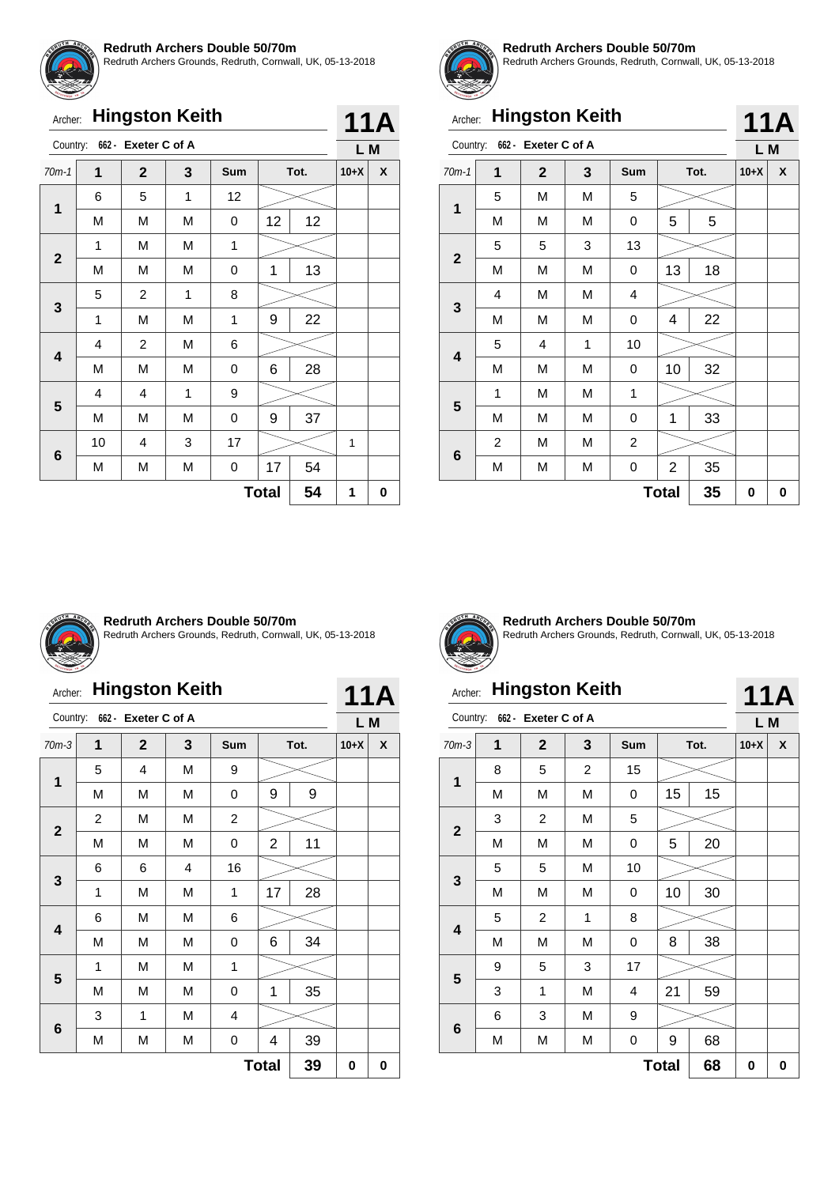**Redruth Archers Double 50/70m**
Redruth Archers Grounds, Redruth, Cornwall, UK, 05-13-2018

Archer: **Hingston Keith** — **11A**

Country: 662 - Exeter C of A — **L M**

| 70m-1 | 1 | 2 | 3 | Sum | Tot. | | 10+X | X |
|---|---|---|---|---|---|---|---|---|
| 1 | 6 | 5 | 1 | 12 | | | | |
| | M | M | M | 0 | 12 | 12 | | |
| 2 | 1 | M | M | 1 | | | | |
| | M | M | M | 0 | 1 | 13 | | |
| 3 | 5 | 2 | 1 | 8 | | | | |
| | 1 | M | M | 1 | 9 | 22 | | |
| 4 | 4 | 2 | M | 6 | | | | |
| | M | M | M | 0 | 6 | 28 | | |
| 5 | 4 | 4 | 1 | 9 | | | | |
| | M | M | M | 0 | 9 | 37 | | |
| 6 | 10 | 4 | 3 | 17 | | | 1 | |
| | M | M | M | 0 | 17 | 54 | | |
| | | | | | **Total** | **54** | **1** | **0** |

**Redruth Archers Double 50/70m**
Redruth Archers Grounds, Redruth, Cornwall, UK, 05-13-2018

Archer: **Hingston Keith** — **11A**

Country: 662 - Exeter C of A — **L M**

| 70m-1 | 1 | 2 | 3 | Sum | Tot. | | 10+X | X |
|---|---|---|---|---|---|---|---|---|
| 1 | 5 | M | M | 5 | | | | |
| | M | M | M | 0 | 5 | 5 | | |
| 2 | 5 | 5 | 3 | 13 | | | | |
| | M | M | M | 0 | 13 | 18 | | |
| 3 | 4 | M | M | 4 | | | | |
| | M | M | M | 0 | 4 | 22 | | |
| 4 | 5 | 4 | 1 | 10 | | | | |
| | M | M | M | 0 | 10 | 32 | | |
| 5 | 1 | M | M | 1 | | | | |
| | M | M | M | 0 | 1 | 33 | | |
| 6 | 2 | M | M | 2 | | | | |
| | M | M | M | 0 | 2 | 35 | | |
| | | | | | **Total** | **35** | **0** | **0** |

**Redruth Archers Double 50/70m**
Redruth Archers Grounds, Redruth, Cornwall, UK, 05-13-2018

Archer: **Hingston Keith** — **11A**

Country: 662 - Exeter C of A — **L M**

| 70m-3 | 1 | 2 | 3 | Sum | Tot. | | 10+X | X |
|---|---|---|---|---|---|---|---|---|
| 1 | 5 | 4 | M | 9 | | | | |
| | M | M | M | 0 | 9 | 9 | | |
| 2 | 2 | M | M | 2 | | | | |
| | M | M | M | 0 | 2 | 11 | | |
| 3 | 6 | 6 | 4 | 16 | | | | |
| | 1 | M | M | 1 | 17 | 28 | | |
| 4 | 6 | M | M | 6 | | | | |
| | M | M | M | 0 | 6 | 34 | | |
| 5 | 1 | M | M | 1 | | | | |
| | M | M | M | 0 | 1 | 35 | | |
| 6 | 3 | 1 | M | 4 | | | | |
| | M | M | M | 0 | 4 | 39 | | |
| | | | | | **Total** | **39** | **0** | **0** |

**Redruth Archers Double 50/70m**
Redruth Archers Grounds, Redruth, Cornwall, UK, 05-13-2018

Archer: **Hingston Keith** — **11A**

Country: 662 - Exeter C of A — **L M**

| 70m-3 | 1 | 2 | 3 | Sum | Tot. | | 10+X | X |
|---|---|---|---|---|---|---|---|---|
| 1 | 8 | 5 | 2 | 15 | | | | |
| | M | M | M | 0 | 15 | 15 | | |
| 2 | 3 | 2 | M | 5 | | | | |
| | M | M | M | 0 | 5 | 20 | | |
| 3 | 5 | 5 | M | 10 | | | | |
| | M | M | M | 0 | 10 | 30 | | |
| 4 | 5 | 2 | 1 | 8 | | | | |
| | M | M | M | 0 | 8 | 38 | | |
| 5 | 9 | 5 | 3 | 17 | | | | |
| | 3 | 1 | M | 4 | 21 | 59 | | |
| 6 | 6 | 3 | M | 9 | | | | |
| | M | M | M | 0 | 9 | 68 | | |
| | | | | | **Total** | **68** | **0** | **0** |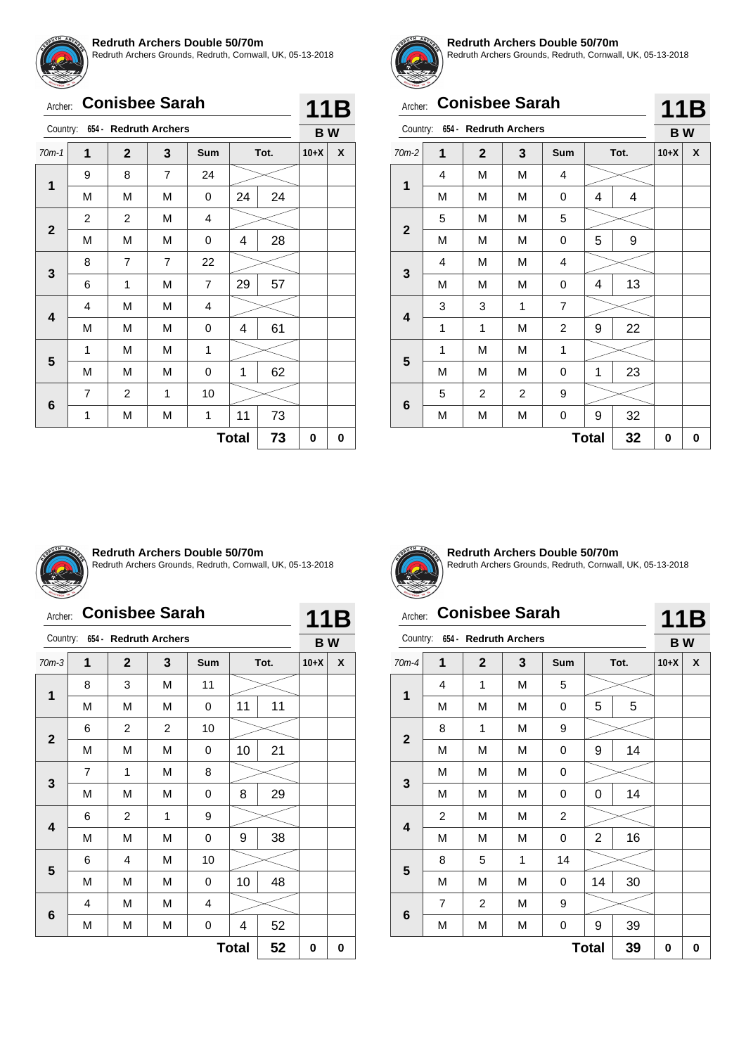## Redruth Archers Double 50/70m

Redruth Archers Grounds, Redruth, Cornwall, UK, 05-13-2018

Archer: **Conisbee Sarah** — **11B**

Country: 654 - Redruth Archers — **B W**

| 70m-1 | 1 | 2 | 3 | Sum | Tot. | | 10+X | X |
|---|---|---|---|---|---|---|---|---|
| 1 | 9 | 8 | 7 | 24 | | | | |
| | M | M | M | 0 | 24 | 24 | | |
| 2 | 2 | 2 | M | 4 | | | | |
| | M | M | M | 0 | 4 | 28 | | |
| 3 | 8 | 7 | 7 | 22 | | | | |
| | 6 | 1 | M | 7 | 29 | 57 | | |
| 4 | 4 | M | M | 4 | | | | |
| | M | M | M | 0 | 4 | 61 | | |
| 5 | 1 | M | M | 1 | | | | |
| | M | M | M | 0 | 1 | 62 | | |
| 6 | 7 | 2 | 1 | 10 | | | | |
| | 1 | M | M | 1 | 11 | 73 | | |
| | | | | | **Total** | **73** | **0** | **0** |

## Redruth Archers Double 50/70m

Redruth Archers Grounds, Redruth, Cornwall, UK, 05-13-2018

Archer: **Conisbee Sarah** — **11B**

Country: 654 - Redruth Archers — **B W**

| 70m-2 | 1 | 2 | 3 | Sum | Tot. | | 10+X | X |
|---|---|---|---|---|---|---|---|---|
| 1 | 4 | M | M | 4 | | | | |
| | M | M | M | 0 | 4 | 4 | | |
| 2 | 5 | M | M | 5 | | | | |
| | M | M | M | 0 | 5 | 9 | | |
| 3 | 4 | M | M | 4 | | | | |
| | M | M | M | 0 | 4 | 13 | | |
| 4 | 3 | 3 | 1 | 7 | | | | |
| | 1 | 1 | M | 2 | 9 | 22 | | |
| 5 | 1 | M | M | 1 | | | | |
| | M | M | M | 0 | 1 | 23 | | |
| 6 | 5 | 2 | 2 | 9 | | | | |
| | M | M | M | 0 | 9 | 32 | | |
| | | | | | **Total** | **32** | **0** | **0** |

## Redruth Archers Double 50/70m

Redruth Archers Grounds, Redruth, Cornwall, UK, 05-13-2018

Archer: **Conisbee Sarah** — **11B**

Country: 654 - Redruth Archers — **B W**

| 70m-3 | 1 | 2 | 3 | Sum | Tot. | | 10+X | X |
|---|---|---|---|---|---|---|---|---|
| 1 | 8 | 3 | M | 11 | | | | |
| | M | M | M | 0 | 11 | 11 | | |
| 2 | 6 | 2 | 2 | 10 | | | | |
| | M | M | M | 0 | 10 | 21 | | |
| 3 | 7 | 1 | M | 8 | | | | |
| | M | M | M | 0 | 8 | 29 | | |
| 4 | 6 | 2 | 1 | 9 | | | | |
| | M | M | M | 0 | 9 | 38 | | |
| 5 | 6 | 4 | M | 10 | | | | |
| | M | M | M | 0 | 10 | 48 | | |
| 6 | 4 | M | M | 4 | | | | |
| | M | M | M | 0 | 4 | 52 | | |
| | | | | | **Total** | **52** | **0** | **0** |

## Redruth Archers Double 50/70m

Redruth Archers Grounds, Redruth, Cornwall, UK, 05-13-2018

Archer: **Conisbee Sarah** — **11B**

Country: 654 - Redruth Archers — **B W**

| 70m-4 | 1 | 2 | 3 | Sum | Tot. | | 10+X | X |
|---|---|---|---|---|---|---|---|---|
| 1 | 4 | 1 | M | 5 | | | | |
| | M | M | M | 0 | 5 | 5 | | |
| 2 | 8 | 1 | M | 9 | | | | |
| | M | M | M | 0 | 9 | 14 | | |
| 3 | M | M | M | 0 | | | | |
| | M | M | M | 0 | 0 | 14 | | |
| 4 | 2 | M | M | 2 | | | | |
| | M | M | M | 0 | 2 | 16 | | |
| 5 | 8 | 5 | 1 | 14 | | | | |
| | M | M | M | 0 | 14 | 30 | | |
| 6 | 7 | 2 | M | 9 | | | | |
| | M | M | M | 0 | 9 | 39 | | |
| | | | | | **Total** | **39** | **0** | **0** |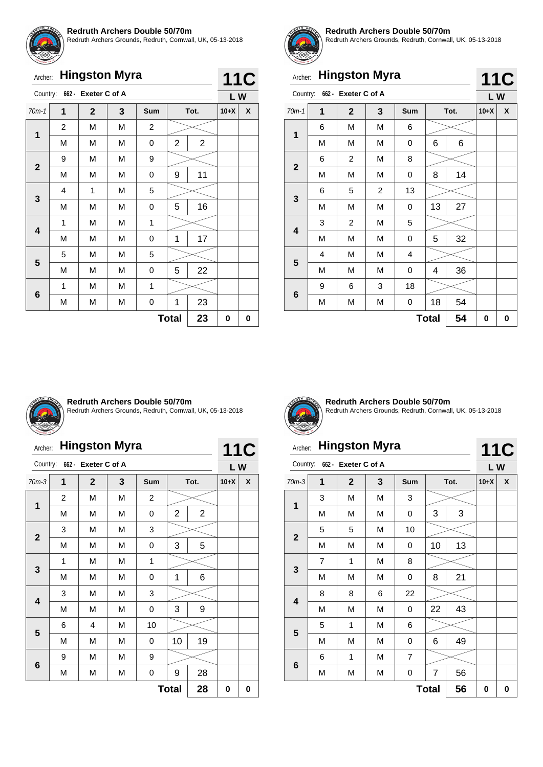**Redruth Archers Double 50/70m**
Redruth Archers Grounds, Redruth, Cornwall, UK, 05-13-2018

Archer: **Hingston Myra** — **11C**
Country: 662 - Exeter C of A — **L W**

| 70m-1 | 1 | 2 | 3 | Sum | Tot. | | 10+X | X |
|---|---|---|---|---|---|---|---|---|
| 1 | 2 | M | M | 2 | | | | |
| | M | M | M | 0 | 2 | 2 | | |
| 2 | 9 | M | M | 9 | | | | |
| | M | M | M | 0 | 9 | 11 | | |
| 3 | 4 | 1 | M | 5 | | | | |
| | M | M | M | 0 | 5 | 16 | | |
| 4 | 1 | M | M | 1 | | | | |
| | M | M | M | 0 | 1 | 17 | | |
| 5 | 5 | M | M | 5 | | | | |
| | M | M | M | 0 | 5 | 22 | | |
| 6 | 1 | M | M | 1 | | | | |
| | M | M | M | 0 | 1 | 23 | | |
| | | | | | **Total** | **23** | **0** | **0** |

**Redruth Archers Double 50/70m**
Redruth Archers Grounds, Redruth, Cornwall, UK, 05-13-2018

Archer: **Hingston Myra** — **11C**
Country: 662 - Exeter C of A — **L W**

| 70m-1 | 1 | 2 | 3 | Sum | Tot. | | 10+X | X |
|---|---|---|---|---|---|---|---|---|
| 1 | 6 | M | M | 6 | | | | |
| | M | M | M | 0 | 6 | 6 | | |
| 2 | 6 | 2 | M | 8 | | | | |
| | M | M | M | 0 | 8 | 14 | | |
| 3 | 6 | 5 | 2 | 13 | | | | |
| | M | M | M | 0 | 13 | 27 | | |
| 4 | 3 | 2 | M | 5 | | | | |
| | M | M | M | 0 | 5 | 32 | | |
| 5 | 4 | M | M | 4 | | | | |
| | M | M | M | 0 | 4 | 36 | | |
| 6 | 9 | 6 | 3 | 18 | | | | |
| | M | M | M | 0 | 18 | 54 | | |
| | | | | | **Total** | **54** | **0** | **0** |

**Redruth Archers Double 50/70m**
Redruth Archers Grounds, Redruth, Cornwall, UK, 05-13-2018

Archer: **Hingston Myra** — **11C**
Country: 662 - Exeter C of A — **L W**

| 70m-3 | 1 | 2 | 3 | Sum | Tot. | | 10+X | X |
|---|---|---|---|---|---|---|---|---|
| 1 | 2 | M | M | 2 | | | | |
| | M | M | M | 0 | 2 | 2 | | |
| 2 | 3 | M | M | 3 | | | | |
| | M | M | M | 0 | 3 | 5 | | |
| 3 | 1 | M | M | 1 | | | | |
| | M | M | M | 0 | 1 | 6 | | |
| 4 | 3 | M | M | 3 | | | | |
| | M | M | M | 0 | 3 | 9 | | |
| 5 | 6 | 4 | M | 10 | | | | |
| | M | M | M | 0 | 10 | 19 | | |
| 6 | 9 | M | M | 9 | | | | |
| | M | M | M | 0 | 9 | 28 | | |
| | | | | | **Total** | **28** | **0** | **0** |

**Redruth Archers Double 50/70m**
Redruth Archers Grounds, Redruth, Cornwall, UK, 05-13-2018

Archer: **Hingston Myra** — **11C**
Country: 662 - Exeter C of A — **L W**

| 70m-3 | 1 | 2 | 3 | Sum | Tot. | | 10+X | X |
|---|---|---|---|---|---|---|---|---|
| 1 | 3 | M | M | 3 | | | | |
| | M | M | M | 0 | 3 | 3 | | |
| 2 | 5 | 5 | M | 10 | | | | |
| | M | M | M | 0 | 10 | 13 | | |
| 3 | 7 | 1 | M | 8 | | | | |
| | M | M | M | 0 | 8 | 21 | | |
| 4 | 8 | 8 | 6 | 22 | | | | |
| | M | M | M | 0 | 22 | 43 | | |
| 5 | 5 | 1 | M | 6 | | | | |
| | M | M | M | 0 | 6 | 49 | | |
| 6 | 6 | 1 | M | 7 | | | | |
| | M | M | M | 0 | 7 | 56 | | |
| | | | | | **Total** | **56** | **0** | **0** |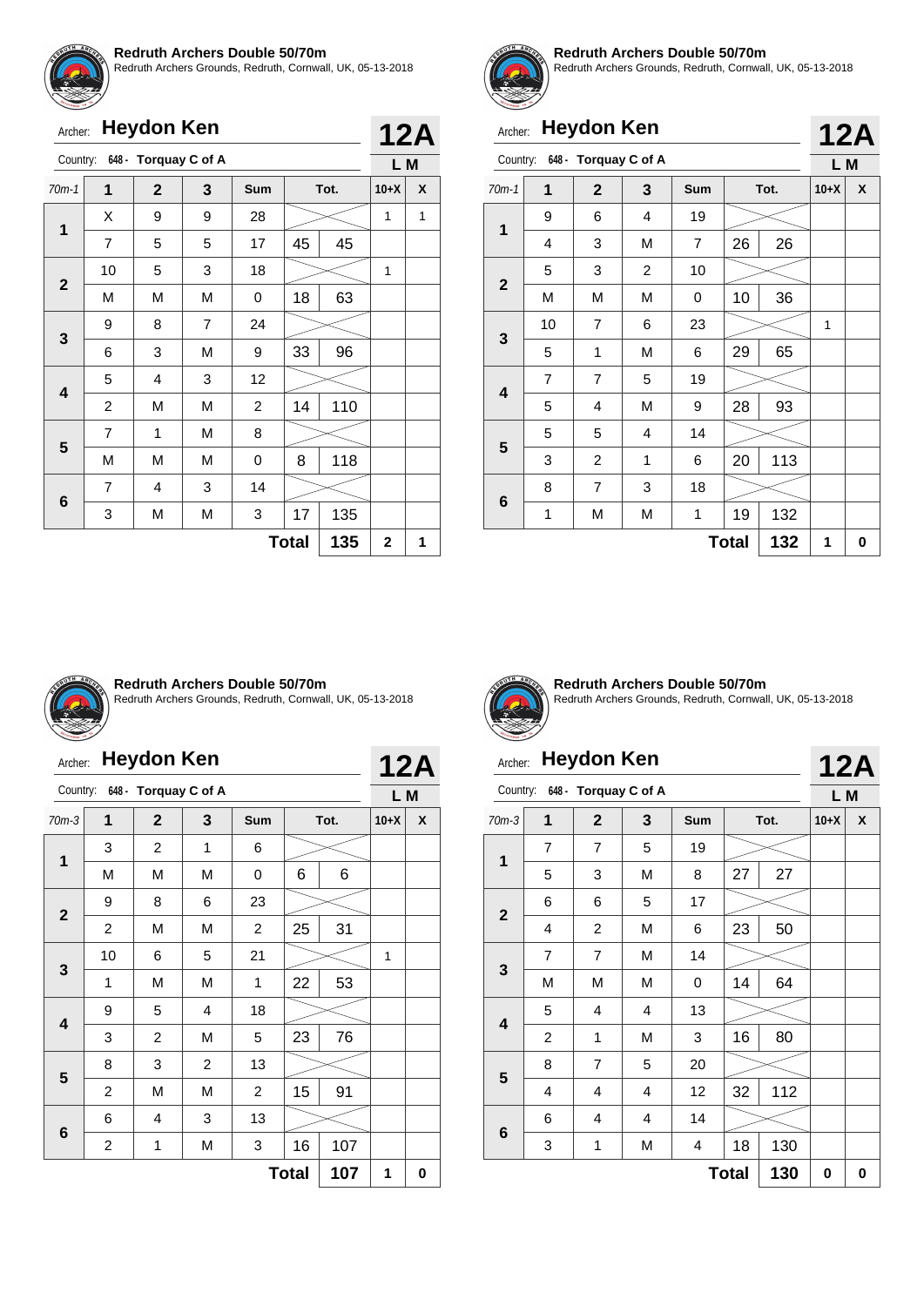**Redruth Archers Double 50/70m**
Redruth Archers Grounds, Redruth, Cornwall, UK, 05-13-2018

Archer: **Heydon Ken** — **12A**

Country: 648 - Torquay C of A — L M

| 70m-1 | 1 | 2 | 3 | Sum | Tot. | | 10+X | X |
|---|---|---|---|---|---|---|---|---|
| 1 | X | 9 | 9 | 28 | | | 1 | 1 |
| | 7 | 5 | 5 | 17 | 45 | 45 | | |
| 2 | 10 | 5 | 3 | 18 | | | 1 | |
| | M | M | M | 0 | 18 | 63 | | |
| 3 | 9 | 8 | 7 | 24 | | | | |
| | 6 | 3 | M | 9 | 33 | 96 | | |
| 4 | 5 | 4 | 3 | 12 | | | | |
| | 2 | M | M | 2 | 14 | 110 | | |
| 5 | 7 | 1 | M | 8 | | | | |
| | M | M | M | 0 | 8 | 118 | | |
| 6 | 7 | 4 | 3 | 14 | | | | |
| | 3 | M | M | 3 | 17 | 135 | | |
| | | | | | **Total** | **135** | **2** | **1** |

**Redruth Archers Double 50/70m**
Redruth Archers Grounds, Redruth, Cornwall, UK, 05-13-2018

Archer: **Heydon Ken** — **12A**

Country: 648 - Torquay C of A — L M

| 70m-1 | 1 | 2 | 3 | Sum | Tot. | | 10+X | X |
|---|---|---|---|---|---|---|---|---|
| 1 | 9 | 6 | 4 | 19 | | | | |
| | 4 | 3 | M | 7 | 26 | 26 | | |
| 2 | 5 | 3 | 2 | 10 | | | | |
| | M | M | M | 0 | 10 | 36 | | |
| 3 | 10 | 7 | 6 | 23 | | | 1 | |
| | 5 | 1 | M | 6 | 29 | 65 | | |
| 4 | 7 | 7 | 5 | 19 | | | | |
| | 5 | 4 | M | 9 | 28 | 93 | | |
| 5 | 5 | 5 | 4 | 14 | | | | |
| | 3 | 2 | 1 | 6 | 20 | 113 | | |
| 6 | 8 | 7 | 3 | 18 | | | | |
| | 1 | M | M | 1 | 19 | 132 | | |
| | | | | | **Total** | **132** | **1** | **0** |

**Redruth Archers Double 50/70m**
Redruth Archers Grounds, Redruth, Cornwall, UK, 05-13-2018

Archer: **Heydon Ken** — **12A**

Country: 648 - Torquay C of A — L M

| 70m-3 | 1 | 2 | 3 | Sum | Tot. | | 10+X | X |
|---|---|---|---|---|---|---|---|---|
| 1 | 3 | 2 | 1 | 6 | | | | |
| | M | M | M | 0 | 6 | 6 | | |
| 2 | 9 | 8 | 6 | 23 | | | | |
| | 2 | M | M | 2 | 25 | 31 | | |
| 3 | 10 | 6 | 5 | 21 | | | 1 | |
| | 1 | M | M | 1 | 22 | 53 | | |
| 4 | 9 | 5 | 4 | 18 | | | | |
| | 3 | 2 | M | 5 | 23 | 76 | | |
| 5 | 8 | 3 | 2 | 13 | | | | |
| | 2 | M | M | 2 | 15 | 91 | | |
| 6 | 6 | 4 | 3 | 13 | | | | |
| | 2 | 1 | M | 3 | 16 | 107 | | |
| | | | | | **Total** | **107** | **1** | **0** |

**Redruth Archers Double 50/70m**
Redruth Archers Grounds, Redruth, Cornwall, UK, 05-13-2018

Archer: **Heydon Ken** — **12A**

Country: 648 - Torquay C of A — L M

| 70m-3 | 1 | 2 | 3 | Sum | Tot. | | 10+X | X |
|---|---|---|---|---|---|---|---|---|
| 1 | 7 | 7 | 5 | 19 | | | | |
| | 5 | 3 | M | 8 | 27 | 27 | | |
| 2 | 6 | 6 | 5 | 17 | | | | |
| | 4 | 2 | M | 6 | 23 | 50 | | |
| 3 | 7 | 7 | M | 14 | | | | |
| | M | M | M | 0 | 14 | 64 | | |
| 4 | 5 | 4 | 4 | 13 | | | | |
| | 2 | 1 | M | 3 | 16 | 80 | | |
| 5 | 8 | 7 | 5 | 20 | | | | |
| | 4 | 4 | 4 | 12 | 32 | 112 | | |
| 6 | 6 | 4 | 4 | 14 | | | | |
| | 3 | 1 | M | 4 | 18 | 130 | | |
| | | | | | **Total** | **130** | **0** | **0** |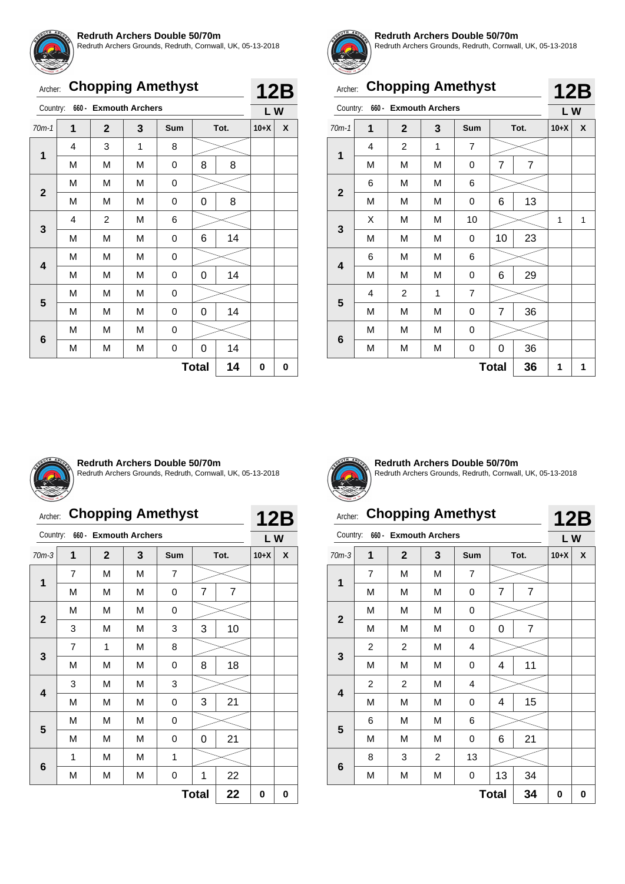## Redruth Archers Double 50/70m

Redruth Archers Grounds, Redruth, Cornwall, UK, 05-13-2018

Archer: **Chopping Amethyst** — **12B**

Country: 660 - Exmouth Archers — L W

| 70m-1 | 1 | 2 | 3 | Sum | Tot. | | 10+X | X |
|---|---|---|---|---|---|---|---|---|
| 1 | 4 | 3 | 1 | 8 | | | | |
| | M | M | M | 0 | 8 | 8 | | |
| 2 | M | M | M | 0 | | | | |
| | M | M | M | 0 | 0 | 8 | | |
| 3 | 4 | 2 | M | 6 | | | | |
| | M | M | M | 0 | 6 | 14 | | |
| 4 | M | M | M | 0 | | | | |
| | M | M | M | 0 | 0 | 14 | | |
| 5 | M | M | M | 0 | | | | |
| | M | M | M | 0 | 0 | 14 | | |
| 6 | M | M | M | 0 | | | | |
| | M | M | M | 0 | 0 | 14 | | |
| | | | | | **Total** | **14** | **0** | **0** |

## Redruth Archers Double 50/70m

Redruth Archers Grounds, Redruth, Cornwall, UK, 05-13-2018

Archer: **Chopping Amethyst** — **12B**

Country: 660 - Exmouth Archers — L W

| 70m-1 | 1 | 2 | 3 | Sum | Tot. | | 10+X | X |
|---|---|---|---|---|---|---|---|---|
| 1 | 4 | 2 | 1 | 7 | | | | |
| | M | M | M | 0 | 7 | 7 | | |
| 2 | 6 | M | M | 6 | | | | |
| | M | M | M | 0 | 6 | 13 | | |
| 3 | X | M | M | 10 | | | 1 | 1 |
| | M | M | M | 0 | 10 | 23 | | |
| 4 | 6 | M | M | 6 | | | | |
| | M | M | M | 0 | 6 | 29 | | |
| 5 | 4 | 2 | 1 | 7 | | | | |
| | M | M | M | 0 | 7 | 36 | | |
| 6 | M | M | M | 0 | | | | |
| | M | M | M | 0 | 0 | 36 | | |
| | | | | | **Total** | **36** | **1** | **1** |

## Redruth Archers Double 50/70m

Redruth Archers Grounds, Redruth, Cornwall, UK, 05-13-2018

Archer: **Chopping Amethyst** — **12B**

Country: 660 - Exmouth Archers — L W

| 70m-3 | 1 | 2 | 3 | Sum | Tot. | | 10+X | X |
|---|---|---|---|---|---|---|---|---|
| 1 | 7 | M | M | 7 | | | | |
| | M | M | M | 0 | 7 | 7 | | |
| 2 | M | M | M | 0 | | | | |
| | 3 | M | M | 3 | 3 | 10 | | |
| 3 | 7 | 1 | M | 8 | | | | |
| | M | M | M | 0 | 8 | 18 | | |
| 4 | 3 | M | M | 3 | | | | |
| | M | M | M | 0 | 3 | 21 | | |
| 5 | M | M | M | 0 | | | | |
| | M | M | M | 0 | 0 | 21 | | |
| 6 | 1 | M | M | 1 | | | | |
| | M | M | M | 0 | 1 | 22 | | |
| | | | | | **Total** | **22** | **0** | **0** |

## Redruth Archers Double 50/70m

Redruth Archers Grounds, Redruth, Cornwall, UK, 05-13-2018

Archer: **Chopping Amethyst** — **12B**

Country: 660 - Exmouth Archers — L W

| 70m-3 | 1 | 2 | 3 | Sum | Tot. | | 10+X | X |
|---|---|---|---|---|---|---|---|---|
| 1 | 7 | M | M | 7 | | | | |
| | M | M | M | 0 | 7 | 7 | | |
| 2 | M | M | M | 0 | | | | |
| | M | M | M | 0 | 0 | 7 | | |
| 3 | 2 | 2 | M | 4 | | | | |
| | M | M | M | 0 | 4 | 11 | | |
| 4 | 2 | 2 | M | 4 | | | | |
| | M | M | M | 0 | 4 | 15 | | |
| 5 | 6 | M | M | 6 | | | | |
| | M | M | M | 0 | 6 | 21 | | |
| 6 | 8 | 3 | 2 | 13 | | | | |
| | M | M | M | 0 | 13 | 34 | | |
| | | | | | **Total** | **34** | **0** | **0** |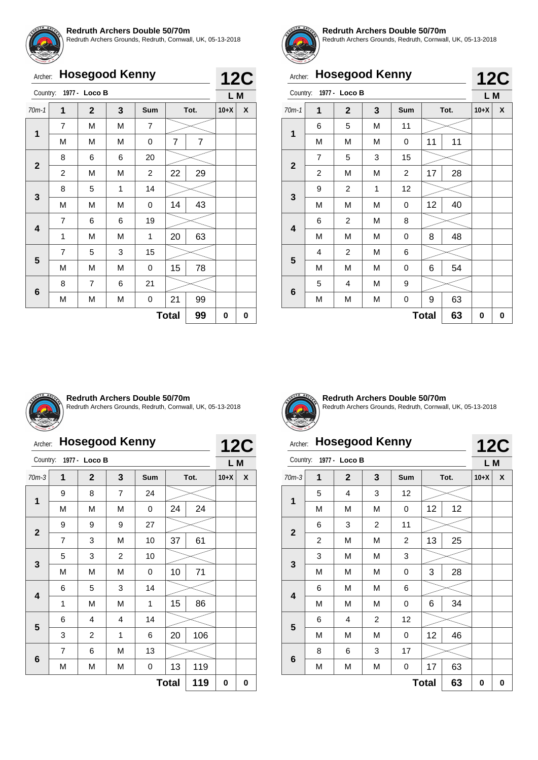**Redruth Archers Double 50/70m**
Redruth Archers Grounds, Redruth, Cornwall, UK, 05-13-2018

Archer: **Hosegood Kenny** **12C**
Country: 1977 - Loco B **L M**

| 70m-1 | 1 | 2 | 3 | Sum | Tot. | | 10+X | X |
|---|---|---|---|---|---|---|---|---|
| 1 | 7 | M | M | 7 | | | | |
| | M | M | M | 0 | 7 | 7 | | |
| 2 | 8 | 6 | 6 | 20 | | | | |
| | 2 | M | M | 2 | 22 | 29 | | |
| 3 | 8 | 5 | 1 | 14 | | | | |
| | M | M | M | 0 | 14 | 43 | | |
| 4 | 7 | 6 | 6 | 19 | | | | |
| | 1 | M | M | 1 | 20 | 63 | | |
| 5 | 7 | 5 | 3 | 15 | | | | |
| | M | M | M | 0 | 15 | 78 | | |
| 6 | 8 | 7 | 6 | 21 | | | | |
| | M | M | M | 0 | 21 | 99 | | |
| | | | | | **Total** | **99** | **0** | **0** |

**Redruth Archers Double 50/70m**
Redruth Archers Grounds, Redruth, Cornwall, UK, 05-13-2018

Archer: **Hosegood Kenny** **12C**
Country: 1977 - Loco B **L M**

| 70m-1 | 1 | 2 | 3 | Sum | Tot. | | 10+X | X |
|---|---|---|---|---|---|---|---|---|
| 1 | 6 | 5 | M | 11 | | | | |
| | M | M | M | 0 | 11 | 11 | | |
| 2 | 7 | 5 | 3 | 15 | | | | |
| | 2 | M | M | 2 | 17 | 28 | | |
| 3 | 9 | 2 | 1 | 12 | | | | |
| | M | M | M | 0 | 12 | 40 | | |
| 4 | 6 | 2 | M | 8 | | | | |
| | M | M | M | 0 | 8 | 48 | | |
| 5 | 4 | 2 | M | 6 | | | | |
| | M | M | M | 0 | 6 | 54 | | |
| 6 | 5 | 4 | M | 9 | | | | |
| | M | M | M | 0 | 9 | 63 | | |
| | | | | | **Total** | **63** | **0** | **0** |

**Redruth Archers Double 50/70m**
Redruth Archers Grounds, Redruth, Cornwall, UK, 05-13-2018

Archer: **Hosegood Kenny** **12C**
Country: 1977 - Loco B **L M**

| 70m-3 | 1 | 2 | 3 | Sum | Tot. | | 10+X | X |
|---|---|---|---|---|---|---|---|---|
| 1 | 9 | 8 | 7 | 24 | | | | |
| | M | M | M | 0 | 24 | 24 | | |
| 2 | 9 | 9 | 9 | 27 | | | | |
| | 7 | 3 | M | 10 | 37 | 61 | | |
| 3 | 5 | 3 | 2 | 10 | | | | |
| | M | M | M | 0 | 10 | 71 | | |
| 4 | 6 | 5 | 3 | 14 | | | | |
| | 1 | M | M | 1 | 15 | 86 | | |
| 5 | 6 | 4 | 4 | 14 | | | | |
| | 3 | 2 | 1 | 6 | 20 | 106 | | |
| 6 | 7 | 6 | M | 13 | | | | |
| | M | M | M | 0 | 13 | 119 | | |
| | | | | | **Total** | **119** | **0** | **0** |

**Redruth Archers Double 50/70m**
Redruth Archers Grounds, Redruth, Cornwall, UK, 05-13-2018

Archer: **Hosegood Kenny** **12C**
Country: 1977 - Loco B **L M**

| 70m-3 | 1 | 2 | 3 | Sum | Tot. | | 10+X | X |
|---|---|---|---|---|---|---|---|---|
| 1 | 5 | 4 | 3 | 12 | | | | |
| | M | M | M | 0 | 12 | 12 | | |
| 2 | 6 | 3 | 2 | 11 | | | | |
| | 2 | M | M | 2 | 13 | 25 | | |
| 3 | 3 | M | M | 3 | | | | |
| | M | M | M | 0 | 3 | 28 | | |
| 4 | 6 | M | M | 6 | | | | |
| | M | M | M | 0 | 6 | 34 | | |
| 5 | 6 | 4 | 2 | 12 | | | | |
| | M | M | M | 0 | 12 | 46 | | |
| 6 | 8 | 6 | 3 | 17 | | | | |
| | M | M | M | 0 | 17 | 63 | | |
| | | | | | **Total** | **63** | **0** | **0** |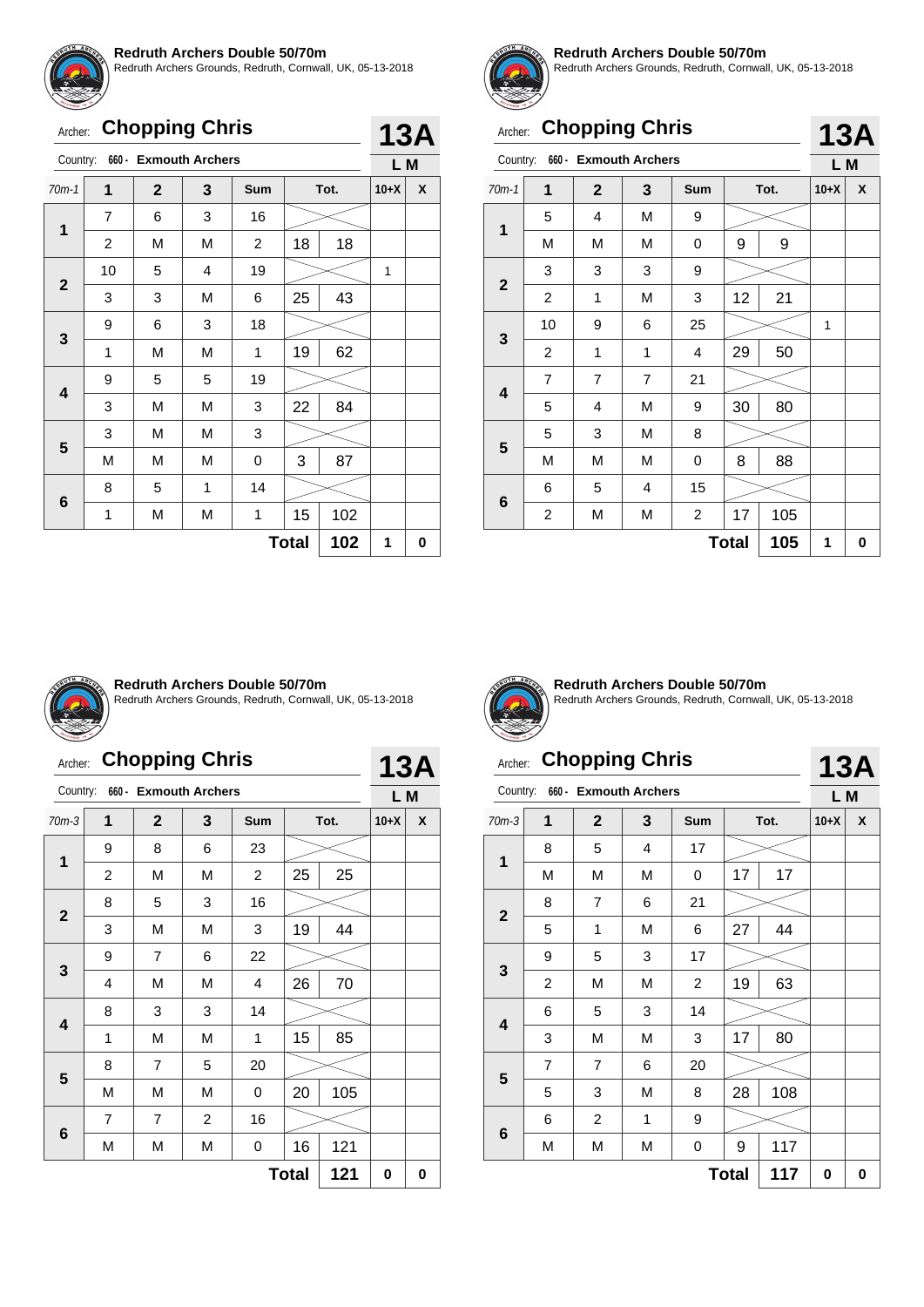**Redruth Archers Double 50/70m**
Redruth Archers Grounds, Redruth, Cornwall, UK, 05-13-2018

Archer: **Chopping Chris** — **13A**
Country: 660 - Exmouth Archers — **L M**

| 70m-1 | 1 | 2 | 3 | Sum | Tot. | | 10+X | X |
|---|---|---|---|---|---|---|---|---|
| 1 | 7 | 6 | 3 | 16 | | | | |
| | 2 | M | M | 2 | 18 | 18 | | |
| 2 | 10 | 5 | 4 | 19 | | | 1 | |
| | 3 | 3 | M | 6 | 25 | 43 | | |
| 3 | 9 | 6 | 3 | 18 | | | | |
| | 1 | M | M | 1 | 19 | 62 | | |
| 4 | 9 | 5 | 5 | 19 | | | | |
| | 3 | M | M | 3 | 22 | 84 | | |
| 5 | 3 | M | M | 3 | | | | |
| | M | M | M | 0 | 3 | 87 | | |
| 6 | 8 | 5 | 1 | 14 | | | | |
| | 1 | M | M | 1 | 15 | 102 | | |
| | | | | | **Total** | **102** | **1** | **0** |

**Redruth Archers Double 50/70m**
Redruth Archers Grounds, Redruth, Cornwall, UK, 05-13-2018

Archer: **Chopping Chris** — **13A**
Country: 660 - Exmouth Archers — **L M**

| 70m-1 | 1 | 2 | 3 | Sum | Tot. | | 10+X | X |
|---|---|---|---|---|---|---|---|---|
| 1 | 5 | 4 | M | 9 | | | | |
| | M | M | M | 0 | 9 | 9 | | |
| 2 | 3 | 3 | 3 | 9 | | | | |
| | 2 | 1 | M | 3 | 12 | 21 | | |
| 3 | 10 | 9 | 6 | 25 | | | 1 | |
| | 2 | 1 | 1 | 4 | 29 | 50 | | |
| 4 | 7 | 7 | 7 | 21 | | | | |
| | 5 | 4 | M | 9 | 30 | 80 | | |
| 5 | 5 | 3 | M | 8 | | | | |
| | M | M | M | 0 | 8 | 88 | | |
| 6 | 6 | 5 | 4 | 15 | | | | |
| | 2 | M | M | 2 | 17 | 105 | | |
| | | | | | **Total** | **105** | **1** | **0** |

**Redruth Archers Double 50/70m**
Redruth Archers Grounds, Redruth, Cornwall, UK, 05-13-2018

Archer: **Chopping Chris** — **13A**
Country: 660 - Exmouth Archers — **L M**

| 70m-3 | 1 | 2 | 3 | Sum | Tot. | | 10+X | X |
|---|---|---|---|---|---|---|---|---|
| 1 | 9 | 8 | 6 | 23 | | | | |
| | 2 | M | M | 2 | 25 | 25 | | |
| 2 | 8 | 5 | 3 | 16 | | | | |
| | 3 | M | M | 3 | 19 | 44 | | |
| 3 | 9 | 7 | 6 | 22 | | | | |
| | 4 | M | M | 4 | 26 | 70 | | |
| 4 | 8 | 3 | 3 | 14 | | | | |
| | 1 | M | M | 1 | 15 | 85 | | |
| 5 | 8 | 7 | 5 | 20 | | | | |
| | M | M | M | 0 | 20 | 105 | | |
| 6 | 7 | 7 | 2 | 16 | | | | |
| | M | M | M | 0 | 16 | 121 | | |
| | | | | | **Total** | **121** | **0** | **0** |

**Redruth Archers Double 50/70m**
Redruth Archers Grounds, Redruth, Cornwall, UK, 05-13-2018

Archer: **Chopping Chris** — **13A**
Country: 660 - Exmouth Archers — **L M**

| 70m-3 | 1 | 2 | 3 | Sum | Tot. | | 10+X | X |
|---|---|---|---|---|---|---|---|---|
| 1 | 8 | 5 | 4 | 17 | | | | |
| | M | M | M | 0 | 17 | 17 | | |
| 2 | 8 | 7 | 6 | 21 | | | | |
| | 5 | 1 | M | 6 | 27 | 44 | | |
| 3 | 9 | 5 | 3 | 17 | | | | |
| | 2 | M | M | 2 | 19 | 63 | | |
| 4 | 6 | 5 | 3 | 14 | | | | |
| | 3 | M | M | 3 | 17 | 80 | | |
| 5 | 7 | 7 | 6 | 20 | | | | |
| | 5 | 3 | M | 8 | 28 | 108 | | |
| 6 | 6 | 2 | 1 | 9 | | | | |
| | M | M | M | 0 | 9 | 117 | | |
| | | | | | **Total** | **117** | **0** | **0** |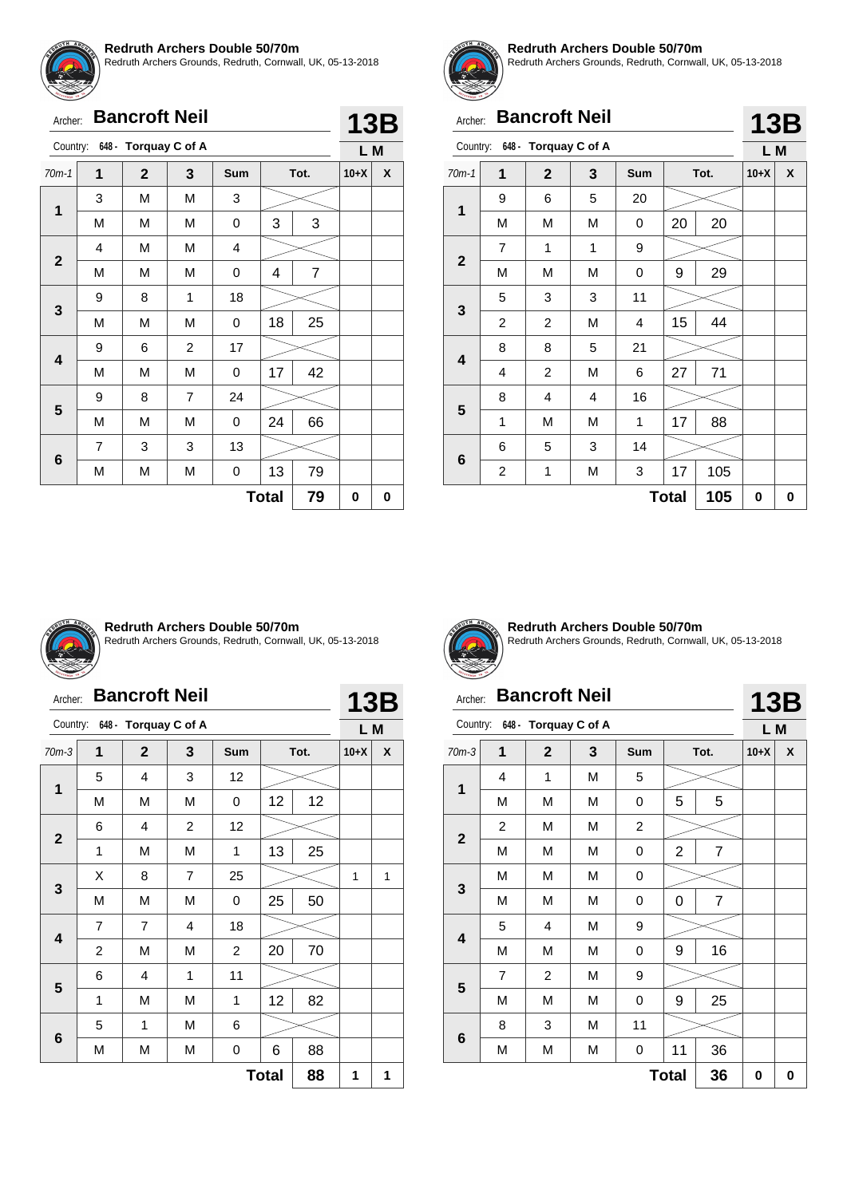**Redruth Archers Double 50/70m**
Redruth Archers Grounds, Redruth, Cornwall, UK, 05-13-2018

Archer: **Bancroft Neil** **13B**

Country: 648 - Torquay C of A **L M**

| 70m-1 | 1 | 2 | 3 | Sum | Tot. | | 10+X | X |
|---|---|---|---|---|---|---|---|---|
| 1 | 3 | M | M | 3 | | | | |
| | M | M | M | 0 | 3 | 3 | | |
| 2 | 4 | M | M | 4 | | | | |
| | M | M | M | 0 | 4 | 7 | | |
| 3 | 9 | 8 | 1 | 18 | | | | |
| | M | M | M | 0 | 18 | 25 | | |
| 4 | 9 | 6 | 2 | 17 | | | | |
| | M | M | M | 0 | 17 | 42 | | |
| 5 | 9 | 8 | 7 | 24 | | | | |
| | M | M | M | 0 | 24 | 66 | | |
| 6 | 7 | 3 | 3 | 13 | | | | |
| | M | M | M | 0 | 13 | 79 | | |
| | | | | | **Total** | **79** | **0** | **0** |

**Redruth Archers Double 50/70m**
Redruth Archers Grounds, Redruth, Cornwall, UK, 05-13-2018

Archer: **Bancroft Neil** **13B**

Country: 648 - Torquay C of A **L M**

| 70m-1 | 1 | 2 | 3 | Sum | Tot. | | 10+X | X |
|---|---|---|---|---|---|---|---|---|
| 1 | 9 | 6 | 5 | 20 | | | | |
| | M | M | M | 0 | 20 | 20 | | |
| 2 | 7 | 1 | 1 | 9 | | | | |
| | M | M | M | 0 | 9 | 29 | | |
| 3 | 5 | 3 | 3 | 11 | | | | |
| | 2 | 2 | M | 4 | 15 | 44 | | |
| 4 | 8 | 8 | 5 | 21 | | | | |
| | 4 | 2 | M | 6 | 27 | 71 | | |
| 5 | 8 | 4 | 4 | 16 | | | | |
| | 1 | M | M | 1 | 17 | 88 | | |
| 6 | 6 | 5 | 3 | 14 | | | | |
| | 2 | 1 | M | 3 | 17 | 105 | | |
| | | | | | **Total** | **105** | **0** | **0** |

**Redruth Archers Double 50/70m**
Redruth Archers Grounds, Redruth, Cornwall, UK, 05-13-2018

Archer: **Bancroft Neil** **13B**

Country: 648 - Torquay C of A **L M**

| 70m-3 | 1 | 2 | 3 | Sum | Tot. | | 10+X | X |
|---|---|---|---|---|---|---|---|---|
| 1 | 5 | 4 | 3 | 12 | | | | |
| | M | M | M | 0 | 12 | 12 | | |
| 2 | 6 | 4 | 2 | 12 | | | | |
| | 1 | M | M | 1 | 13 | 25 | | |
| 3 | X | 8 | 7 | 25 | | | 1 | 1 |
| | M | M | M | 0 | 25 | 50 | | |
| 4 | 7 | 7 | 4 | 18 | | | | |
| | 2 | M | M | 2 | 20 | 70 | | |
| 5 | 6 | 4 | 1 | 11 | | | | |
| | 1 | M | M | 1 | 12 | 82 | | |
| 6 | 5 | 1 | M | 6 | | | | |
| | M | M | M | 0 | 6 | 88 | | |
| | | | | | **Total** | **88** | **1** | **1** |

**Redruth Archers Double 50/70m**
Redruth Archers Grounds, Redruth, Cornwall, UK, 05-13-2018

Archer: **Bancroft Neil** **13B**

Country: 648 - Torquay C of A **L M**

| 70m-3 | 1 | 2 | 3 | Sum | Tot. | | 10+X | X |
|---|---|---|---|---|---|---|---|---|
| 1 | 4 | 1 | M | 5 | | | | |
| | M | M | M | 0 | 5 | 5 | | |
| 2 | 2 | M | M | 2 | | | | |
| | M | M | M | 0 | 2 | 7 | | |
| 3 | M | M | M | 0 | | | | |
| | M | M | M | 0 | 0 | 7 | | |
| 4 | 5 | 4 | M | 9 | | | | |
| | M | M | M | 0 | 9 | 16 | | |
| 5 | 7 | 2 | M | 9 | | | | |
| | M | M | M | 0 | 9 | 25 | | |
| 6 | 8 | 3 | M | 11 | | | | |
| | M | M | M | 0 | 11 | 36 | | |
| | | | | | **Total** | **36** | **0** | **0** |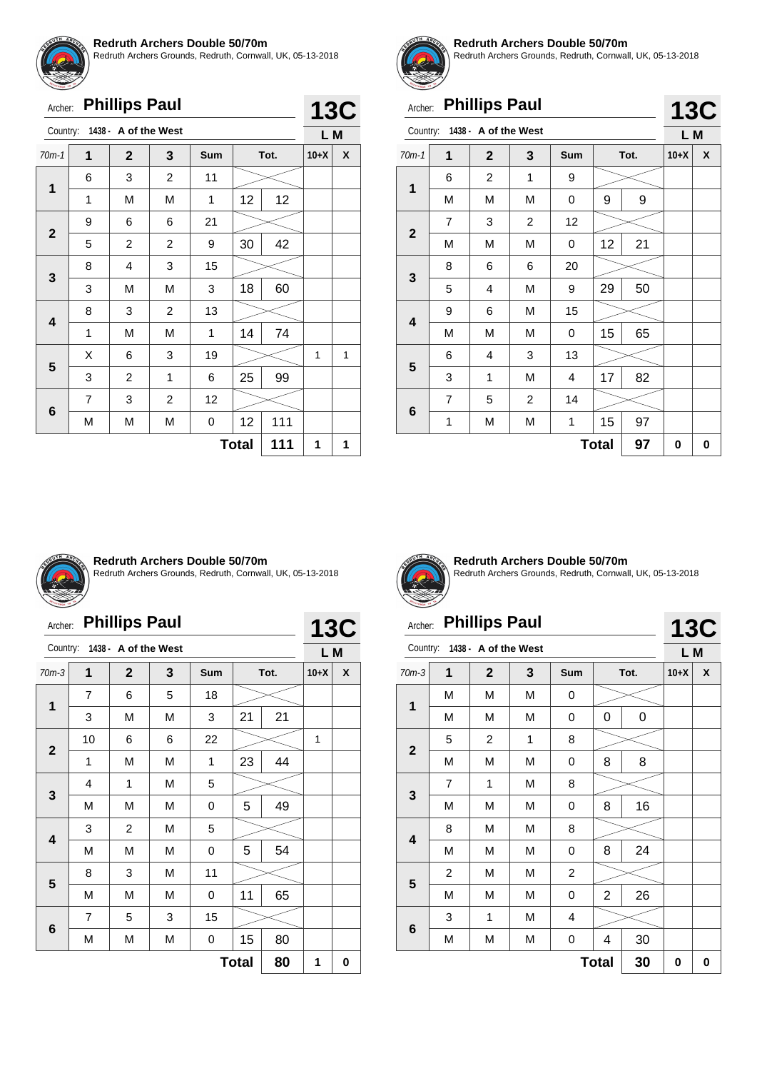**Redruth Archers Double 50/70m**
Redruth Archers Grounds, Redruth, Cornwall, UK, 05-13-2018

Archer: **Phillips Paul** — **13C**
Country: 1438 - A of the West — L M

| 70m-1 | 1 | 2 | 3 | Sum | Tot. | | 10+X | X |
|---|---|---|---|---|---|---|---|---|
| 1 | 6 | 3 | 2 | 11 | | | | |
| | 1 | M | M | 1 | 12 | 12 | | |
| 2 | 9 | 6 | 6 | 21 | | | | |
| | 5 | 2 | 2 | 9 | 30 | 42 | | |
| 3 | 8 | 4 | 3 | 15 | | | | |
| | 3 | M | M | 3 | 18 | 60 | | |
| 4 | 8 | 3 | 2 | 13 | | | | |
| | 1 | M | M | 1 | 14 | 74 | | |
| 5 | X | 6 | 3 | 19 | | | 1 | 1 |
| | 3 | 2 | 1 | 6 | 25 | 99 | | |
| 6 | 7 | 3 | 2 | 12 | | | | |
| | M | M | M | 0 | 12 | 111 | | |
| | | | | | **Total** | **111** | **1** | **1** |

**Redruth Archers Double 50/70m**
Redruth Archers Grounds, Redruth, Cornwall, UK, 05-13-2018

Archer: **Phillips Paul** — **13C**
Country: 1438 - A of the West — L M

| 70m-1 | 1 | 2 | 3 | Sum | Tot. | | 10+X | X |
|---|---|---|---|---|---|---|---|---|
| 1 | 6 | 2 | 1 | 9 | | | | |
| | M | M | M | 0 | 9 | 9 | | |
| 2 | 7 | 3 | 2 | 12 | | | | |
| | M | M | M | 0 | 12 | 21 | | |
| 3 | 8 | 6 | 6 | 20 | | | | |
| | 5 | 4 | M | 9 | 29 | 50 | | |
| 4 | 9 | 6 | M | 15 | | | | |
| | M | M | M | 0 | 15 | 65 | | |
| 5 | 6 | 4 | 3 | 13 | | | | |
| | 3 | 1 | M | 4 | 17 | 82 | | |
| 6 | 7 | 5 | 2 | 14 | | | | |
| | 1 | M | M | 1 | 15 | 97 | | |
| | | | | | **Total** | **97** | **0** | **0** |

**Redruth Archers Double 50/70m**
Redruth Archers Grounds, Redruth, Cornwall, UK, 05-13-2018

Archer: **Phillips Paul** — **13C**
Country: 1438 - A of the West — L M

| 70m-3 | 1 | 2 | 3 | Sum | Tot. | | 10+X | X |
|---|---|---|---|---|---|---|---|---|
| 1 | 7 | 6 | 5 | 18 | | | | |
| | 3 | M | M | 3 | 21 | 21 | | |
| 2 | 10 | 6 | 6 | 22 | | | 1 | |
| | 1 | M | M | 1 | 23 | 44 | | |
| 3 | 4 | 1 | M | 5 | | | | |
| | M | M | M | 0 | 5 | 49 | | |
| 4 | 3 | 2 | M | 5 | | | | |
| | M | M | M | 0 | 5 | 54 | | |
| 5 | 8 | 3 | M | 11 | | | | |
| | M | M | M | 0 | 11 | 65 | | |
| 6 | 7 | 5 | 3 | 15 | | | | |
| | M | M | M | 0 | 15 | 80 | | |
| | | | | | **Total** | **80** | **1** | **0** |

**Redruth Archers Double 50/70m**
Redruth Archers Grounds, Redruth, Cornwall, UK, 05-13-2018

Archer: **Phillips Paul** — **13C**
Country: 1438 - A of the West — L M

| 70m-3 | 1 | 2 | 3 | Sum | Tot. | | 10+X | X |
|---|---|---|---|---|---|---|---|---|
| 1 | M | M | M | 0 | | | | |
| | M | M | M | 0 | 0 | 0 | | |
| 2 | 5 | 2 | 1 | 8 | | | | |
| | M | M | M | 0 | 8 | 8 | | |
| 3 | 7 | 1 | M | 8 | | | | |
| | M | M | M | 0 | 8 | 16 | | |
| 4 | 8 | M | M | 8 | | | | |
| | M | M | M | 0 | 8 | 24 | | |
| 5 | 2 | M | M | 2 | | | | |
| | M | M | M | 0 | 2 | 26 | | |
| 6 | 3 | 1 | M | 4 | | | | |
| | M | M | M | 0 | 4 | 30 | | |
| | | | | | **Total** | **30** | **0** | **0** |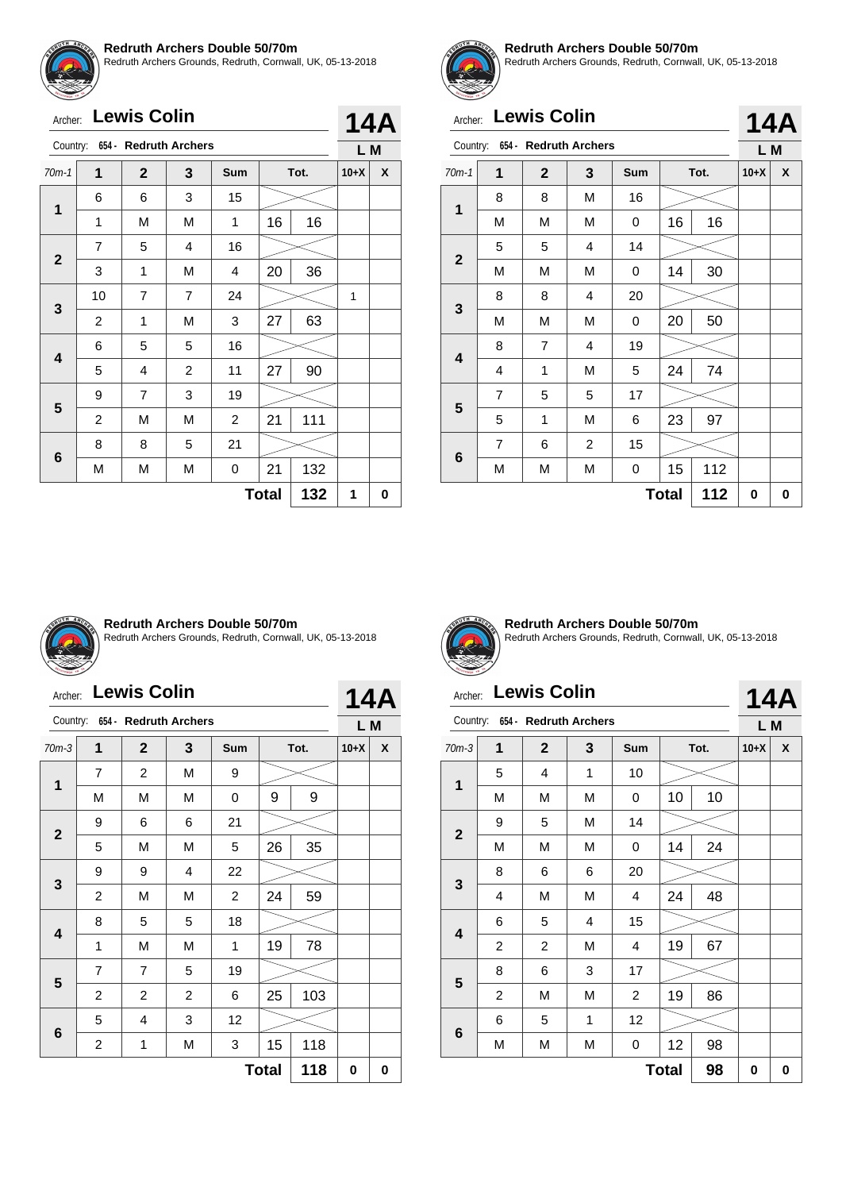**Redruth Archers Double 50/70m**
Redruth Archers Grounds, Redruth, Cornwall, UK, 05-13-2018

Archer: **Lewis Colin** — **14A**
Country: 654 - Redruth Archers — **L M**

| 70m-1 | 1 | 2 | 3 | Sum | Tot. | | 10+X | X |
|---|---|---|---|---|---|---|---|---|
| 1 | 6 | 6 | 3 | 15 | | | | |
| | 1 | M | M | 1 | 16 | 16 | | |
| 2 | 7 | 5 | 4 | 16 | | | | |
| | 3 | 1 | M | 4 | 20 | 36 | | |
| 3 | 10 | 7 | 7 | 24 | | | 1 | |
| | 2 | 1 | M | 3 | 27 | 63 | | |
| 4 | 6 | 5 | 5 | 16 | | | | |
| | 5 | 4 | 2 | 11 | 27 | 90 | | |
| 5 | 9 | 7 | 3 | 19 | | | | |
| | 2 | M | M | 2 | 21 | 111 | | |
| 6 | 8 | 8 | 5 | 21 | | | | |
| | M | M | M | 0 | 21 | 132 | | |
| | | | | | **Total** | **132** | **1** | **0** |

**Redruth Archers Double 50/70m**
Redruth Archers Grounds, Redruth, Cornwall, UK, 05-13-2018

Archer: **Lewis Colin** — **14A**
Country: 654 - Redruth Archers — **L M**

| 70m-1 | 1 | 2 | 3 | Sum | Tot. | | 10+X | X |
|---|---|---|---|---|---|---|---|---|
| 1 | 8 | 8 | M | 16 | | | | |
| | M | M | M | 0 | 16 | 16 | | |
| 2 | 5 | 5 | 4 | 14 | | | | |
| | M | M | M | 0 | 14 | 30 | | |
| 3 | 8 | 8 | 4 | 20 | | | | |
| | M | M | M | 0 | 20 | 50 | | |
| 4 | 8 | 7 | 4 | 19 | | | | |
| | 4 | 1 | M | 5 | 24 | 74 | | |
| 5 | 7 | 5 | 5 | 17 | | | | |
| | 5 | 1 | M | 6 | 23 | 97 | | |
| 6 | 7 | 6 | 2 | 15 | | | | |
| | M | M | M | 0 | 15 | 112 | | |
| | | | | | **Total** | **112** | **0** | **0** |

**Redruth Archers Double 50/70m**
Redruth Archers Grounds, Redruth, Cornwall, UK, 05-13-2018

Archer: **Lewis Colin** — **14A**
Country: 654 - Redruth Archers — **L M**

| 70m-3 | 1 | 2 | 3 | Sum | Tot. | | 10+X | X |
|---|---|---|---|---|---|---|---|---|
| 1 | 7 | 2 | M | 9 | | | | |
| | M | M | M | 0 | 9 | 9 | | |
| 2 | 9 | 6 | 6 | 21 | | | | |
| | 5 | M | M | 5 | 26 | 35 | | |
| 3 | 9 | 9 | 4 | 22 | | | | |
| | 2 | M | M | 2 | 24 | 59 | | |
| 4 | 8 | 5 | 5 | 18 | | | | |
| | 1 | M | M | 1 | 19 | 78 | | |
| 5 | 7 | 7 | 5 | 19 | | | | |
| | 2 | 2 | 2 | 6 | 25 | 103 | | |
| 6 | 5 | 4 | 3 | 12 | | | | |
| | 2 | 1 | M | 3 | 15 | 118 | | |
| | | | | | **Total** | **118** | **0** | **0** |

**Redruth Archers Double 50/70m**
Redruth Archers Grounds, Redruth, Cornwall, UK, 05-13-2018

Archer: **Lewis Colin** — **14A**
Country: 654 - Redruth Archers — **L M**

| 70m-3 | 1 | 2 | 3 | Sum | Tot. | | 10+X | X |
|---|---|---|---|---|---|---|---|---|
| 1 | 5 | 4 | 1 | 10 | | | | |
| | M | M | M | 0 | 10 | 10 | | |
| 2 | 9 | 5 | M | 14 | | | | |
| | M | M | M | 0 | 14 | 24 | | |
| 3 | 8 | 6 | 6 | 20 | | | | |
| | 4 | M | M | 4 | 24 | 48 | | |
| 4 | 6 | 5 | 4 | 15 | | | | |
| | 2 | 2 | M | 4 | 19 | 67 | | |
| 5 | 8 | 6 | 3 | 17 | | | | |
| | 2 | M | M | 2 | 19 | 86 | | |
| 6 | 6 | 5 | 1 | 12 | | | | |
| | M | M | M | 0 | 12 | 98 | | |
| | | | | | **Total** | **98** | **0** | **0** |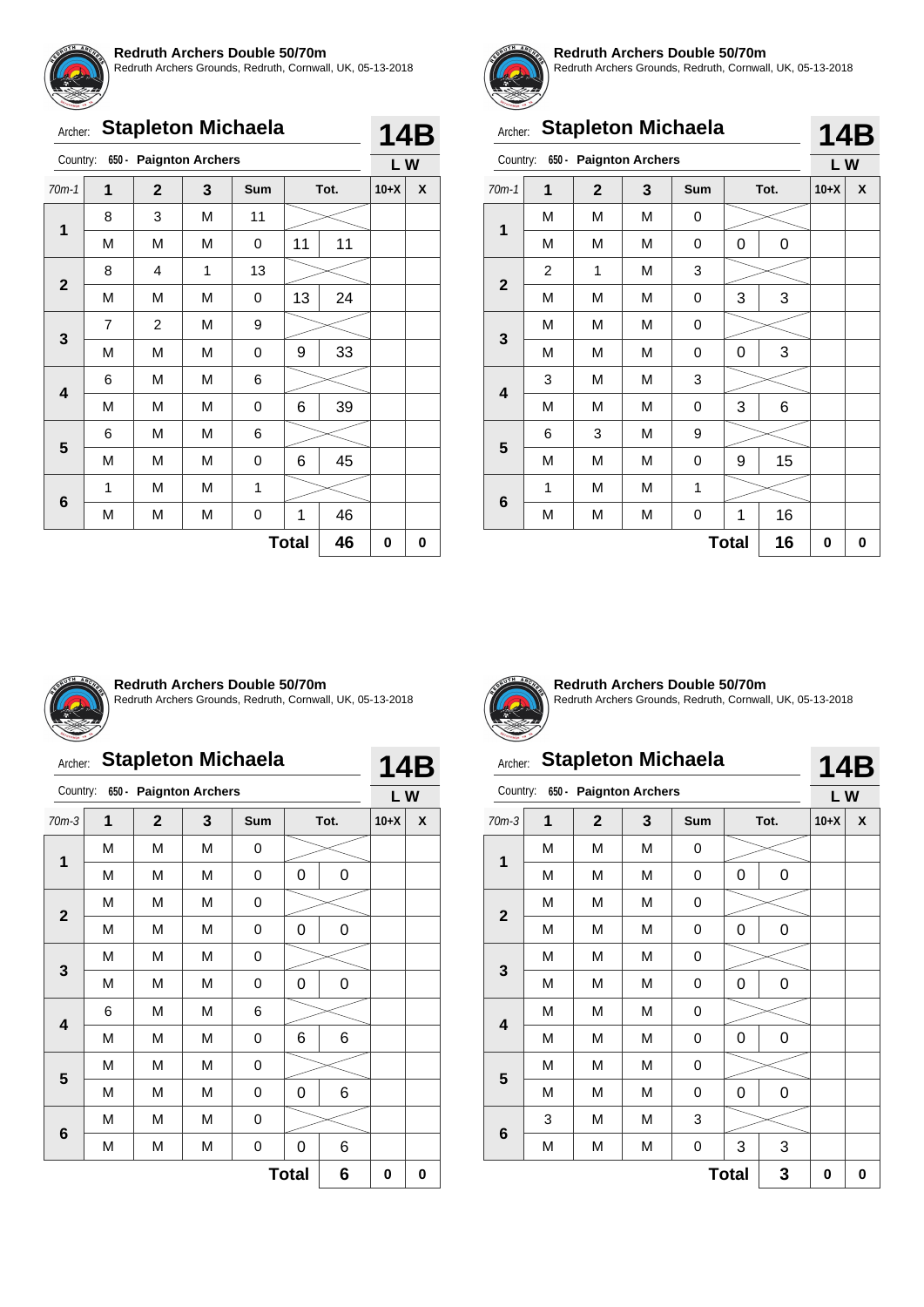**Redruth Archers Double 50/70m**
Redruth Archers Grounds, Redruth, Cornwall, UK, 05-13-2018

Archer: **Stapleton Michaela** — **14B**

Country: 650 - Paignton Archers — **L W**

| 70m-1 | 1 | 2 | 3 | Sum | Tot. | | 10+X | X |
|---|---|---|---|---|---|---|---|---|
| 1 | 8 | 3 | M | 11 | | | | |
| | M | M | M | 0 | 11 | 11 | | |
| 2 | 8 | 4 | 1 | 13 | | | | |
| | M | M | M | 0 | 13 | 24 | | |
| 3 | 7 | 2 | M | 9 | | | | |
| | M | M | M | 0 | 9 | 33 | | |
| 4 | 6 | M | M | 6 | | | | |
| | M | M | M | 0 | 6 | 39 | | |
| 5 | 6 | M | M | 6 | | | | |
| | M | M | M | 0 | 6 | 45 | | |
| 6 | 1 | M | M | 1 | | | | |
| | M | M | M | 0 | 1 | 46 | | |
| | | | | | **Total** | **46** | **0** | **0** |

**Redruth Archers Double 50/70m**
Redruth Archers Grounds, Redruth, Cornwall, UK, 05-13-2018

Archer: **Stapleton Michaela** — **14B**

Country: 650 - Paignton Archers — **L W**

| 70m-1 | 1 | 2 | 3 | Sum | Tot. | | 10+X | X |
|---|---|---|---|---|---|---|---|---|
| 1 | M | M | M | 0 | | | | |
| | M | M | M | 0 | 0 | 0 | | |
| 2 | 2 | 1 | M | 3 | | | | |
| | M | M | M | 0 | 3 | 3 | | |
| 3 | M | M | M | 0 | | | | |
| | M | M | M | 0 | 0 | 3 | | |
| 4 | 3 | M | M | 3 | | | | |
| | M | M | M | 0 | 3 | 6 | | |
| 5 | 6 | 3 | M | 9 | | | | |
| | M | M | M | 0 | 9 | 15 | | |
| 6 | 1 | M | M | 1 | | | | |
| | M | M | M | 0 | 1 | 16 | | |
| | | | | | **Total** | **16** | **0** | **0** |

**Redruth Archers Double 50/70m**
Redruth Archers Grounds, Redruth, Cornwall, UK, 05-13-2018

Archer: **Stapleton Michaela** — **14B**

Country: 650 - Paignton Archers — **L W**

| 70m-3 | 1 | 2 | 3 | Sum | Tot. | | 10+X | X |
|---|---|---|---|---|---|---|---|---|
| 1 | M | M | M | 0 | | | | |
| | M | M | M | 0 | 0 | 0 | | |
| 2 | M | M | M | 0 | | | | |
| | M | M | M | 0 | 0 | 0 | | |
| 3 | M | M | M | 0 | | | | |
| | M | M | M | 0 | 0 | 0 | | |
| 4 | 6 | M | M | 6 | | | | |
| | M | M | M | 0 | 6 | 6 | | |
| 5 | M | M | M | 0 | | | | |
| | M | M | M | 0 | 0 | 6 | | |
| 6 | M | M | M | 0 | | | | |
| | M | M | M | 0 | 0 | 6 | | |
| | | | | | **Total** | **6** | **0** | **0** |

**Redruth Archers Double 50/70m**
Redruth Archers Grounds, Redruth, Cornwall, UK, 05-13-2018

Archer: **Stapleton Michaela** — **14B**

Country: 650 - Paignton Archers — **L W**

| 70m-3 | 1 | 2 | 3 | Sum | Tot. | | 10+X | X |
|---|---|---|---|---|---|---|---|---|
| 1 | M | M | M | 0 | | | | |
| | M | M | M | 0 | 0 | 0 | | |
| 2 | M | M | M | 0 | | | | |
| | M | M | M | 0 | 0 | 0 | | |
| 3 | M | M | M | 0 | | | | |
| | M | M | M | 0 | 0 | 0 | | |
| 4 | M | M | M | 0 | | | | |
| | M | M | M | 0 | 0 | 0 | | |
| 5 | M | M | M | 0 | | | | |
| | M | M | M | 0 | 0 | 0 | | |
| 6 | 3 | M | M | 3 | | | | |
| | M | M | M | 0 | 3 | 3 | | |
| | | | | | **Total** | **3** | **0** | **0** |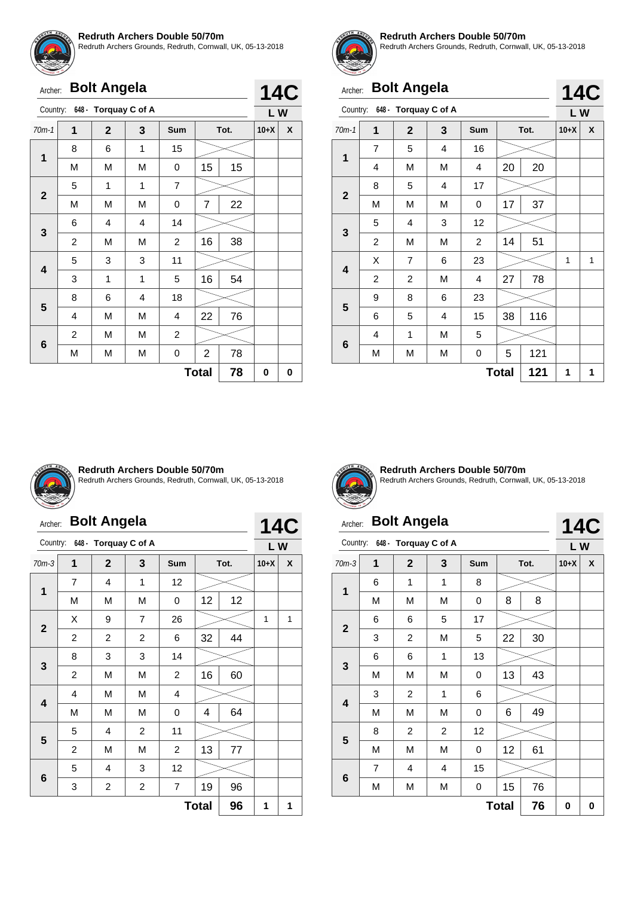**Redruth Archers Double 50/70m**
Redruth Archers Grounds, Redruth, Cornwall, UK, 05-13-2018

Archer: **Bolt Angela** — **14C**
Country: 648 - Torquay C of A — **L W**

| 70m-1 | 1 | 2 | 3 | Sum | Tot. | | 10+X | X |
|---|---|---|---|---|---|---|---|---|
| 1 | 8 | 6 | 1 | 15 | | | | |
| | M | M | M | 0 | 15 | 15 | | |
| 2 | 5 | 1 | 1 | 7 | | | | |
| | M | M | M | 0 | 7 | 22 | | |
| 3 | 6 | 4 | 4 | 14 | | | | |
| | 2 | M | M | 2 | 16 | 38 | | |
| 4 | 5 | 3 | 3 | 11 | | | | |
| | 3 | 1 | 1 | 5 | 16 | 54 | | |
| 5 | 8 | 6 | 4 | 18 | | | | |
| | 4 | M | M | 4 | 22 | 76 | | |
| 6 | 2 | M | M | 2 | | | | |
| | M | M | M | 0 | 2 | 78 | | |
| | | | | | **Total** | **78** | **0** | **0** |

**Redruth Archers Double 50/70m**
Redruth Archers Grounds, Redruth, Cornwall, UK, 05-13-2018

Archer: **Bolt Angela** — **14C**
Country: 648 - Torquay C of A — **L W**

| 70m-1 | 1 | 2 | 3 | Sum | Tot. | | 10+X | X |
|---|---|---|---|---|---|---|---|---|
| 1 | 7 | 5 | 4 | 16 | | | | |
| | 4 | M | M | 4 | 20 | 20 | | |
| 2 | 8 | 5 | 4 | 17 | | | | |
| | M | M | M | 0 | 17 | 37 | | |
| 3 | 5 | 4 | 3 | 12 | | | | |
| | 2 | M | M | 2 | 14 | 51 | | |
| 4 | X | 7 | 6 | 23 | | | 1 | 1 |
| | 2 | 2 | M | 4 | 27 | 78 | | |
| 5 | 9 | 8 | 6 | 23 | | | | |
| | 6 | 5 | 4 | 15 | 38 | 116 | | |
| 6 | 4 | 1 | M | 5 | | | | |
| | M | M | M | 0 | 5 | 121 | | |
| | | | | | **Total** | **121** | **1** | **1** |

**Redruth Archers Double 50/70m**
Redruth Archers Grounds, Redruth, Cornwall, UK, 05-13-2018

Archer: **Bolt Angela** — **14C**
Country: 648 - Torquay C of A — **L W**

| 70m-3 | 1 | 2 | 3 | Sum | Tot. | | 10+X | X |
|---|---|---|---|---|---|---|---|---|
| 1 | 7 | 4 | 1 | 12 | | | | |
| | M | M | M | 0 | 12 | 12 | | |
| 2 | X | 9 | 7 | 26 | | | 1 | 1 |
| | 2 | 2 | 2 | 6 | 32 | 44 | | |
| 3 | 8 | 3 | 3 | 14 | | | | |
| | 2 | M | M | 2 | 16 | 60 | | |
| 4 | 4 | M | M | 4 | | | | |
| | M | M | M | 0 | 4 | 64 | | |
| 5 | 5 | 4 | 2 | 11 | | | | |
| | 2 | M | M | 2 | 13 | 77 | | |
| 6 | 5 | 4 | 3 | 12 | | | | |
| | 3 | 2 | 2 | 7 | 19 | 96 | | |
| | | | | | **Total** | **96** | **1** | **1** |

**Redruth Archers Double 50/70m**
Redruth Archers Grounds, Redruth, Cornwall, UK, 05-13-2018

Archer: **Bolt Angela** — **14C**
Country: 648 - Torquay C of A — **L W**

| 70m-3 | 1 | 2 | 3 | Sum | Tot. | | 10+X | X |
|---|---|---|---|---|---|---|---|---|
| 1 | 6 | 1 | 1 | 8 | | | | |
| | M | M | M | 0 | 8 | 8 | | |
| 2 | 6 | 6 | 5 | 17 | | | | |
| | 3 | 2 | M | 5 | 22 | 30 | | |
| 3 | 6 | 6 | 1 | 13 | | | | |
| | M | M | M | 0 | 13 | 43 | | |
| 4 | 3 | 2 | 1 | 6 | | | | |
| | M | M | M | 0 | 6 | 49 | | |
| 5 | 8 | 2 | 2 | 12 | | | | |
| | M | M | M | 0 | 12 | 61 | | |
| 6 | 7 | 4 | 4 | 15 | | | | |
| | M | M | M | 0 | 15 | 76 | | |
| | | | | | **Total** | **76** | **0** | **0** |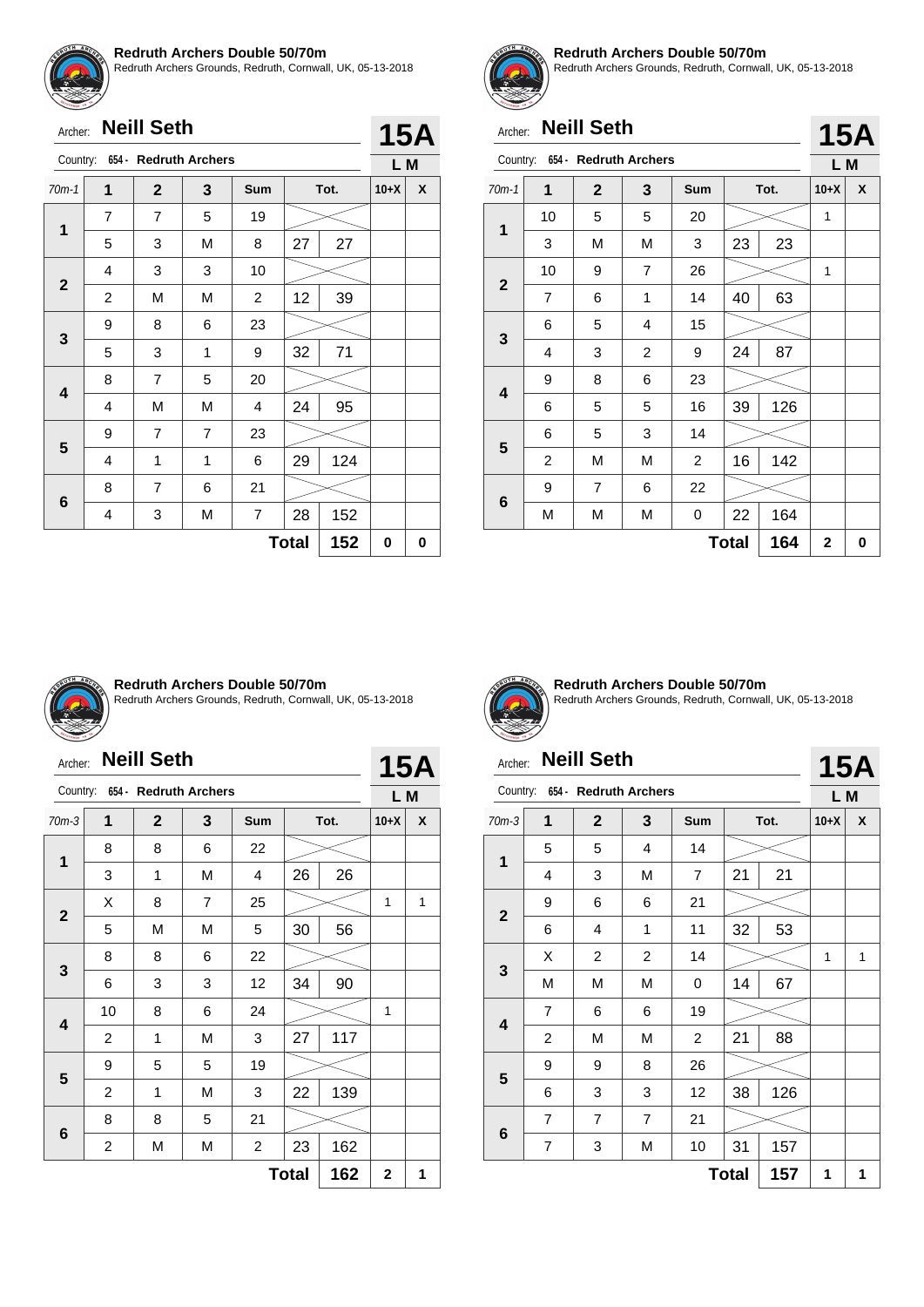**Redruth Archers Double 50/70m**
Redruth Archers Grounds, Redruth, Cornwall, UK, 05-13-2018

Archer: **Neill Seth** — **15A**

Country: 654 - Redruth Archers — **L M**

| 70m-1 | 1 | 2 | 3 | Sum | Tot. | | 10+X | X |
|---|---|---|---|---|---|---|---|---|
| 1 | 7 | 7 | 5 | 19 | | | | |
| | 5 | 3 | M | 8 | 27 | 27 | | |
| 2 | 4 | 3 | 3 | 10 | | | | |
| | 2 | M | M | 2 | 12 | 39 | | |
| 3 | 9 | 8 | 6 | 23 | | | | |
| | 5 | 3 | 1 | 9 | 32 | 71 | | |
| 4 | 8 | 7 | 5 | 20 | | | | |
| | 4 | M | M | 4 | 24 | 95 | | |
| 5 | 9 | 7 | 7 | 23 | | | | |
| | 4 | 1 | 1 | 6 | 29 | 124 | | |
| 6 | 8 | 7 | 6 | 21 | | | | |
| | 4 | 3 | M | 7 | 28 | 152 | | |
| | | | | | **Total** | **152** | **0** | **0** |

**Redruth Archers Double 50/70m**
Redruth Archers Grounds, Redruth, Cornwall, UK, 05-13-2018

Archer: **Neill Seth** — **15A**

Country: 654 - Redruth Archers — **L M**

| 70m-1 | 1 | 2 | 3 | Sum | Tot. | | 10+X | X |
|---|---|---|---|---|---|---|---|---|
| 1 | 10 | 5 | 5 | 20 | | | 1 | |
| | 3 | M | M | 3 | 23 | 23 | | |
| 2 | 10 | 9 | 7 | 26 | | | 1 | |
| | 7 | 6 | 1 | 14 | 40 | 63 | | |
| 3 | 6 | 5 | 4 | 15 | | | | |
| | 4 | 3 | 2 | 9 | 24 | 87 | | |
| 4 | 9 | 8 | 6 | 23 | | | | |
| | 6 | 5 | 5 | 16 | 39 | 126 | | |
| 5 | 6 | 5 | 3 | 14 | | | | |
| | 2 | M | M | 2 | 16 | 142 | | |
| 6 | 9 | 7 | 6 | 22 | | | | |
| | M | M | M | 0 | 22 | 164 | | |
| | | | | | **Total** | **164** | **2** | **0** |

**Redruth Archers Double 50/70m**
Redruth Archers Grounds, Redruth, Cornwall, UK, 05-13-2018

Archer: **Neill Seth** — **15A**

Country: 654 - Redruth Archers — **L M**

| 70m-3 | 1 | 2 | 3 | Sum | Tot. | | 10+X | X |
|---|---|---|---|---|---|---|---|---|
| 1 | 8 | 8 | 6 | 22 | | | | |
| | 3 | 1 | M | 4 | 26 | 26 | | |
| 2 | X | 8 | 7 | 25 | | | 1 | 1 |
| | 5 | M | M | 5 | 30 | 56 | | |
| 3 | 8 | 8 | 6 | 22 | | | | |
| | 6 | 3 | 3 | 12 | 34 | 90 | | |
| 4 | 10 | 8 | 6 | 24 | | | 1 | |
| | 2 | 1 | M | 3 | 27 | 117 | | |
| 5 | 9 | 5 | 5 | 19 | | | | |
| | 2 | 1 | M | 3 | 22 | 139 | | |
| 6 | 8 | 8 | 5 | 21 | | | | |
| | 2 | M | M | 2 | 23 | 162 | | |
| | | | | | **Total** | **162** | **2** | **1** |

**Redruth Archers Double 50/70m**
Redruth Archers Grounds, Redruth, Cornwall, UK, 05-13-2018

Archer: **Neill Seth** — **15A**

Country: 654 - Redruth Archers — **L M**

| 70m-3 | 1 | 2 | 3 | Sum | Tot. | | 10+X | X |
|---|---|---|---|---|---|---|---|---|
| 1 | 5 | 5 | 4 | 14 | | | | |
| | 4 | 3 | M | 7 | 21 | 21 | | |
| 2 | 9 | 6 | 6 | 21 | | | | |
| | 6 | 4 | 1 | 11 | 32 | 53 | | |
| 3 | X | 2 | 2 | 14 | | | 1 | 1 |
| | M | M | M | 0 | 14 | 67 | | |
| 4 | 7 | 6 | 6 | 19 | | | | |
| | 2 | M | M | 2 | 21 | 88 | | |
| 5 | 9 | 9 | 8 | 26 | | | | |
| | 6 | 3 | 3 | 12 | 38 | 126 | | |
| 6 | 7 | 7 | 7 | 21 | | | | |
| | 7 | 3 | M | 10 | 31 | 157 | | |
| | | | | | **Total** | **157** | **1** | **1** |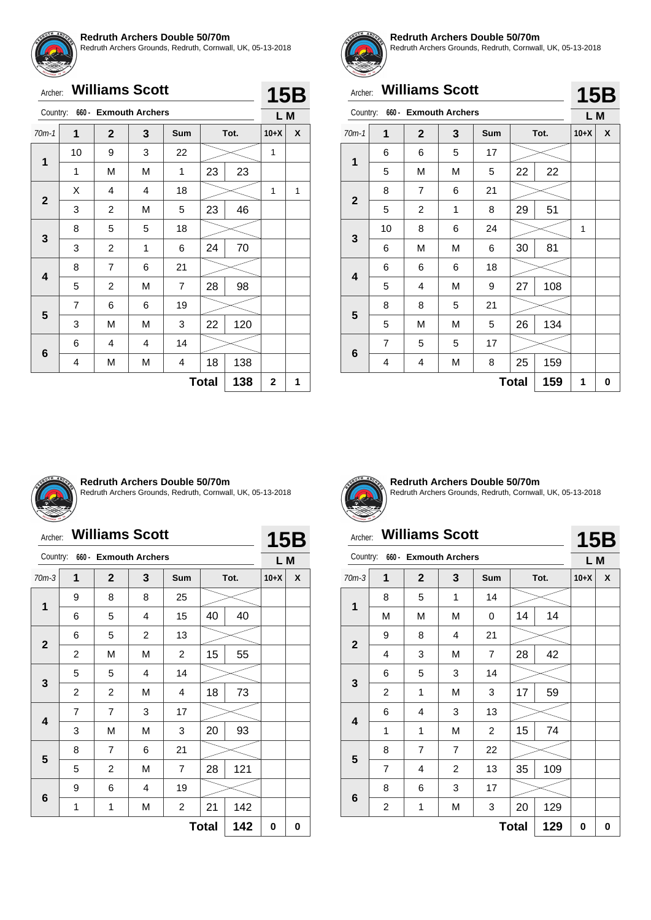**Redruth Archers Double 50/70m**
Redruth Archers Grounds, Redruth, Cornwall, UK, 05-13-2018

Archer: **Williams Scott** **15B**

Country: 660 - Exmouth Archers **L M**

| 70m-1 | 1 | 2 | 3 | Sum | Tot. | | 10+X | X |
|---|---|---|---|---|---|---|---|---|
| 1 | 10 | 9 | 3 | 22 | | | 1 | |
| | 1 | M | M | 1 | 23 | 23 | | |
| 2 | X | 4 | 4 | 18 | | | 1 | 1 |
| | 3 | 2 | M | 5 | 23 | 46 | | |
| 3 | 8 | 5 | 5 | 18 | | | | |
| | 3 | 2 | 1 | 6 | 24 | 70 | | |
| 4 | 8 | 7 | 6 | 21 | | | | |
| | 5 | 2 | M | 7 | 28 | 98 | | |
| 5 | 7 | 6 | 6 | 19 | | | | |
| | 3 | M | M | 3 | 22 | 120 | | |
| 6 | 6 | 4 | 4 | 14 | | | | |
| | 4 | M | M | 4 | 18 | 138 | | |
| | | | | | Total | 138 | 2 | 1 |

**Redruth Archers Double 50/70m**
Redruth Archers Grounds, Redruth, Cornwall, UK, 05-13-2018

Archer: **Williams Scott** **15B**

Country: 660 - Exmouth Archers **L M**

| 70m-1 | 1 | 2 | 3 | Sum | Tot. | | 10+X | X |
|---|---|---|---|---|---|---|---|---|
| 1 | 6 | 6 | 5 | 17 | | | | |
| | 5 | M | M | 5 | 22 | 22 | | |
| 2 | 8 | 7 | 6 | 21 | | | | |
| | 5 | 2 | 1 | 8 | 29 | 51 | | |
| 3 | 10 | 8 | 6 | 24 | | | 1 | |
| | 6 | M | M | 6 | 30 | 81 | | |
| 4 | 6 | 6 | 6 | 18 | | | | |
| | 5 | 4 | M | 9 | 27 | 108 | | |
| 5 | 8 | 8 | 5 | 21 | | | | |
| | 5 | M | M | 5 | 26 | 134 | | |
| 6 | 7 | 5 | 5 | 17 | | | | |
| | 4 | 4 | M | 8 | 25 | 159 | | |
| | | | | | Total | 159 | 1 | 0 |

**Redruth Archers Double 50/70m**
Redruth Archers Grounds, Redruth, Cornwall, UK, 05-13-2018

Archer: **Williams Scott** **15B**

Country: 660 - Exmouth Archers **L M**

| 70m-3 | 1 | 2 | 3 | Sum | Tot. | | 10+X | X |
|---|---|---|---|---|---|---|---|---|
| 1 | 9 | 8 | 8 | 25 | | | | |
| | 6 | 5 | 4 | 15 | 40 | 40 | | |
| 2 | 6 | 5 | 2 | 13 | | | | |
| | 2 | M | M | 2 | 15 | 55 | | |
| 3 | 5 | 5 | 4 | 14 | | | | |
| | 2 | 2 | M | 4 | 18 | 73 | | |
| 4 | 7 | 7 | 3 | 17 | | | | |
| | 3 | M | M | 3 | 20 | 93 | | |
| 5 | 8 | 7 | 6 | 21 | | | | |
| | 5 | 2 | M | 7 | 28 | 121 | | |
| 6 | 9 | 6 | 4 | 19 | | | | |
| | 1 | 1 | M | 2 | 21 | 142 | | |
| | | | | | Total | 142 | 0 | 0 |

**Redruth Archers Double 50/70m**
Redruth Archers Grounds, Redruth, Cornwall, UK, 05-13-2018

Archer: **Williams Scott** **15B**

Country: 660 - Exmouth Archers **L M**

| 70m-3 | 1 | 2 | 3 | Sum | Tot. | | 10+X | X |
|---|---|---|---|---|---|---|---|---|
| 1 | 8 | 5 | 1 | 14 | | | | |
| | M | M | M | 0 | 14 | 14 | | |
| 2 | 9 | 8 | 4 | 21 | | | | |
| | 4 | 3 | M | 7 | 28 | 42 | | |
| 3 | 6 | 5 | 3 | 14 | | | | |
| | 2 | 1 | M | 3 | 17 | 59 | | |
| 4 | 6 | 4 | 3 | 13 | | | | |
| | 1 | 1 | M | 2 | 15 | 74 | | |
| 5 | 8 | 7 | 7 | 22 | | | | |
| | 7 | 4 | 2 | 13 | 35 | 109 | | |
| 6 | 8 | 6 | 3 | 17 | | | | |
| | 2 | 1 | M | 3 | 20 | 129 | | |
| | | | | | Total | 129 | 0 | 0 |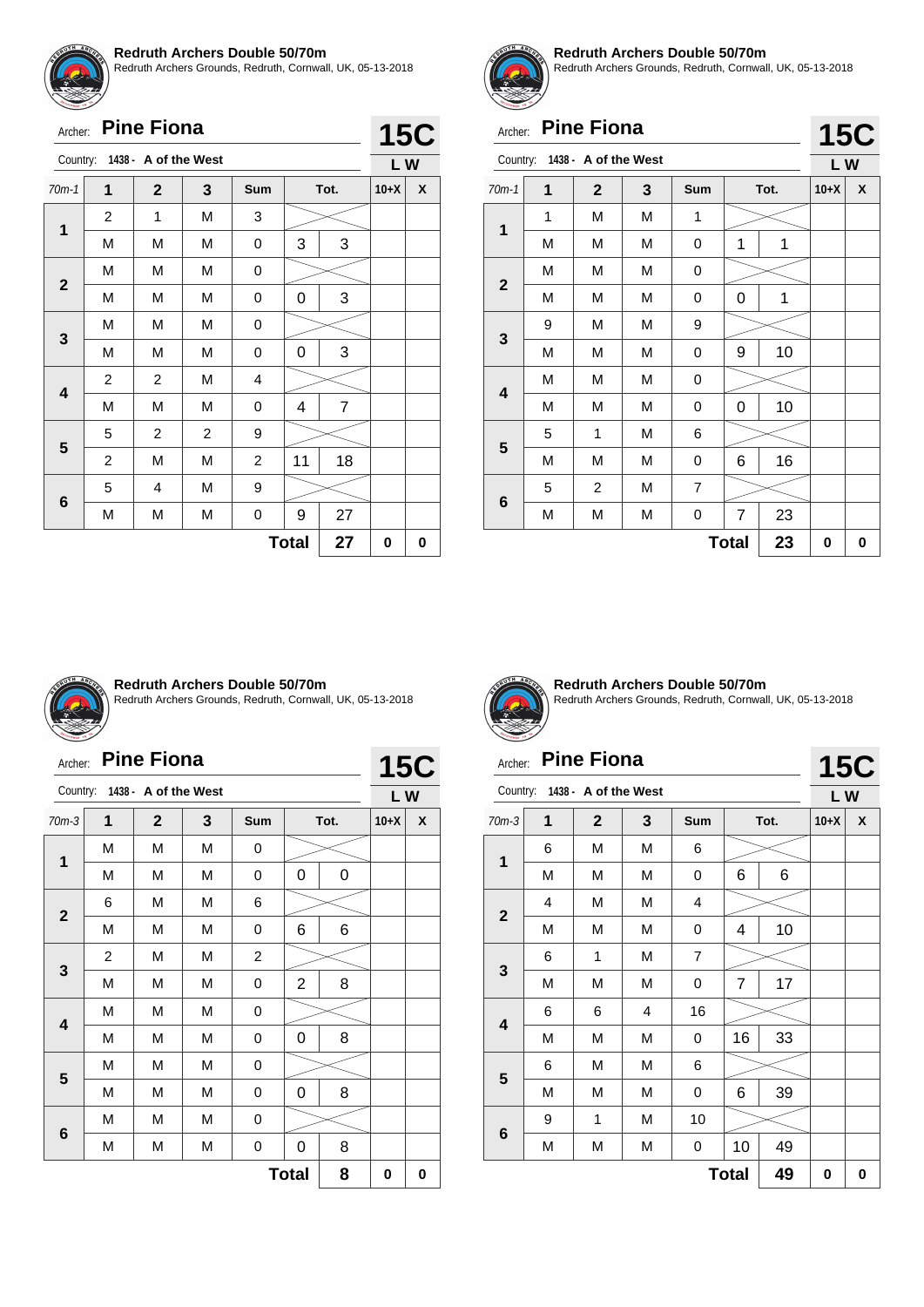## Redruth Archers Double 50/70m

Redruth Archers Grounds, Redruth, Cornwall, UK, 05-13-2018

Archer: **Pine Fiona** — **15C**

Country: 1438 - A of the West — **L W**

| 70m-1 | 1 | 2 | 3 | Sum | Tot. | | 10+X | X |
|---|---|---|---|---|---|---|---|---|
| 1 | 2 | 1 | M | 3 | | | | |
| | M | M | M | 0 | 3 | 3 | | |
| 2 | M | M | M | 0 | | | | |
| | M | M | M | 0 | 0 | 3 | | |
| 3 | M | M | M | 0 | | | | |
| | M | M | M | 0 | 0 | 3 | | |
| 4 | 2 | 2 | M | 4 | | | | |
| | M | M | M | 0 | 4 | 7 | | |
| 5 | 5 | 2 | 2 | 9 | | | | |
| | 2 | M | M | 2 | 11 | 18 | | |
| 6 | 5 | 4 | M | 9 | | | | |
| | M | M | M | 0 | 9 | 27 | | |
| | | | | | **Total** | **27** | **0** | **0** |

## Redruth Archers Double 50/70m

Redruth Archers Grounds, Redruth, Cornwall, UK, 05-13-2018

Archer: **Pine Fiona** — **15C**

Country: 1438 - A of the West — **L W**

| 70m-1 | 1 | 2 | 3 | Sum | Tot. | | 10+X | X |
|---|---|---|---|---|---|---|---|---|
| 1 | 1 | M | M | 1 | | | | |
| | M | M | M | 0 | 1 | 1 | | |
| 2 | M | M | M | 0 | | | | |
| | M | M | M | 0 | 0 | 1 | | |
| 3 | 9 | M | M | 9 | | | | |
| | M | M | M | 0 | 9 | 10 | | |
| 4 | M | M | M | 0 | | | | |
| | M | M | M | 0 | 0 | 10 | | |
| 5 | 5 | 1 | M | 6 | | | | |
| | M | M | M | 0 | 6 | 16 | | |
| 6 | 5 | 2 | M | 7 | | | | |
| | M | M | M | 0 | 7 | 23 | | |
| | | | | | **Total** | **23** | **0** | **0** |

## Redruth Archers Double 50/70m

Redruth Archers Grounds, Redruth, Cornwall, UK, 05-13-2018

Archer: **Pine Fiona** — **15C**

Country: 1438 - A of the West — **L W**

| 70m-3 | 1 | 2 | 3 | Sum | Tot. | | 10+X | X |
|---|---|---|---|---|---|---|---|---|
| 1 | M | M | M | 0 | | | | |
| | M | M | M | 0 | 0 | 0 | | |
| 2 | 6 | M | M | 6 | | | | |
| | M | M | M | 0 | 6 | 6 | | |
| 3 | 2 | M | M | 2 | | | | |
| | M | M | M | 0 | 2 | 8 | | |
| 4 | M | M | M | 0 | | | | |
| | M | M | M | 0 | 0 | 8 | | |
| 5 | M | M | M | 0 | | | | |
| | M | M | M | 0 | 0 | 8 | | |
| 6 | M | M | M | 0 | | | | |
| | M | M | M | 0 | 0 | 8 | | |
| | | | | | **Total** | **8** | **0** | **0** |

## Redruth Archers Double 50/70m

Redruth Archers Grounds, Redruth, Cornwall, UK, 05-13-2018

Archer: **Pine Fiona** — **15C**

Country: 1438 - A of the West — **L W**

| 70m-3 | 1 | 2 | 3 | Sum | Tot. | | 10+X | X |
|---|---|---|---|---|---|---|---|---|
| 1 | 6 | M | M | 6 | | | | |
| | M | M | M | 0 | 6 | 6 | | |
| 2 | 4 | M | M | 4 | | | | |
| | M | M | M | 0 | 4 | 10 | | |
| 3 | 6 | 1 | M | 7 | | | | |
| | M | M | M | 0 | 7 | 17 | | |
| 4 | 6 | 6 | 4 | 16 | | | | |
| | M | M | M | 0 | 16 | 33 | | |
| 5 | 6 | M | M | 6 | | | | |
| | M | M | M | 0 | 6 | 39 | | |
| 6 | 9 | 1 | M | 10 | | | | |
| | M | M | M | 0 | 10 | 49 | | |
| | | | | | **Total** | **49** | **0** | **0** |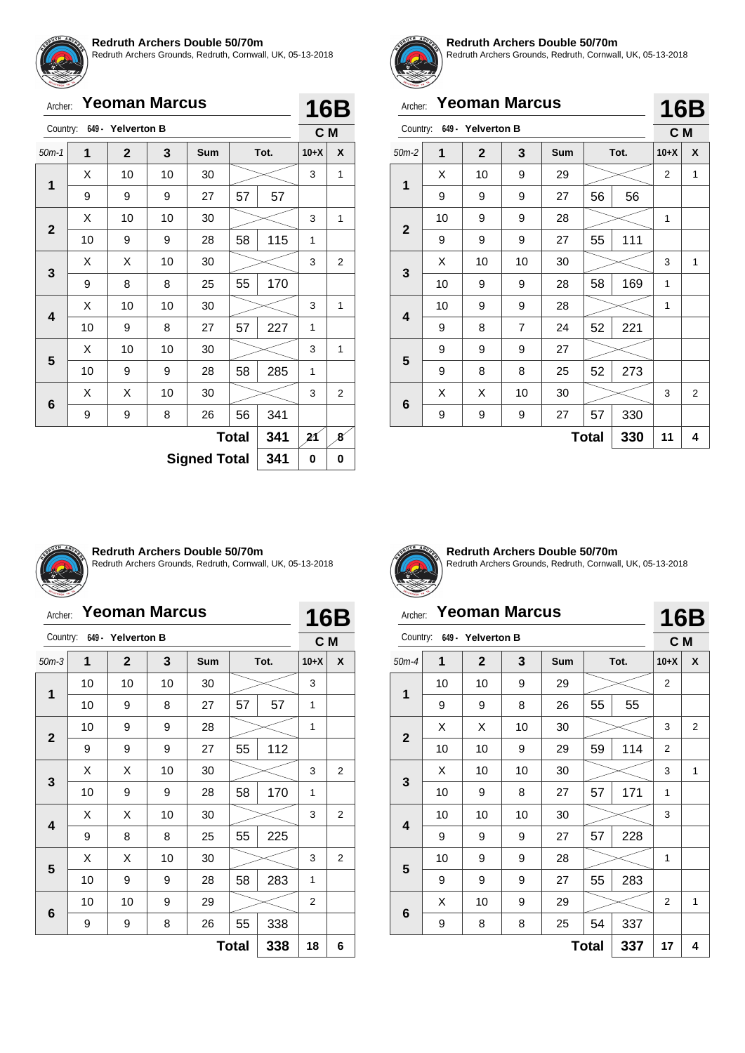**Redruth Archers Double 50/70m**
Redruth Archers Grounds, Redruth, Cornwall, UK, 05-13-2018

Archer: **Yeoman Marcus** — **16B**

Country: 649 - Yelverton B — C M

| 50m-1 | 1 | 2 | 3 | Sum | Tot. | | 10+X | X |
|---|---|---|---|---|---|---|---|---|
| 1 | X | 10 | 10 | 30 | | | 3 | 1 |
| | 9 | 9 | 9 | 27 | 57 | 57 | | |
| 2 | X | 10 | 10 | 30 | | | 3 | 1 |
| | 10 | 9 | 9 | 28 | 58 | 115 | 1 | |
| 3 | X | X | 10 | 30 | | | 3 | 2 |
| | 9 | 8 | 8 | 25 | 55 | 170 | | |
| 4 | X | 10 | 10 | 30 | | | 3 | 1 |
| | 10 | 9 | 8 | 27 | 57 | 227 | 1 | |
| 5 | X | 10 | 10 | 30 | | | 3 | 1 |
| | 10 | 9 | 9 | 28 | 58 | 285 | 1 | |
| 6 | X | X | 10 | 30 | | | 3 | 2 |
| | 9 | 9 | 8 | 26 | 56 | 341 | | |
| | | | | | **Total** | **341** | 21 | 8 |
| | | | | | **Signed Total** | **341** | 0 | 0 |

**Redruth Archers Double 50/70m**
Redruth Archers Grounds, Redruth, Cornwall, UK, 05-13-2018

Archer: **Yeoman Marcus** — **16B**

Country: 649 - Yelverton B — C M

| 50m-2 | 1 | 2 | 3 | Sum | Tot. | | 10+X | X |
|---|---|---|---|---|---|---|---|---|
| 1 | X | 10 | 9 | 29 | | | 2 | 1 |
| | 9 | 9 | 9 | 27 | 56 | 56 | | |
| 2 | 10 | 9 | 9 | 28 | | | 1 | |
| | 9 | 9 | 9 | 27 | 55 | 111 | | |
| 3 | X | 10 | 10 | 30 | | | 3 | 1 |
| | 10 | 9 | 9 | 28 | 58 | 169 | 1 | |
| 4 | 10 | 9 | 9 | 28 | | | 1 | |
| | 9 | 8 | 7 | 24 | 52 | 221 | | |
| 5 | 9 | 9 | 9 | 27 | | | | |
| | 9 | 8 | 8 | 25 | 52 | 273 | | |
| 6 | X | X | 10 | 30 | | | 3 | 2 |
| | 9 | 9 | 9 | 27 | 57 | 330 | | |
| | | | | | **Total** | **330** | 11 | 4 |

**Redruth Archers Double 50/70m**
Redruth Archers Grounds, Redruth, Cornwall, UK, 05-13-2018

Archer: **Yeoman Marcus** — **16B**

Country: 649 - Yelverton B — C M

| 50m-3 | 1 | 2 | 3 | Sum | Tot. | | 10+X | X |
|---|---|---|---|---|---|---|---|---|
| 1 | 10 | 10 | 10 | 30 | | | 3 | |
| | 10 | 9 | 8 | 27 | 57 | 57 | 1 | |
| 2 | 10 | 9 | 9 | 28 | | | 1 | |
| | 9 | 9 | 9 | 27 | 55 | 112 | | |
| 3 | X | X | 10 | 30 | | | 3 | 2 |
| | 10 | 9 | 9 | 28 | 58 | 170 | 1 | |
| 4 | X | X | 10 | 30 | | | 3 | 2 |
| | 9 | 8 | 8 | 25 | 55 | 225 | | |
| 5 | X | X | 10 | 30 | | | 3 | 2 |
| | 10 | 9 | 9 | 28 | 58 | 283 | 1 | |
| 6 | 10 | 10 | 9 | 29 | | | 2 | |
| | 9 | 9 | 8 | 26 | 55 | 338 | | |
| | | | | | **Total** | **338** | 18 | 6 |

**Redruth Archers Double 50/70m**
Redruth Archers Grounds, Redruth, Cornwall, UK, 05-13-2018

Archer: **Yeoman Marcus** — **16B**

Country: 649 - Yelverton B — C M

| 50m-4 | 1 | 2 | 3 | Sum | Tot. | | 10+X | X |
|---|---|---|---|---|---|---|---|---|
| 1 | 10 | 10 | 9 | 29 | | | 2 | |
| | 9 | 9 | 8 | 26 | 55 | 55 | | |
| 2 | X | X | 10 | 30 | | | 3 | 2 |
| | 10 | 10 | 9 | 29 | 59 | 114 | 2 | |
| 3 | X | 10 | 10 | 30 | | | 3 | 1 |
| | 10 | 9 | 8 | 27 | 57 | 171 | 1 | |
| 4 | 10 | 10 | 10 | 30 | | | 3 | |
| | 9 | 9 | 9 | 27 | 57 | 228 | | |
| 5 | 10 | 9 | 9 | 28 | | | 1 | |
| | 9 | 9 | 9 | 27 | 55 | 283 | | |
| 6 | X | 10 | 9 | 29 | | | 2 | 1 |
| | 9 | 8 | 8 | 25 | 54 | 337 | | |
| | | | | | **Total** | **337** | 17 | 4 |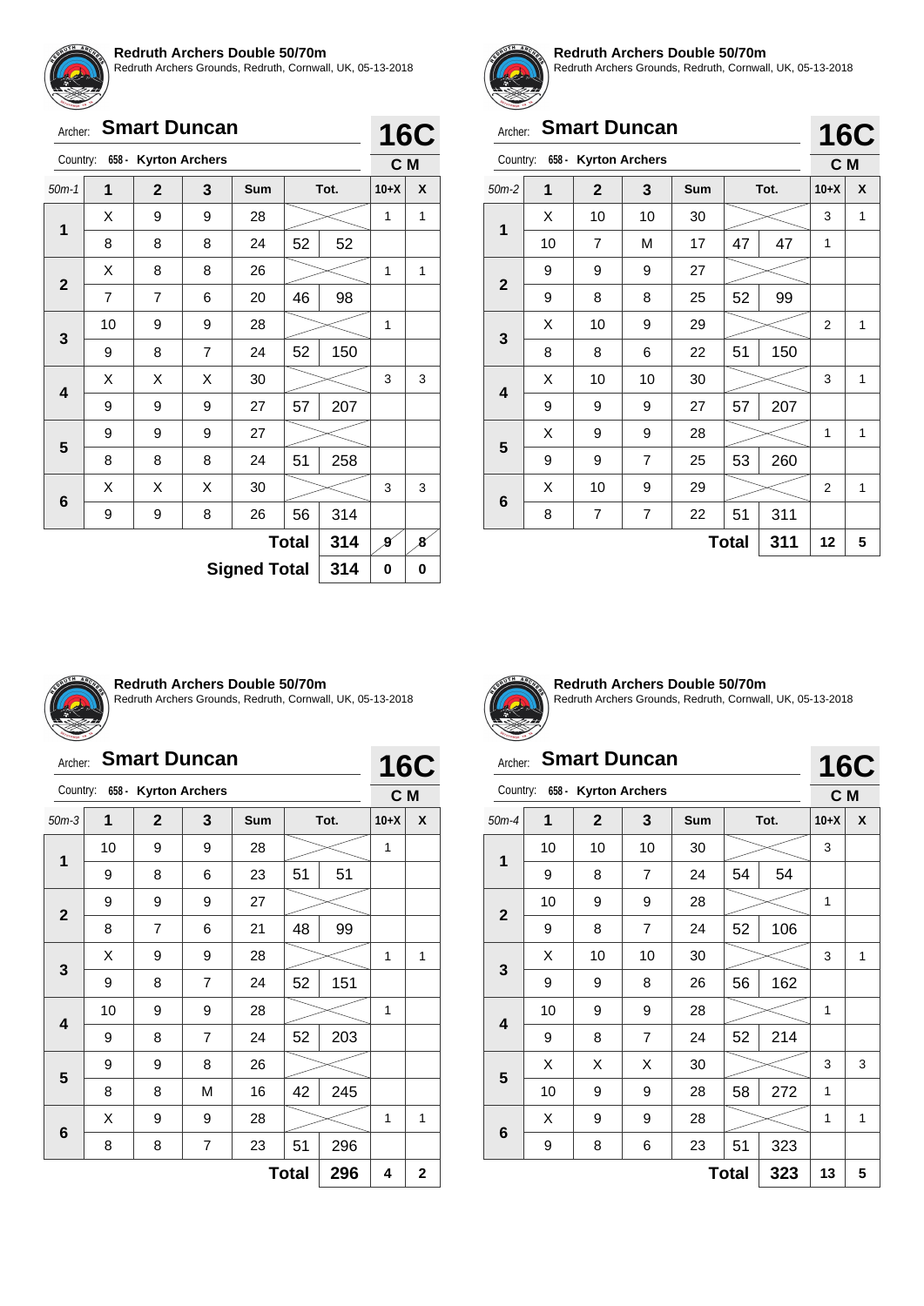**Redruth Archers Double 50/70m**
Redruth Archers Grounds, Redruth, Cornwall, UK, 05-13-2018

Archer: **Smart Duncan** — **16C**
Country: 658 - Kyrton Archers — C M

| 50m-1 | 1 | 2 | 3 | Sum | | Tot. | 10+X | X |
|---|---|---|---|---|---|---|---|---|
| 1 | X | 9 | 9 | 28 | | | 1 | 1 |
| | 8 | 8 | 8 | 24 | 52 | 52 | | |
| 2 | X | 8 | 8 | 26 | | | 1 | 1 |
| | 7 | 7 | 6 | 20 | 46 | 98 | | |
| 3 | 10 | 9 | 9 | 28 | | | 1 | |
| | 9 | 8 | 7 | 24 | 52 | 150 | | |
| 4 | X | X | X | 30 | | | 3 | 3 |
| | 9 | 9 | 9 | 27 | 57 | 207 | | |
| 5 | 9 | 9 | 9 | 27 | | | | |
| | 8 | 8 | 8 | 24 | 51 | 258 | | |
| 6 | X | X | X | 30 | | | 3 | 3 |
| | 9 | 9 | 8 | 26 | 56 | 314 | | |
| | | | | | Total | 314 | 9 | 8 |
| | | | | | Signed Total | 314 | 0 | 0 |

**Redruth Archers Double 50/70m**
Redruth Archers Grounds, Redruth, Cornwall, UK, 05-13-2018

Archer: **Smart Duncan** — **16C**
Country: 658 - Kyrton Archers — C M

| 50m-2 | 1 | 2 | 3 | Sum | | Tot. | 10+X | X |
|---|---|---|---|---|---|---|---|---|
| 1 | X | 10 | 10 | 30 | | | 3 | 1 |
| | 10 | 7 | M | 17 | 47 | 47 | 1 | |
| 2 | 9 | 9 | 9 | 27 | | | | |
| | 9 | 8 | 8 | 25 | 52 | 99 | | |
| 3 | X | 10 | 9 | 29 | | | 2 | 1 |
| | 8 | 8 | 6 | 22 | 51 | 150 | | |
| 4 | X | 10 | 10 | 30 | | | 3 | 1 |
| | 9 | 9 | 9 | 27 | 57 | 207 | | |
| 5 | X | 9 | 9 | 28 | | | 1 | 1 |
| | 9 | 9 | 7 | 25 | 53 | 260 | | |
| 6 | X | 10 | 9 | 29 | | | 2 | 1 |
| | 8 | 7 | 7 | 22 | 51 | 311 | | |
| | | | | | Total | 311 | 12 | 5 |

**Redruth Archers Double 50/70m**
Redruth Archers Grounds, Redruth, Cornwall, UK, 05-13-2018

Archer: **Smart Duncan** — **16C**
Country: 658 - Kyrton Archers — C M

| 50m-3 | 1 | 2 | 3 | Sum | | Tot. | 10+X | X |
|---|---|---|---|---|---|---|---|---|
| 1 | 10 | 9 | 9 | 28 | | | 1 | |
| | 9 | 8 | 6 | 23 | 51 | 51 | | |
| 2 | 9 | 9 | 9 | 27 | | | | |
| | 8 | 7 | 6 | 21 | 48 | 99 | | |
| 3 | X | 9 | 9 | 28 | | | 1 | 1 |
| | 9 | 8 | 7 | 24 | 52 | 151 | | |
| 4 | 10 | 9 | 9 | 28 | | | 1 | |
| | 9 | 8 | 7 | 24 | 52 | 203 | | |
| 5 | 9 | 9 | 8 | 26 | | | | |
| | 8 | 8 | M | 16 | 42 | 245 | | |
| 6 | X | 9 | 9 | 28 | | | 1 | 1 |
| | 8 | 8 | 7 | 23 | 51 | 296 | | |
| | | | | | Total | 296 | 4 | 2 |

**Redruth Archers Double 50/70m**
Redruth Archers Grounds, Redruth, Cornwall, UK, 05-13-2018

Archer: **Smart Duncan** — **16C**
Country: 658 - Kyrton Archers — C M

| 50m-4 | 1 | 2 | 3 | Sum | | Tot. | 10+X | X |
|---|---|---|---|---|---|---|---|---|
| 1 | 10 | 10 | 10 | 30 | | | 3 | |
| | 9 | 8 | 7 | 24 | 54 | 54 | | |
| 2 | 10 | 9 | 9 | 28 | | | 1 | |
| | 9 | 8 | 7 | 24 | 52 | 106 | | |
| 3 | X | 10 | 10 | 30 | | | 3 | 1 |
| | 9 | 9 | 8 | 26 | 56 | 162 | | |
| 4 | 10 | 9 | 9 | 28 | | | 1 | |
| | 9 | 8 | 7 | 24 | 52 | 214 | | |
| 5 | X | X | X | 30 | | | 3 | 3 |
| | 10 | 9 | 9 | 28 | 58 | 272 | 1 | |
| 6 | X | 9 | 9 | 28 | | | 1 | 1 |
| | 9 | 8 | 6 | 23 | 51 | 323 | | |
| | | | | | Total | 323 | 13 | 5 |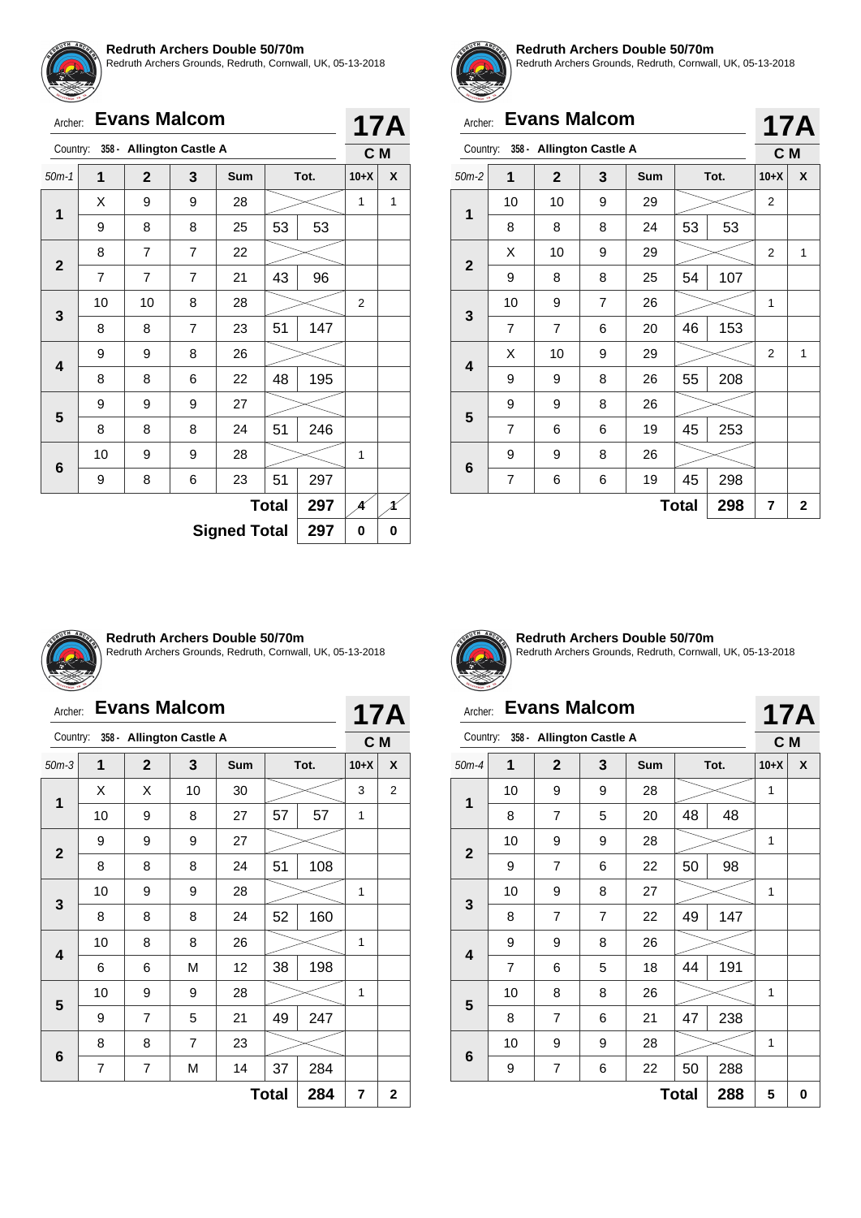**Redruth Archers Double 50/70m**
Redruth Archers Grounds, Redruth, Cornwall, UK, 05-13-2018

Archer: **Evans Malcom** **17A**

Country: 358 - Allington Castle A **C M**

| 50m-1 | 1 | 2 | 3 | Sum | Tot. | | 10+X | X |
|---|---|---|---|---|---|---|---|---|
| 1 | X | 9 | 9 | 28 | | | 1 | 1 |
| | 9 | 8 | 8 | 25 | 53 | 53 | | |
| 2 | 8 | 7 | 7 | 22 | | | | |
| | 7 | 7 | 7 | 21 | 43 | 96 | | |
| 3 | 10 | 10 | 8 | 28 | | | 2 | |
| | 8 | 8 | 7 | 23 | 51 | 147 | | |
| 4 | 9 | 9 | 8 | 26 | | | | |
| | 8 | 8 | 6 | 22 | 48 | 195 | | |
| 5 | 9 | 9 | 9 | 27 | | | | |
| | 8 | 8 | 8 | 24 | 51 | 246 | | |
| 6 | 10 | 9 | 9 | 28 | | | 1 | |
| | 9 | 8 | 6 | 23 | 51 | 297 | | |
| | | | | | **Total** | 297 | 4 | 1 |
| | | | | | **Signed Total** | 297 | 0 | 0 |

**Redruth Archers Double 50/70m**
Redruth Archers Grounds, Redruth, Cornwall, UK, 05-13-2018

Archer: **Evans Malcom** **17A**

Country: 358 - Allington Castle A **C M**

| 50m-2 | 1 | 2 | 3 | Sum | Tot. | | 10+X | X |
|---|---|---|---|---|---|---|---|---|
| 1 | 10 | 10 | 9 | 29 | | | 2 | |
| | 8 | 8 | 8 | 24 | 53 | 53 | | |
| 2 | X | 10 | 9 | 29 | | | 2 | 1 |
| | 9 | 8 | 8 | 25 | 54 | 107 | | |
| 3 | 10 | 9 | 7 | 26 | | | 1 | |
| | 7 | 7 | 6 | 20 | 46 | 153 | | |
| 4 | X | 10 | 9 | 29 | | | 2 | 1 |
| | 9 | 9 | 8 | 26 | 55 | 208 | | |
| 5 | 9 | 9 | 8 | 26 | | | | |
| | 7 | 6 | 6 | 19 | 45 | 253 | | |
| 6 | 9 | 9 | 8 | 26 | | | | |
| | 7 | 6 | 6 | 19 | 45 | 298 | | |
| | | | | | **Total** | 298 | 7 | 2 |

**Redruth Archers Double 50/70m**
Redruth Archers Grounds, Redruth, Cornwall, UK, 05-13-2018

Archer: **Evans Malcom** **17A**

Country: 358 - Allington Castle A **C M**

| 50m-3 | 1 | 2 | 3 | Sum | Tot. | | 10+X | X |
|---|---|---|---|---|---|---|---|---|
| 1 | X | X | 10 | 30 | | | 3 | 2 |
| | 10 | 9 | 8 | 27 | 57 | 57 | 1 | |
| 2 | 9 | 9 | 9 | 27 | | | | |
| | 8 | 8 | 8 | 24 | 51 | 108 | | |
| 3 | 10 | 9 | 9 | 28 | | | 1 | |
| | 8 | 8 | 8 | 24 | 52 | 160 | | |
| 4 | 10 | 8 | 8 | 26 | | | 1 | |
| | 6 | 6 | M | 12 | 38 | 198 | | |
| 5 | 10 | 9 | 9 | 28 | | | 1 | |
| | 9 | 7 | 5 | 21 | 49 | 247 | | |
| 6 | 8 | 8 | 7 | 23 | | | | |
| | 7 | 7 | M | 14 | 37 | 284 | | |
| | | | | | **Total** | 284 | 7 | 2 |

**Redruth Archers Double 50/70m**
Redruth Archers Grounds, Redruth, Cornwall, UK, 05-13-2018

Archer: **Evans Malcom** **17A**

Country: 358 - Allington Castle A **C M**

| 50m-4 | 1 | 2 | 3 | Sum | Tot. | | 10+X | X |
|---|---|---|---|---|---|---|---|---|
| 1 | 10 | 9 | 9 | 28 | | | 1 | |
| | 8 | 7 | 5 | 20 | 48 | 48 | | |
| 2 | 10 | 9 | 9 | 28 | | | 1 | |
| | 9 | 7 | 6 | 22 | 50 | 98 | | |
| 3 | 10 | 9 | 8 | 27 | | | 1 | |
| | 8 | 7 | 7 | 22 | 49 | 147 | | |
| 4 | 9 | 9 | 8 | 26 | | | | |
| | 7 | 6 | 5 | 18 | 44 | 191 | | |
| 5 | 10 | 8 | 8 | 26 | | | 1 | |
| | 8 | 7 | 6 | 21 | 47 | 238 | | |
| 6 | 10 | 9 | 9 | 28 | | | 1 | |
| | 9 | 7 | 6 | 22 | 50 | 288 | | |
| | | | | | **Total** | 288 | 5 | 0 |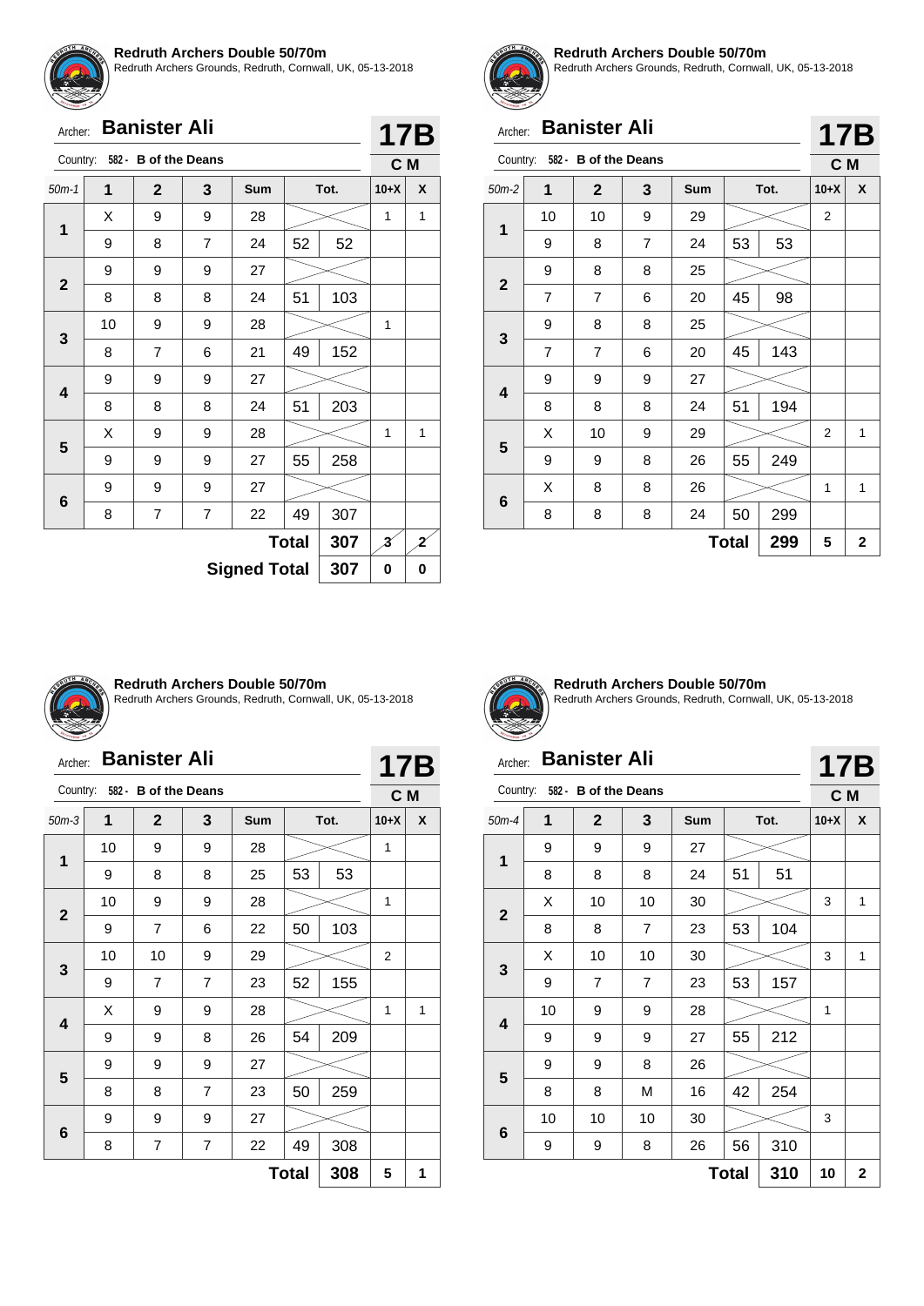**Redruth Archers Double 50/70m**
Redruth Archers Grounds, Redruth, Cornwall, UK, 05-13-2018

Archer: **Banister Ali** — **17B**

Country: 582 - B of the Deans — **C M**

| 50m-1 | 1 | 2 | 3 | Sum | Tot. | | 10+X | X |
|---|---|---|---|---|---|---|---|---|
| 1 | X | 9 | 9 | 28 | | | 1 | 1 |
| | 9 | 8 | 7 | 24 | 52 | 52 | | |
| 2 | 9 | 9 | 9 | 27 | | | | |
| | 8 | 8 | 8 | 24 | 51 | 103 | | |
| 3 | 10 | 9 | 9 | 28 | | | 1 | |
| | 8 | 7 | 6 | 21 | 49 | 152 | | |
| 4 | 9 | 9 | 9 | 27 | | | | |
| | 8 | 8 | 8 | 24 | 51 | 203 | | |
| 5 | X | 9 | 9 | 28 | | | 1 | 1 |
| | 9 | 9 | 9 | 27 | 55 | 258 | | |
| 6 | 9 | 9 | 9 | 27 | | | | |
| | 8 | 7 | 7 | 22 | 49 | 307 | | |
| | | | | | **Total** | **307** | 3 | 2 |
| | | | | | **Signed Total** | **307** | **0** | **0** |

**Redruth Archers Double 50/70m**
Redruth Archers Grounds, Redruth, Cornwall, UK, 05-13-2018

Archer: **Banister Ali** — **17B**

Country: 582 - B of the Deans — **C M**

| 50m-2 | 1 | 2 | 3 | Sum | Tot. | | 10+X | X |
|---|---|---|---|---|---|---|---|---|
| 1 | 10 | 10 | 9 | 29 | | | 2 | |
| | 9 | 8 | 7 | 24 | 53 | 53 | | |
| 2 | 9 | 8 | 8 | 25 | | | | |
| | 7 | 7 | 6 | 20 | 45 | 98 | | |
| 3 | 9 | 8 | 8 | 25 | | | | |
| | 7 | 7 | 6 | 20 | 45 | 143 | | |
| 4 | 9 | 9 | 9 | 27 | | | | |
| | 8 | 8 | 8 | 24 | 51 | 194 | | |
| 5 | X | 10 | 9 | 29 | | | 2 | 1 |
| | 9 | 9 | 8 | 26 | 55 | 249 | | |
| 6 | X | 8 | 8 | 26 | | | 1 | 1 |
| | 8 | 8 | 8 | 24 | 50 | 299 | | |
| | | | | | **Total** | **299** | **5** | **2** |

**Redruth Archers Double 50/70m**
Redruth Archers Grounds, Redruth, Cornwall, UK, 05-13-2018

Archer: **Banister Ali** — **17B**

Country: 582 - B of the Deans — **C M**

| 50m-3 | 1 | 2 | 3 | Sum | Tot. | | 10+X | X |
|---|---|---|---|---|---|---|---|---|
| 1 | 10 | 9 | 9 | 28 | | | 1 | |
| | 9 | 8 | 8 | 25 | 53 | 53 | | |
| 2 | 10 | 9 | 9 | 28 | | | 1 | |
| | 9 | 7 | 6 | 22 | 50 | 103 | | |
| 3 | 10 | 10 | 9 | 29 | | | 2 | |
| | 9 | 7 | 7 | 23 | 52 | 155 | | |
| 4 | X | 9 | 9 | 28 | | | 1 | 1 |
| | 9 | 9 | 8 | 26 | 54 | 209 | | |
| 5 | 9 | 9 | 9 | 27 | | | | |
| | 8 | 8 | 7 | 23 | 50 | 259 | | |
| 6 | 9 | 9 | 9 | 27 | | | | |
| | 8 | 7 | 7 | 22 | 49 | 308 | | |
| | | | | | **Total** | **308** | **5** | **1** |

**Redruth Archers Double 50/70m**
Redruth Archers Grounds, Redruth, Cornwall, UK, 05-13-2018

Archer: **Banister Ali** — **17B**

Country: 582 - B of the Deans — **C M**

| 50m-4 | 1 | 2 | 3 | Sum | Tot. | | 10+X | X |
|---|---|---|---|---|---|---|---|---|
| 1 | 9 | 9 | 9 | 27 | | | | |
| | 8 | 8 | 8 | 24 | 51 | 51 | | |
| 2 | X | 10 | 10 | 30 | | | 3 | 1 |
| | 8 | 8 | 7 | 23 | 53 | 104 | | |
| 3 | X | 10 | 10 | 30 | | | 3 | 1 |
| | 9 | 7 | 7 | 23 | 53 | 157 | | |
| 4 | 10 | 9 | 9 | 28 | | | 1 | |
| | 9 | 9 | 9 | 27 | 55 | 212 | | |
| 5 | 9 | 9 | 8 | 26 | | | | |
| | 8 | 8 | M | 16 | 42 | 254 | | |
| 6 | 10 | 10 | 10 | 30 | | | 3 | |
| | 9 | 9 | 8 | 26 | 56 | 310 | | |
| | | | | | **Total** | **310** | **10** | **2** |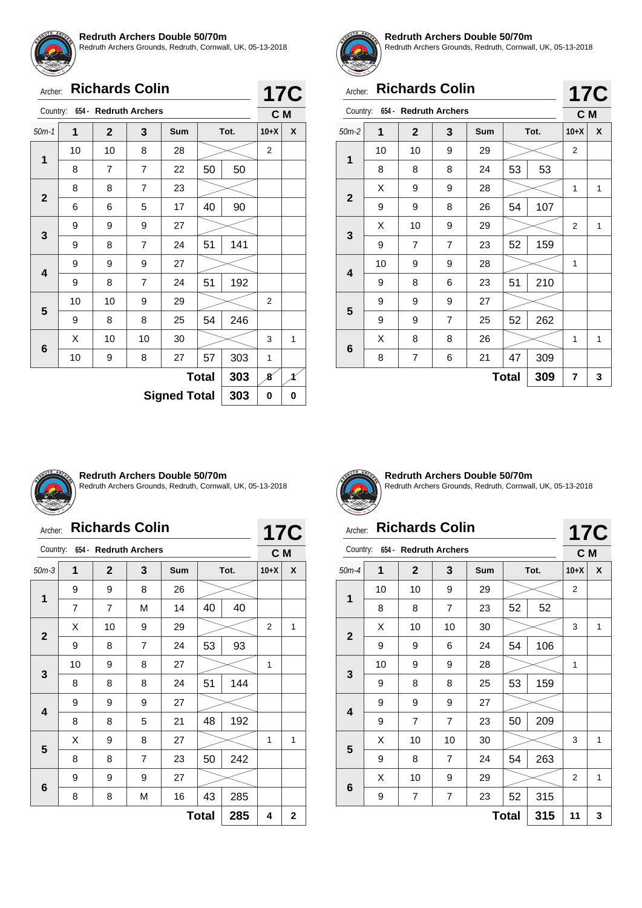**Redruth Archers Double 50/70m**
Redruth Archers Grounds, Redruth, Cornwall, UK, 05-13-2018

Archer: **Richards Colin** — **17C**

Country: 654 - Redruth Archers — C M

| 50m-1 | 1 | 2 | 3 | Sum | | Tot. | 10+X | X |
|---|---|---|---|---|---|---|---|---|
| 1 | 10 | 10 | 8 | 28 | | | 2 | |
| | 8 | 7 | 7 | 22 | 50 | 50 | | |
| 2 | 8 | 8 | 7 | 23 | | | | |
| | 6 | 6 | 5 | 17 | 40 | 90 | | |
| 3 | 9 | 9 | 9 | 27 | | | | |
| | 9 | 8 | 7 | 24 | 51 | 141 | | |
| 4 | 9 | 9 | 9 | 27 | | | | |
| | 9 | 8 | 7 | 24 | 51 | 192 | | |
| 5 | 10 | 10 | 9 | 29 | | | 2 | |
| | 9 | 8 | 8 | 25 | 54 | 246 | | |
| 6 | X | 10 | 10 | 30 | | | 3 | 1 |
| | 10 | 9 | 8 | 27 | 57 | 303 | 1 | |
| | | | | | Total | 303 | 8 | 1 |
| | | | | Signed Total | | 303 | 0 | 0 |

**Redruth Archers Double 50/70m**
Redruth Archers Grounds, Redruth, Cornwall, UK, 05-13-2018

Archer: **Richards Colin** — **17C**

Country: 654 - Redruth Archers — C M

| 50m-2 | 1 | 2 | 3 | Sum | | Tot. | 10+X | X |
|---|---|---|---|---|---|---|---|---|
| 1 | 10 | 10 | 9 | 29 | | | 2 | |
| | 8 | 8 | 8 | 24 | 53 | 53 | | |
| 2 | X | 9 | 9 | 28 | | | 1 | 1 |
| | 9 | 9 | 8 | 26 | 54 | 107 | | |
| 3 | X | 10 | 9 | 29 | | | 2 | 1 |
| | 9 | 7 | 7 | 23 | 52 | 159 | | |
| 4 | 10 | 9 | 9 | 28 | | | 1 | |
| | 9 | 8 | 6 | 23 | 51 | 210 | | |
| 5 | 9 | 9 | 9 | 27 | | | | |
| | 9 | 9 | 7 | 25 | 52 | 262 | | |
| 6 | X | 8 | 8 | 26 | | | 1 | 1 |
| | 8 | 7 | 6 | 21 | 47 | 309 | | |
| | | | | | Total | 309 | 7 | 3 |

**Redruth Archers Double 50/70m**
Redruth Archers Grounds, Redruth, Cornwall, UK, 05-13-2018

Archer: **Richards Colin** — **17C**

Country: 654 - Redruth Archers — C M

| 50m-3 | 1 | 2 | 3 | Sum | | Tot. | 10+X | X |
|---|---|---|---|---|---|---|---|---|
| 1 | 9 | 9 | 8 | 26 | | | | |
| | 7 | 7 | M | 14 | 40 | 40 | | |
| 2 | X | 10 | 9 | 29 | | | 2 | 1 |
| | 9 | 8 | 7 | 24 | 53 | 93 | | |
| 3 | 10 | 9 | 8 | 27 | | | 1 | |
| | 8 | 8 | 8 | 24 | 51 | 144 | | |
| 4 | 9 | 9 | 9 | 27 | | | | |
| | 8 | 8 | 5 | 21 | 48 | 192 | | |
| 5 | X | 9 | 8 | 27 | | | 1 | 1 |
| | 8 | 8 | 7 | 23 | 50 | 242 | | |
| 6 | 9 | 9 | 9 | 27 | | | | |
| | 8 | 8 | M | 16 | 43 | 285 | | |
| | | | | | Total | 285 | 4 | 2 |

**Redruth Archers Double 50/70m**
Redruth Archers Grounds, Redruth, Cornwall, UK, 05-13-2018

Archer: **Richards Colin** — **17C**

Country: 654 - Redruth Archers — C M

| 50m-4 | 1 | 2 | 3 | Sum | | Tot. | 10+X | X |
|---|---|---|---|---|---|---|---|---|
| 1 | 10 | 10 | 9 | 29 | | | 2 | |
| | 8 | 8 | 7 | 23 | 52 | 52 | | |
| 2 | X | 10 | 10 | 30 | | | 3 | 1 |
| | 9 | 9 | 6 | 24 | 54 | 106 | | |
| 3 | 10 | 9 | 9 | 28 | | | 1 | |
| | 9 | 8 | 8 | 25 | 53 | 159 | | |
| 4 | 9 | 9 | 9 | 27 | | | | |
| | 9 | 7 | 7 | 23 | 50 | 209 | | |
| 5 | X | 10 | 10 | 30 | | | 3 | 1 |
| | 9 | 8 | 7 | 24 | 54 | 263 | | |
| 6 | X | 10 | 9 | 29 | | | 2 | 1 |
| | 9 | 7 | 7 | 23 | 52 | 315 | | |
| | | | | | Total | 315 | 11 | 3 |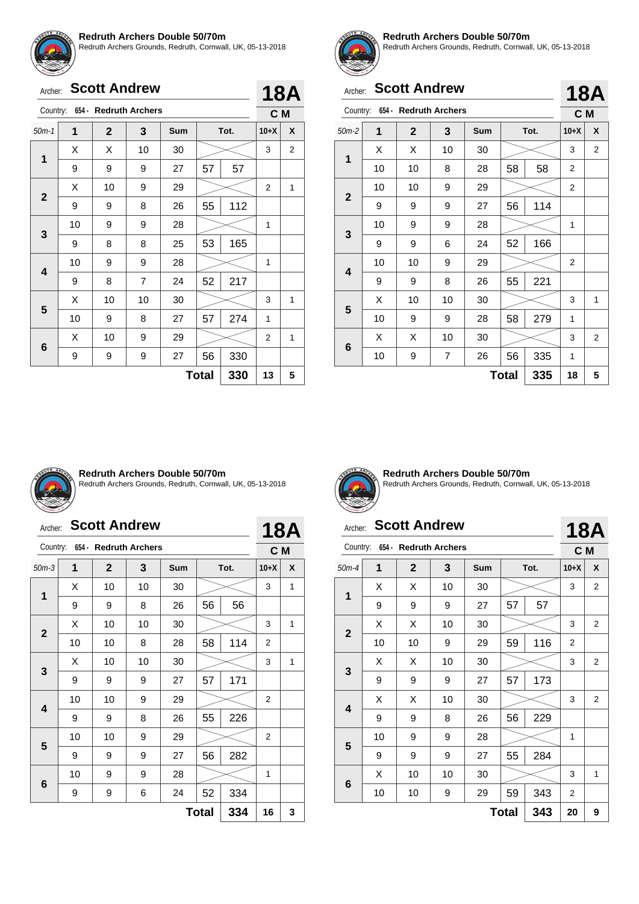**Redruth Archers Double 50/70m**
Redruth Archers Grounds, Redruth, Cornwall, UK, 05-13-2018

Archer: **Scott Andrew** — **18A**

Country: 654 - **Redruth Archers** — **C M**

| 50m-1 | 1 | 2 | 3 | Sum | Tot. | | 10+X | X |
|---|---|---|---|---|---|---|---|---|
| 1 | X | X | 10 | 30 | | | 3 | 2 |
| | 9 | 9 | 9 | 27 | 57 | 57 | | |
| 2 | X | 10 | 9 | 29 | | | 2 | 1 |
| | 9 | 9 | 8 | 26 | 55 | 112 | | |
| 3 | 10 | 9 | 9 | 28 | | | 1 | |
| | 9 | 8 | 8 | 25 | 53 | 165 | | |
| 4 | 10 | 9 | 9 | 28 | | | 1 | |
| | 9 | 8 | 7 | 24 | 52 | 217 | | |
| 5 | X | 10 | 10 | 30 | | | 3 | 1 |
| | 10 | 9 | 8 | 27 | 57 | 274 | 1 | |
| 6 | X | 10 | 9 | 29 | | | 2 | 1 |
| | 9 | 9 | 9 | 27 | 56 | 330 | | |
| | | | | | **Total** | **330** | **13** | **5** |

**Redruth Archers Double 50/70m**
Redruth Archers Grounds, Redruth, Cornwall, UK, 05-13-2018

Archer: **Scott Andrew** — **18A**

Country: 654 - **Redruth Archers** — **C M**

| 50m-2 | 1 | 2 | 3 | Sum | Tot. | | 10+X | X |
|---|---|---|---|---|---|---|---|---|
| 1 | X | X | 10 | 30 | | | 3 | 2 |
| | 10 | 10 | 8 | 28 | 58 | 58 | 2 | |
| 2 | 10 | 10 | 9 | 29 | | | 2 | |
| | 9 | 9 | 9 | 27 | 56 | 114 | | |
| 3 | 10 | 9 | 9 | 28 | | | 1 | |
| | 9 | 9 | 6 | 24 | 52 | 166 | | |
| 4 | 10 | 10 | 9 | 29 | | | 2 | |
| | 9 | 9 | 8 | 26 | 55 | 221 | | |
| 5 | X | 10 | 10 | 30 | | | 3 | 1 |
| | 10 | 9 | 9 | 28 | 58 | 279 | 1 | |
| 6 | X | X | 10 | 30 | | | 3 | 2 |
| | 10 | 9 | 7 | 26 | 56 | 335 | 1 | |
| | | | | | **Total** | **335** | **18** | **5** |

**Redruth Archers Double 50/70m**
Redruth Archers Grounds, Redruth, Cornwall, UK, 05-13-2018

Archer: **Scott Andrew** — **18A**

Country: 654 - **Redruth Archers** — **C M**

| 50m-3 | 1 | 2 | 3 | Sum | Tot. | | 10+X | X |
|---|---|---|---|---|---|---|---|---|
| 1 | X | 10 | 10 | 30 | | | 3 | 1 |
| | 9 | 9 | 8 | 26 | 56 | 56 | | |
| 2 | X | 10 | 10 | 30 | | | 3 | 1 |
| | 10 | 10 | 8 | 28 | 58 | 114 | 2 | |
| 3 | X | 10 | 10 | 30 | | | 3 | 1 |
| | 9 | 9 | 9 | 27 | 57 | 171 | | |
| 4 | 10 | 10 | 9 | 29 | | | 2 | |
| | 9 | 9 | 8 | 26 | 55 | 226 | | |
| 5 | 10 | 10 | 9 | 29 | | | 2 | |
| | 9 | 9 | 9 | 27 | 56 | 282 | | |
| 6 | 10 | 9 | 9 | 28 | | | 1 | |
| | 9 | 9 | 6 | 24 | 52 | 334 | | |
| | | | | | **Total** | **334** | **16** | **3** |

**Redruth Archers Double 50/70m**
Redruth Archers Grounds, Redruth, Cornwall, UK, 05-13-2018

Archer: **Scott Andrew** — **18A**

Country: 654 - **Redruth Archers** — **C M**

| 50m-4 | 1 | 2 | 3 | Sum | Tot. | | 10+X | X |
|---|---|---|---|---|---|---|---|---|
| 1 | X | X | 10 | 30 | | | 3 | 2 |
| | 9 | 9 | 9 | 27 | 57 | 57 | | |
| 2 | X | X | 10 | 30 | | | 3 | 2 |
| | 10 | 10 | 9 | 29 | 59 | 116 | 2 | |
| 3 | X | X | 10 | 30 | | | 3 | 2 |
| | 9 | 9 | 9 | 27 | 57 | 173 | | |
| 4 | X | X | 10 | 30 | | | 3 | 2 |
| | 9 | 9 | 8 | 26 | 56 | 229 | | |
| 5 | 10 | 9 | 9 | 28 | | | 1 | |
| | 9 | 9 | 9 | 27 | 55 | 284 | | |
| 6 | X | 10 | 10 | 30 | | | 3 | 1 |
| | 10 | 10 | 9 | 29 | 59 | 343 | 2 | |
| | | | | | **Total** | **343** | **20** | **9** |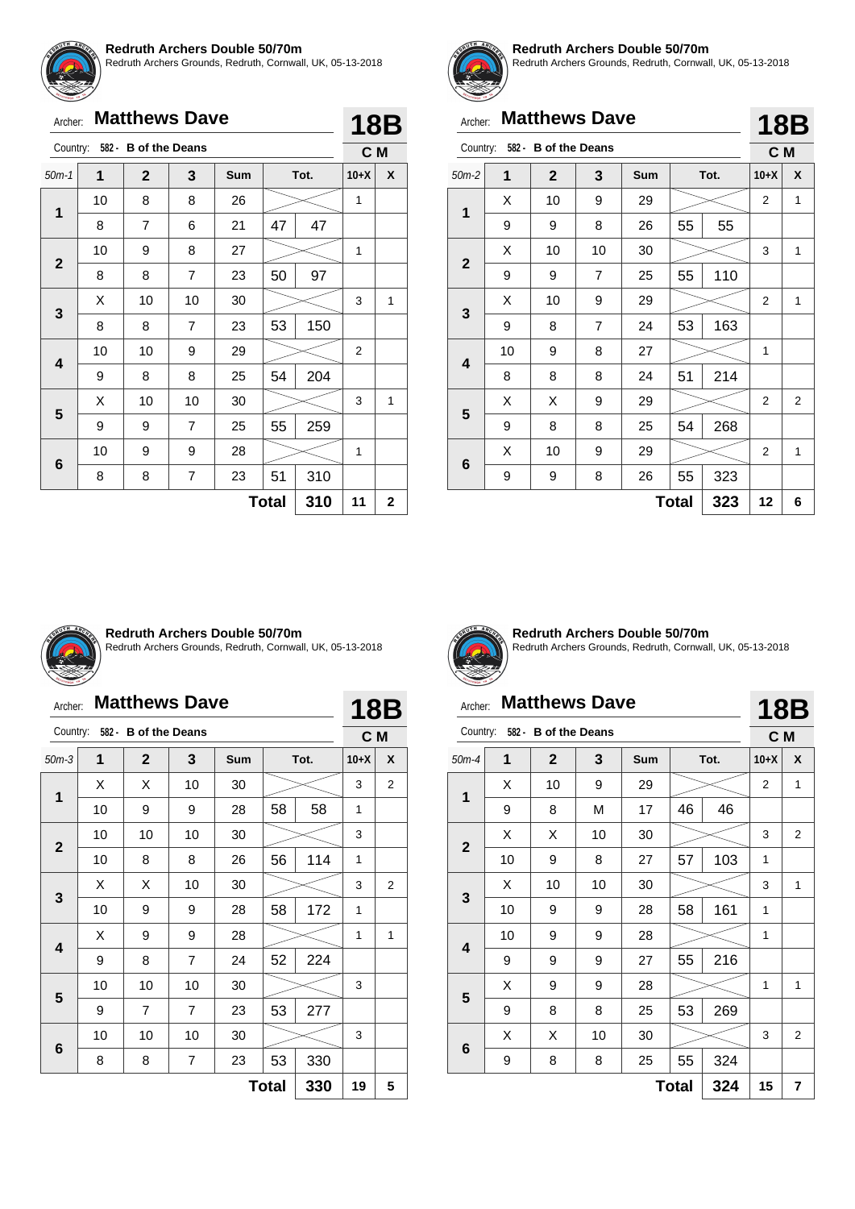**Redruth Archers Double 50/70m**
Redruth Archers Grounds, Redruth, Cornwall, UK, 05-13-2018

Archer: **Matthews Dave** — **18B**

Country: 582 - **B of the Deans** — **C M**

| 50m-1 | 1 | 2 | 3 | Sum | Tot. | | 10+X | X |
|---|---|---|---|---|---|---|---|---|
| 1 | 10 | 8 | 8 | 26 | | | 1 | |
| | 8 | 7 | 6 | 21 | 47 | 47 | | |
| 2 | 10 | 9 | 8 | 27 | | | 1 | |
| | 8 | 8 | 7 | 23 | 50 | 97 | | |
| 3 | X | 10 | 10 | 30 | | | 3 | 1 |
| | 8 | 8 | 7 | 23 | 53 | 150 | | |
| 4 | 10 | 10 | 9 | 29 | | | 2 | |
| | 9 | 8 | 8 | 25 | 54 | 204 | | |
| 5 | X | 10 | 10 | 30 | | | 3 | 1 |
| | 9 | 9 | 7 | 25 | 55 | 259 | | |
| 6 | 10 | 9 | 9 | 28 | | | 1 | |
| | 8 | 8 | 7 | 23 | 51 | 310 | | |
| | | | | | **Total** | **310** | **11** | **2** |

**Redruth Archers Double 50/70m**
Redruth Archers Grounds, Redruth, Cornwall, UK, 05-13-2018

Archer: **Matthews Dave** — **18B**

Country: 582 - **B of the Deans** — **C M**

| 50m-2 | 1 | 2 | 3 | Sum | Tot. | | 10+X | X |
|---|---|---|---|---|---|---|---|---|
| 1 | X | 10 | 9 | 29 | | | 2 | 1 |
| | 9 | 9 | 8 | 26 | 55 | 55 | | |
| 2 | X | 10 | 10 | 30 | | | 3 | 1 |
| | 9 | 9 | 7 | 25 | 55 | 110 | | |
| 3 | X | 10 | 9 | 29 | | | 2 | 1 |
| | 9 | 8 | 7 | 24 | 53 | 163 | | |
| 4 | 10 | 9 | 8 | 27 | | | 1 | |
| | 8 | 8 | 8 | 24 | 51 | 214 | | |
| 5 | X | X | 9 | 29 | | | 2 | 2 |
| | 9 | 8 | 8 | 25 | 54 | 268 | | |
| 6 | X | 10 | 9 | 29 | | | 2 | 1 |
| | 9 | 9 | 8 | 26 | 55 | 323 | | |
| | | | | | **Total** | **323** | **12** | **6** |

**Redruth Archers Double 50/70m**
Redruth Archers Grounds, Redruth, Cornwall, UK, 05-13-2018

Archer: **Matthews Dave** — **18B**

Country: 582 - **B of the Deans** — **C M**

| 50m-3 | 1 | 2 | 3 | Sum | Tot. | | 10+X | X |
|---|---|---|---|---|---|---|---|---|
| 1 | X | X | 10 | 30 | | | 3 | 2 |
| | 10 | 9 | 9 | 28 | 58 | 58 | 1 | |
| 2 | 10 | 10 | 10 | 30 | | | 3 | |
| | 10 | 8 | 8 | 26 | 56 | 114 | 1 | |
| 3 | X | X | 10 | 30 | | | 3 | 2 |
| | 10 | 9 | 9 | 28 | 58 | 172 | 1 | |
| 4 | X | 9 | 9 | 28 | | | 1 | 1 |
| | 9 | 8 | 7 | 24 | 52 | 224 | | |
| 5 | 10 | 10 | 10 | 30 | | | 3 | |
| | 9 | 7 | 7 | 23 | 53 | 277 | | |
| 6 | 10 | 10 | 10 | 30 | | | 3 | |
| | 8 | 8 | 7 | 23 | 53 | 330 | | |
| | | | | | **Total** | **330** | **19** | **5** |

**Redruth Archers Double 50/70m**
Redruth Archers Grounds, Redruth, Cornwall, UK, 05-13-2018

Archer: **Matthews Dave** — **18B**

Country: 582 - **B of the Deans** — **C M**

| 50m-4 | 1 | 2 | 3 | Sum | Tot. | | 10+X | X |
|---|---|---|---|---|---|---|---|---|
| 1 | X | 10 | 9 | 29 | | | 2 | 1 |
| | 9 | 8 | M | 17 | 46 | 46 | | |
| 2 | X | X | 10 | 30 | | | 3 | 2 |
| | 10 | 9 | 8 | 27 | 57 | 103 | 1 | |
| 3 | X | 10 | 10 | 30 | | | 3 | 1 |
| | 10 | 9 | 9 | 28 | 58 | 161 | 1 | |
| 4 | 10 | 9 | 9 | 28 | | | 1 | |
| | 9 | 9 | 9 | 27 | 55 | 216 | | |
| 5 | X | 9 | 9 | 28 | | | 1 | 1 |
| | 9 | 8 | 8 | 25 | 53 | 269 | | |
| 6 | X | X | 10 | 30 | | | 3 | 2 |
| | 9 | 8 | 8 | 25 | 55 | 324 | | |
| | | | | | **Total** | **324** | **15** | **7** |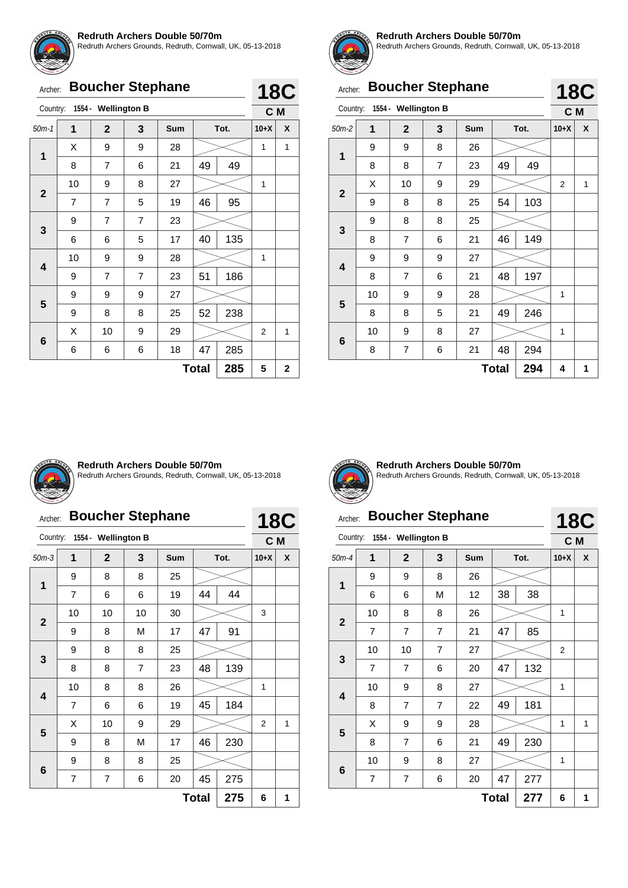**Redruth Archers Double 50/70m**
Redruth Archers Grounds, Redruth, Cornwall, UK, 05-13-2018

Archer: **Boucher Stephane** **18C**

Country: 1554 - Wellington B **C M**

| 50m-1 | 1 | 2 | 3 | Sum | Tot. | | 10+X | X |
|---|---|---|---|---|---|---|---|---|
| 1 | X | 9 | 9 | 28 | | | 1 | 1 |
| | 8 | 7 | 6 | 21 | 49 | 49 | | |
| 2 | 10 | 9 | 8 | 27 | | | 1 | |
| | 7 | 7 | 5 | 19 | 46 | 95 | | |
| 3 | 9 | 7 | 7 | 23 | | | | |
| | 6 | 6 | 5 | 17 | 40 | 135 | | |
| 4 | 10 | 9 | 9 | 28 | | | 1 | |
| | 9 | 7 | 7 | 23 | 51 | 186 | | |
| 5 | 9 | 9 | 9 | 27 | | | | |
| | 9 | 8 | 8 | 25 | 52 | 238 | | |
| 6 | X | 10 | 9 | 29 | | | 2 | 1 |
| | 6 | 6 | 6 | 18 | 47 | 285 | | |
| | | | | | **Total** | **285** | **5** | **2** |

**Redruth Archers Double 50/70m**
Redruth Archers Grounds, Redruth, Cornwall, UK, 05-13-2018

Archer: **Boucher Stephane** **18C**

Country: 1554 - Wellington B **C M**

| 50m-2 | 1 | 2 | 3 | Sum | Tot. | | 10+X | X |
|---|---|---|---|---|---|---|---|---|
| 1 | 9 | 9 | 8 | 26 | | | | |
| | 8 | 8 | 7 | 23 | 49 | 49 | | |
| 2 | X | 10 | 9 | 29 | | | 2 | 1 |
| | 9 | 8 | 8 | 25 | 54 | 103 | | |
| 3 | 9 | 8 | 8 | 25 | | | | |
| | 8 | 7 | 6 | 21 | 46 | 149 | | |
| 4 | 9 | 9 | 9 | 27 | | | | |
| | 8 | 7 | 6 | 21 | 48 | 197 | | |
| 5 | 10 | 9 | 9 | 28 | | | 1 | |
| | 8 | 8 | 5 | 21 | 49 | 246 | | |
| 6 | 10 | 9 | 8 | 27 | | | 1 | |
| | 8 | 7 | 6 | 21 | 48 | 294 | | |
| | | | | | **Total** | **294** | **4** | **1** |

**Redruth Archers Double 50/70m**
Redruth Archers Grounds, Redruth, Cornwall, UK, 05-13-2018

Archer: **Boucher Stephane** **18C**

Country: 1554 - Wellington B **C M**

| 50m-3 | 1 | 2 | 3 | Sum | Tot. | | 10+X | X |
|---|---|---|---|---|---|---|---|---|
| 1 | 9 | 8 | 8 | 25 | | | | |
| | 7 | 6 | 6 | 19 | 44 | 44 | | |
| 2 | 10 | 10 | 10 | 30 | | | 3 | |
| | 9 | 8 | M | 17 | 47 | 91 | | |
| 3 | 9 | 8 | 8 | 25 | | | | |
| | 8 | 8 | 7 | 23 | 48 | 139 | | |
| 4 | 10 | 8 | 8 | 26 | | | 1 | |
| | 7 | 6 | 6 | 19 | 45 | 184 | | |
| 5 | X | 10 | 9 | 29 | | | 2 | 1 |
| | 9 | 8 | M | 17 | 46 | 230 | | |
| 6 | 9 | 8 | 8 | 25 | | | | |
| | 7 | 7 | 6 | 20 | 45 | 275 | | |
| | | | | | **Total** | **275** | **6** | **1** |

**Redruth Archers Double 50/70m**
Redruth Archers Grounds, Redruth, Cornwall, UK, 05-13-2018

Archer: **Boucher Stephane** **18C**

Country: 1554 - Wellington B **C M**

| 50m-4 | 1 | 2 | 3 | Sum | Tot. | | 10+X | X |
|---|---|---|---|---|---|---|---|---|
| 1 | 9 | 9 | 8 | 26 | | | | |
| | 6 | 6 | M | 12 | 38 | 38 | | |
| 2 | 10 | 8 | 8 | 26 | | | 1 | |
| | 7 | 7 | 7 | 21 | 47 | 85 | | |
| 3 | 10 | 10 | 7 | 27 | | | 2 | |
| | 7 | 7 | 6 | 20 | 47 | 132 | | |
| 4 | 10 | 9 | 8 | 27 | | | 1 | |
| | 8 | 7 | 7 | 22 | 49 | 181 | | |
| 5 | X | 9 | 9 | 28 | | | 1 | 1 |
| | 8 | 7 | 6 | 21 | 49 | 230 | | |
| 6 | 10 | 9 | 8 | 27 | | | 1 | |
| | 7 | 7 | 6 | 20 | 47 | 277 | | |
| | | | | | **Total** | **277** | **6** | **1** |